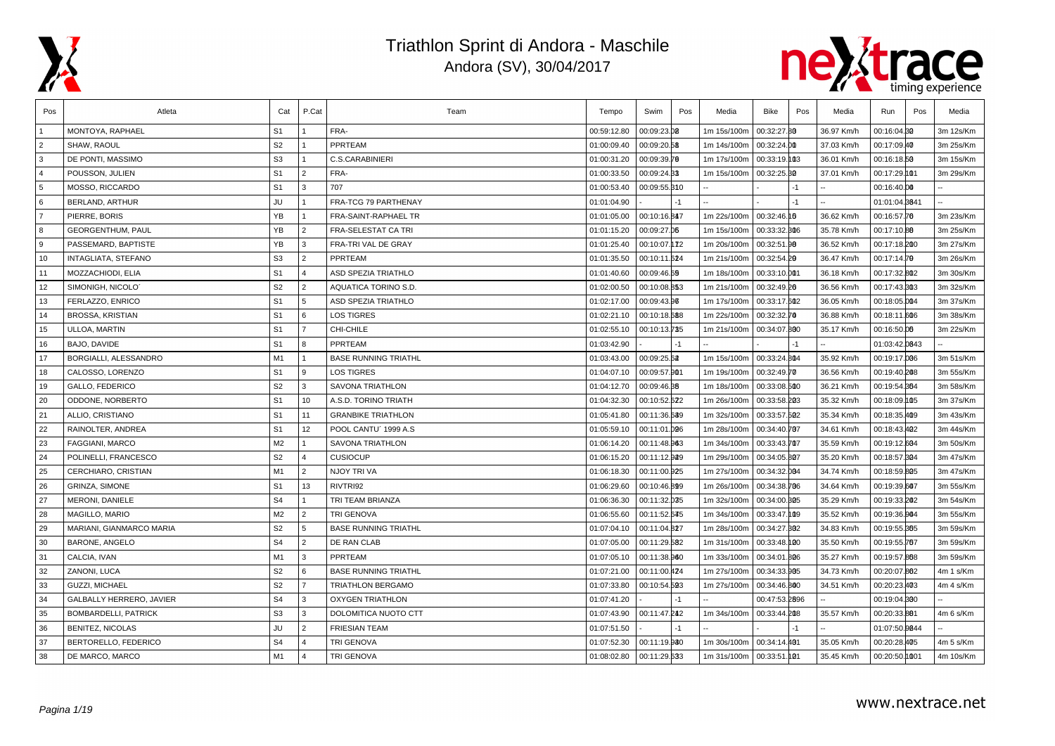# Triathlon Sprint di Andora - Maschile

Andora (SV), 30/04/2017

| Pos | Atleta | Cat | P.Cat | Team | Tempo | Swim | Pos | Media | Bike | Pos | Media | Run | Pos | Media |
|---|---|---|---|---|---|---|---|---|---|---|---|---|---|---|
| 1 | MONTOYA, RAPHAEL | S1 | 1 | FRA- | 00:59:12.80 | 00:09:23.08 | | 1m 15s/100m | 00:32:27.80 | | 36.97 Km/h | 00:16:04.80 | | 3m 12s/Km |
| 2 | SHAW, RAOUL | S2 | 1 | PPRTEAM | 01:00:09.40 | 00:09:20.58 | | 1m 14s/100m | 00:32:24.00 | | 37.03 Km/h | 00:17:09.40 | | 3m 25s/Km |
| 3 | DE PONTI, MASSIMO | S3 | 1 | C.S.CARABINIERI | 01:00:31.20 | 00:09:39.70 | | 1m 17s/100m | 00:33:19.103 | | 36.01 Km/h | 00:16:18.50 | | 3m 15s/Km |
| 4 | POUSSON, JULIEN | S1 | 2 | FRA- | 01:00:33.50 | 00:09:24.33 | | 1m 15s/100m | 00:32:25.80 | | 37.01 Km/h | 00:17:29.101 | | 3m 29s/Km |
| 5 | MOSSO, RICCARDO | S1 | 3 | 707 | 01:00:53.40 | 00:09:55.810 | | -- | | -1 | -- | 00:16:40.00 | | -- |
| 6 | BERLAND, ARTHUR | JU | 1 | FRA-TCG 79 PARTHENAY | 01:01:04.90 | | -1 | -- | | -1 | -- | 01:01:04.3841 | | -- |
| 7 | PIERRE, BORIS | YB | 1 | FRA-SAINT-RAPHAEL TR | 01:01:05.00 | 00:10:16.817 | | 1m 22s/100m | 00:32:46.16 | | 36.62 Km/h | 00:16:57.70 | | 3m 23s/Km |
| 8 | GEORGENTHUM, PAUL | YB | 2 | FRA-SELESTAT CA TRI | 01:01:15.20 | 00:09:27.06 | | 1m 15s/100m | 00:33:32.306 | | 35.78 Km/h | 00:17:10.80 | | 3m 25s/Km |
| 9 | PASSEMARD, BAPTISTE | YB | 3 | FRA-TRI VAL DE GRAY | 01:01:25.40 | 00:10:07.172 | | 1m 20s/100m | 00:32:51.90 | | 36.52 Km/h | 00:17:18.200 | | 3m 27s/Km |
| 10 | INTAGLIATA, STEFANO | S3 | 2 | PPRTEAM | 01:01:35.50 | 00:10:11.524 | | 1m 21s/100m | 00:32:54.20 | | 36.47 Km/h | 00:17:14.70 | | 3m 26s/Km |
| 11 | MOZZACHIODI, ELIA | S1 | 4 | ASD SPEZIA TRIATHLO | 01:01:40.60 | 00:09:46.69 | | 1m 18s/100m | 00:33:10.001 | | 36.18 Km/h | 00:17:32.802 | | 3m 30s/Km |
| 12 | SIMONIGH, NICOLO´ | S2 | 2 | AQUATICA TORINO S.D. | 01:02:00.50 | 00:10:08.353 | | 1m 21s/100m | 00:32:49.26 | | 36.56 Km/h | 00:17:43.303 | | 3m 32s/Km |
| 13 | FERLAZZO, ENRICO | S1 | 5 | ASD SPEZIA TRIATHLO | 01:02:17.00 | 00:09:43.96 | | 1m 17s/100m | 00:33:17.602 | | 36.05 Km/h | 00:18:05.004 | | 3m 37s/Km |
| 14 | BROSSA, KRISTIAN | S1 | 6 | LOS TIGRES | 01:02:21.10 | 00:10:18.588 | | 1m 22s/100m | 00:32:32.70 | | 36.88 Km/h | 00:18:11.606 | | 3m 38s/Km |
| 15 | ULLOA, MARTIN | S1 | 7 | CHI-CHILE | 01:02:55.10 | 00:10:13.735 | | 1m 21s/100m | 00:34:07.800 | | 35.17 Km/h | 00:16:50.06 | | 3m 22s/Km |
| 16 | BAJO, DAVIDE | S1 | 8 | PPRTEAM | 01:03:42.90 | | -1 | -- | | -1 | -- | 01:03:42.0843 | | -- |
| 17 | BORGIALLI, ALESSANDRO | M1 | 1 | BASE RUNNING TRIATHL | 01:03:43.00 | 00:09:25.52 | | 1m 15s/100m | 00:33:24.804 | | 35.92 Km/h | 00:19:17.006 | | 3m 51s/Km |
| 18 | CALOSSO, LORENZO | S1 | 9 | LOS TIGRES | 01:04:07.10 | 00:09:57.901 | | 1m 19s/100m | 00:32:49.70 | | 36.56 Km/h | 00:19:40.208 | | 3m 55s/Km |
| 19 | GALLO, FEDERICO | S2 | 3 | SAVONA TRIATHLON | 01:04:12.70 | 00:09:46.38 | | 1m 18s/100m | 00:33:08.500 | | 36.21 Km/h | 00:19:54.354 | | 3m 58s/Km |
| 20 | ODDONE, NORBERTO | S1 | 10 | A.S.D. TORINO TRIATH | 01:04:32.30 | 00:10:52.622 | | 1m 26s/100m | 00:33:58.203 | | 35.32 Km/h | 00:18:09.105 | | 3m 37s/Km |
| 21 | ALLIO, CRISTIANO | S1 | 11 | GRANBIKE TRIATHLON | 01:05:41.80 | 00:11:36.589 | | 1m 32s/100m | 00:33:57.502 | | 35.34 Km/h | 00:18:35.409 | | 3m 43s/Km |
| 22 | RAINOLTER, ANDREA | S1 | 12 | POOL CANTU´ 1999 A.S | 01:05:59.10 | 00:11:01.096 | | 1m 28s/100m | 00:34:40.707 | | 34.61 Km/h | 00:18:43.402 | | 3m 44s/Km |
| 23 | FAGGIANI, MARCO | M2 | 1 | SAVONA TRIATHLON | 01:06:14.20 | 00:11:48.963 | | 1m 34s/100m | 00:33:43.707 | | 35.59 Km/h | 00:19:12.604 | | 3m 50s/Km |
| 24 | POLINELLI, FRANCESCO | S2 | 4 | CUSIOCUP | 01:06:15.20 | 00:11:12.929 | | 1m 29s/100m | 00:34:05.807 | | 35.20 Km/h | 00:18:57.304 | | 3m 47s/Km |
| 25 | CERCHIARO, CRISTIAN | M1 | 2 | NJOY TRI VA | 01:06:18.30 | 00:11:00.925 | | 1m 27s/100m | 00:34:32.004 | | 34.74 Km/h | 00:18:59.805 | | 3m 47s/Km |
| 26 | GRINZA, SIMONE | S1 | 13 | RIVTRI92 | 01:06:29.60 | 00:10:46.899 | | 1m 26s/100m | 00:34:38.706 | | 34.64 Km/h | 00:19:39.607 | | 3m 55s/Km |
| 27 | MERONI, DANIELE | S4 | 1 | TRI TEAM BRIANZA | 01:06:36.30 | 00:11:32.035 | | 1m 32s/100m | 00:34:00.305 | | 35.29 Km/h | 00:19:33.202 | | 3m 54s/Km |
| 28 | MAGILLO, MARIO | M2 | 2 | TRI GENOVA | 01:06:55.60 | 00:11:52.645 | | 1m 34s/100m | 00:33:47.109 | | 35.52 Km/h | 00:19:36.904 | | 3m 55s/Km |
| 29 | MARIANI, GIANMARCO MARIA | S2 | 5 | BASE RUNNING TRIATHL | 01:07:04.10 | 00:11:04.827 | | 1m 28s/100m | 00:34:27.802 | | 34.83 Km/h | 00:19:55.365 | | 3m 59s/Km |
| 30 | BARONE, ANGELO | S4 | 2 | DE RAN CLAB | 01:07:05.00 | 00:11:29.582 | | 1m 31s/100m | 00:33:48.100 | | 35.50 Km/h | 00:19:55.767 | | 3m 59s/Km |
| 31 | CALCIA, IVAN | M1 | 3 | PPRTEAM | 01:07:05.10 | 00:11:38.960 | | 1m 33s/100m | 00:34:01.806 | | 35.27 Km/h | 00:19:57.868 | | 3m 59s/Km |
| 32 | ZANONI, LUCA | S2 | 6 | BASE RUNNING TRIATHL | 01:07:21.00 | 00:11:00.424 | | 1m 27s/100m | 00:34:33.905 | | 34.73 Km/h | 00:20:07.862 | | 4m 1 s/Km |
| 33 | GUZZI, MICHAEL | S2 | 7 | TRIATHLON BERGAMO | 01:07:33.80 | 00:10:54.593 | | 1m 27s/100m | 00:34:46.800 | | 34.51 Km/h | 00:20:23.403 | | 4m 4 s/Km |
| 34 | GALBALLY HERRERO, JAVIER | S4 | 3 | OXYGEN TRIATHLON | 01:07:41.20 | | -1 | -- | 00:47:53.2896 | | -- | 00:19:04.300 | | -- |
| 35 | BOMBARDELLI, PATRICK | S3 | 3 | DOLOMITICA NUOTO CTT | 01:07:43.90 | 00:11:47.242 | | 1m 34s/100m | 00:33:44.208 | | 35.57 Km/h | 00:20:33.861 | | 4m 6 s/Km |
| 36 | BENITEZ, NICOLAS | JU | 2 | FRIESIAN TEAM | 01:07:51.50 | | -1 | -- | | -1 | -- | 01:07:50.9844 | | -- |
| 37 | BERTORELLO, FEDERICO | S4 | 4 | TRI GENOVA | 01:07:52.30 | 00:11:19.930 | | 1m 30s/100m | 00:34:14.401 | | 35.05 Km/h | 00:20:28.405 | | 4m 5 s/Km |
| 38 | DE MARCO, MARCO | M1 | 4 | TRI GENOVA | 01:08:02.80 | 00:11:29.633 | | 1m 31s/100m | 00:33:51.101 | | 35.45 Km/h | 00:20:50.1001 | | 4m 10s/Km |

www.nextrace.net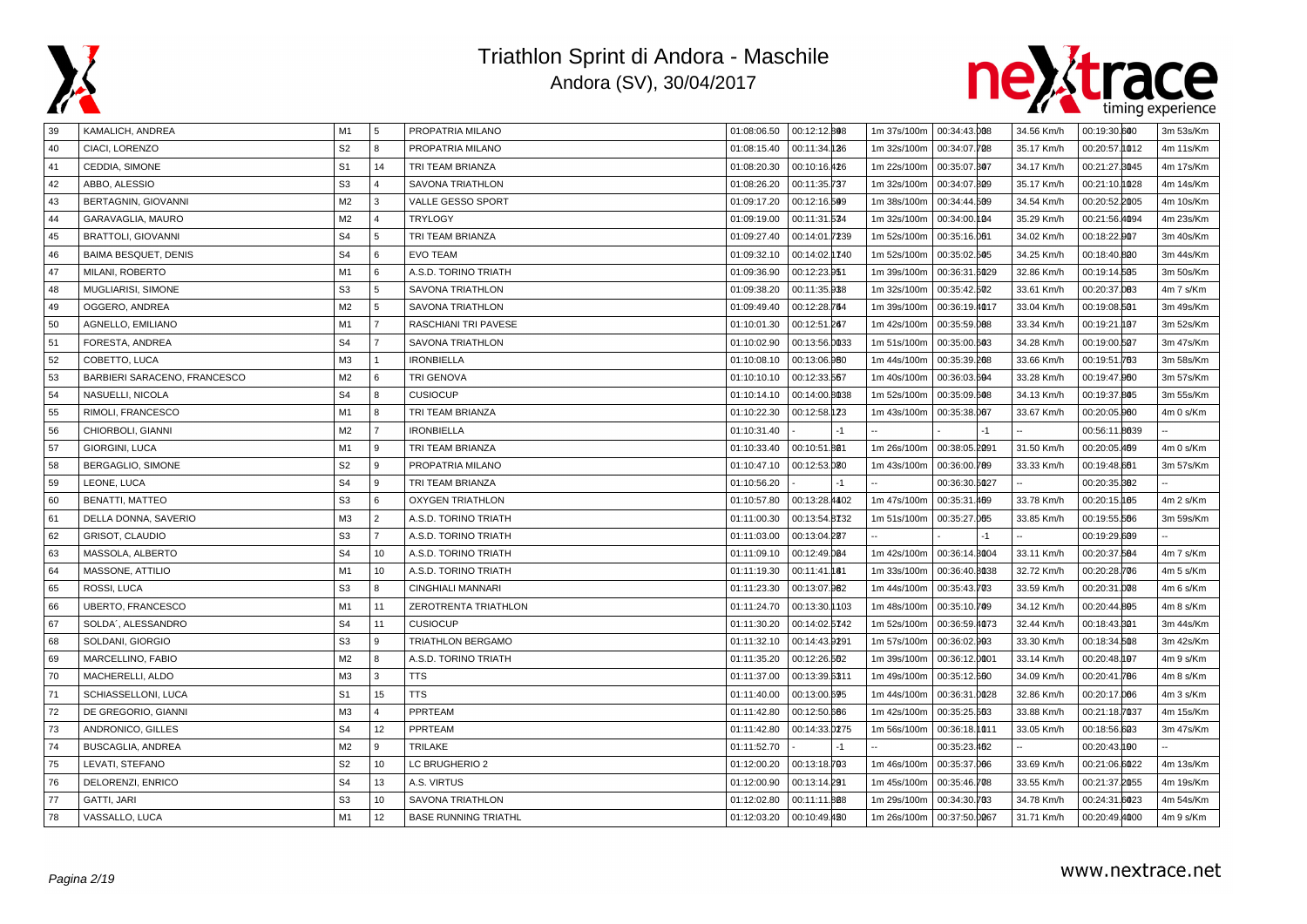# Triathlon Sprint di Andora - Maschile

Andora (SV), 30/04/2017

| | | | | | | | | | | | | | |
|---|---|---|---|---|---|---|---|---|---|---|---|---|---|
| 39 | KAMALICH, ANDREA | M1 | 5 | PROPATRIA MILANO | 01:08:06.50 | 00:12:12.808 | | 1m 37s/100m | 00:34:43.008 | | 34.56 Km/h | 00:19:30.600 | 3m 53s/Km |
| 40 | CIACI, LORENZO | S2 | 8 | PROPATRIA MILANO | 01:08:15.40 | 00:11:34.126 | | 1m 32s/100m | 00:34:07.728 | | 35.17 Km/h | 00:20:57.1012 | 4m 11s/Km |
| 41 | CEDDIA, SIMONE | S1 | 14 | TRI TEAM BRIANZA | 01:08:20.30 | 00:10:16.426 | | 1m 22s/100m | 00:35:07.307 | | 34.17 Km/h | 00:21:27.3045 | 4m 17s/Km |
| 42 | ABBO, ALESSIO | S3 | 4 | SAVONA TRIATHLON | 01:08:26.20 | 00:11:35.737 | | 1m 32s/100m | 00:34:07.309 | | 35.17 Km/h | 00:21:10.1028 | 4m 14s/Km |
| 43 | BERTAGNIN, GIOVANNI | M2 | 3 | VALLE GESSO SPORT | 01:09:17.20 | 00:12:16.509 | | 1m 38s/100m | 00:34:44.509 | | 34.54 Km/h | 00:20:52.2005 | 4m 10s/Km |
| 44 | GARAVAGLIA, MAURO | M2 | 4 | TRYLOGY | 01:09:19.00 | 00:11:31.534 | | 1m 32s/100m | 00:34:00.104 | | 35.29 Km/h | 00:21:56.4094 | 4m 23s/Km |
| 45 | BRATTOLI, GIOVANNI | S4 | 5 | TRI TEAM BRIANZA | 01:09:27.40 | 00:14:01.7239 | | 1m 52s/100m | 00:35:16.061 | | 34.02 Km/h | 00:18:22.907 | 3m 40s/Km |
| 46 | BAIMA BESQUET, DENIS | S4 | 6 | EVO TEAM | 01:09:32.10 | 00:14:02.1740 | | 1m 52s/100m | 00:35:02.505 | | 34.25 Km/h | 00:18:40.820 | 3m 44s/Km |
| 47 | MILANI, ROBERTO | M1 | 6 | A.S.D. TORINO TRIATH | 01:09:36.90 | 00:12:23.951 | | 1m 39s/100m | 00:36:31.6029 | | 32.86 Km/h | 00:19:14.505 | 3m 50s/Km |
| 48 | MUGLIARISI, SIMONE | S3 | 5 | SAVONA TRIATHLON | 01:09:38.20 | 00:11:35.938 | | 1m 32s/100m | 00:35:42.502 | | 33.61 Km/h | 00:20:37.003 | 4m 7 s/Km |
| 49 | OGGERO, ANDREA | M2 | 5 | SAVONA TRIATHLON | 01:09:49.40 | 00:12:28.764 | | 1m 39s/100m | 00:36:19.4017 | | 33.04 Km/h | 00:19:08.501 | 3m 49s/Km |
| 50 | AGNELLO, EMILIANO | M1 | 7 | RASCHIANI TRI PAVESE | 01:10:01.30 | 00:12:51.267 | | 1m 42s/100m | 00:35:59.088 | | 33.34 Km/h | 00:19:21.107 | 3m 52s/Km |
| 51 | FORESTA, ANDREA | S4 | 7 | SAVONA TRIATHLON | 01:10:02.90 | 00:13:56.0033 | | 1m 51s/100m | 00:35:00.503 | | 34.28 Km/h | 00:19:00.507 | 3m 47s/Km |
| 52 | COBETTO, LUCA | M3 | 1 | IRONBIELLA | 01:10:08.10 | 00:13:06.960 | | 1m 44s/100m | 00:35:39.268 | | 33.66 Km/h | 00:19:51.763 | 3m 58s/Km |
| 53 | BARBIERI SARACENO, FRANCESCO | M2 | 6 | TRI GENOVA | 01:10:10.10 | 00:12:33.567 | | 1m 40s/100m | 00:36:03.604 | | 33.28 Km/h | 00:19:47.960 | 3m 57s/Km |
| 54 | NASUELLI, NICOLA | S4 | 8 | CUSIOCUP | 01:10:14.10 | 00:14:00.3038 | | 1m 52s/100m | 00:35:09.508 | | 34.13 Km/h | 00:19:37.805 | 3m 55s/Km |
| 55 | RIMOLI, FRANCESCO | M1 | 8 | TRI TEAM BRIANZA | 01:10:22.30 | 00:12:58.123 | | 1m 43s/100m | 00:35:38.067 | | 33.67 Km/h | 00:20:05.960 | 4m 0 s/Km |
| 56 | CHIORBOLI, GIANNI | M2 | 7 | IRONBIELLA | 01:10:31.40 | - | -1 | -- | - | -1 | -- | 00:56:11.8639 | -- |
| 57 | GIORGINI, LUCA | M1 | 9 | TRI TEAM BRIANZA | 01:10:33.40 | 00:10:51.361 | | 1m 26s/100m | 00:38:05.2091 | | 31.50 Km/h | 00:20:05.469 | 4m 0 s/Km |
| 58 | BERGAGLIO, SIMONE | S2 | 9 | PROPATRIA MILANO | 01:10:47.10 | 00:12:53.080 | | 1m 43s/100m | 00:36:00.709 | | 33.33 Km/h | 00:19:48.661 | 3m 57s/Km |
| 59 | LEONE, LUCA | S4 | 9 | TRI TEAM BRIANZA | 01:10:56.20 | - | -1 | -- | 00:36:30.5027 | | -- | 00:20:35.382 | -- |
| 60 | BENATTI, MATTEO | S3 | 6 | OXYGEN TRIATHLON | 01:10:57.80 | 00:13:28.4402 | | 1m 47s/100m | 00:35:31.469 | | 33.78 Km/h | 00:20:15.165 | 4m 2 s/Km |
| 61 | DELLA DONNA, SAVERIO | M3 | 2 | A.S.D. TORINO TRIATH | 01:11:00.30 | 00:13:54.8132 | | 1m 51s/100m | 00:35:27.065 | | 33.85 Km/h | 00:19:55.566 | 3m 59s/Km |
| 62 | GRISOT, CLAUDIO | S3 | 7 | A.S.D. TORINO TRIATH | 01:11:03.00 | 00:13:04.287 | | -- | - | -1 | -- | 00:19:29.609 | -- |
| 63 | MASSOLA, ALBERTO | S4 | 10 | A.S.D. TORINO TRIATH | 01:11:09.10 | 00:12:49.084 | | 1m 42s/100m | 00:36:14.3004 | | 33.11 Km/h | 00:20:37.504 | 4m 7 s/Km |
| 64 | MASSONE, ATTILIO | M1 | 10 | A.S.D. TORINO TRIATH | 01:11:19.30 | 00:11:41.181 | | 1m 33s/100m | 00:36:40.3038 | | 32.72 Km/h | 00:20:28.706 | 4m 5 s/Km |
| 65 | ROSSI, LUCA | S3 | 8 | CINGHIALI MANNARI | 01:11:23.30 | 00:13:07.962 | | 1m 44s/100m | 00:35:43.703 | | 33.59 Km/h | 00:20:31.008 | 4m 6 s/Km |
| 66 | UBERTO, FRANCESCO | M1 | 11 | ZEROTRENTA TRIATHLON | 01:11:24.70 | 00:13:30.1103 | | 1m 48s/100m | 00:35:10.709 | | 34.12 Km/h | 00:20:44.895 | 4m 8 s/Km |
| 67 | SOLDA´, ALESSANDRO | S4 | 11 | CUSIOCUP | 01:11:30.20 | 00:14:02.5142 | | 1m 52s/100m | 00:36:59.4073 | | 32.44 Km/h | 00:18:43.301 | 3m 44s/Km |
| 68 | SOLDANI, GIORGIO | S3 | 9 | TRIATHLON BERGAMO | 01:11:32.10 | 00:14:43.9291 | | 1m 57s/100m | 00:36:02.903 | | 33.30 Km/h | 00:18:34.508 | 3m 42s/Km |
| 69 | MARCELLINO, FABIO | M2 | 8 | A.S.D. TORINO TRIATH | 01:11:35.20 | 00:12:26.562 | | 1m 39s/100m | 00:36:12.0001 | | 33.14 Km/h | 00:20:48.107 | 4m 9 s/Km |
| 70 | MACHERELLI, ALDO | M3 | 3 | TTS | 01:11:37.00 | 00:13:39.5311 | | 1m 49s/100m | 00:35:12.560 | | 34.09 Km/h | 00:20:41.766 | 4m 8 s/Km |
| 71 | SCHIASSELLONI, LUCA | S1 | 15 | TTS | 01:11:40.00 | 00:13:00.595 | | 1m 44s/100m | 00:36:31.0028 | | 32.86 Km/h | 00:20:17.066 | 4m 3 s/Km |
| 72 | DE GREGORIO, GIANNI | M3 | 4 | PPRTEAM | 01:11:42.80 | 00:12:50.566 | | 1m 42s/100m | 00:35:25.563 | | 33.88 Km/h | 00:21:18.7037 | 4m 15s/Km |
| 73 | ANDRONICO, GILLES | S4 | 12 | PPRTEAM | 01:11:42.80 | 00:14:33.0275 | | 1m 56s/100m | 00:36:18.1011 | | 33.05 Km/h | 00:18:56.603 | 3m 47s/Km |
| 74 | BUSCAGLIA, ANDREA | M2 | 9 | TRILAKE | 01:11:52.70 | - | -1 | -- | 00:35:23.462 | | -- | 00:20:43.190 | -- |
| 75 | LEVATI, STEFANO | S2 | 10 | LC BRUGHERIO 2 | 01:12:00.20 | 00:13:18.703 | | 1m 46s/100m | 00:35:37.066 | | 33.69 Km/h | 00:21:06.6022 | 4m 13s/Km |
| 76 | DELORENZI, ENRICO | S4 | 13 | A.S. VIRTUS | 01:12:00.90 | 00:13:14.291 | | 1m 45s/100m | 00:35:46.708 | | 33.55 Km/h | 00:21:37.2055 | 4m 19s/Km |
| 77 | GATTI, JARI | S3 | 10 | SAVONA TRIATHLON | 01:12:02.80 | 00:11:11.368 | | 1m 29s/100m | 00:34:30.703 | | 34.78 Km/h | 00:24:31.6023 | 4m 54s/Km |
| 78 | VASSALLO, LUCA | M1 | 12 | BASE RUNNING TRIATHL | 01:12:03.20 | 00:10:49.480 | | 1m 26s/100m | 00:37:50.0067 | | 31.71 Km/h | 00:20:49.4000 | 4m 9 s/Km |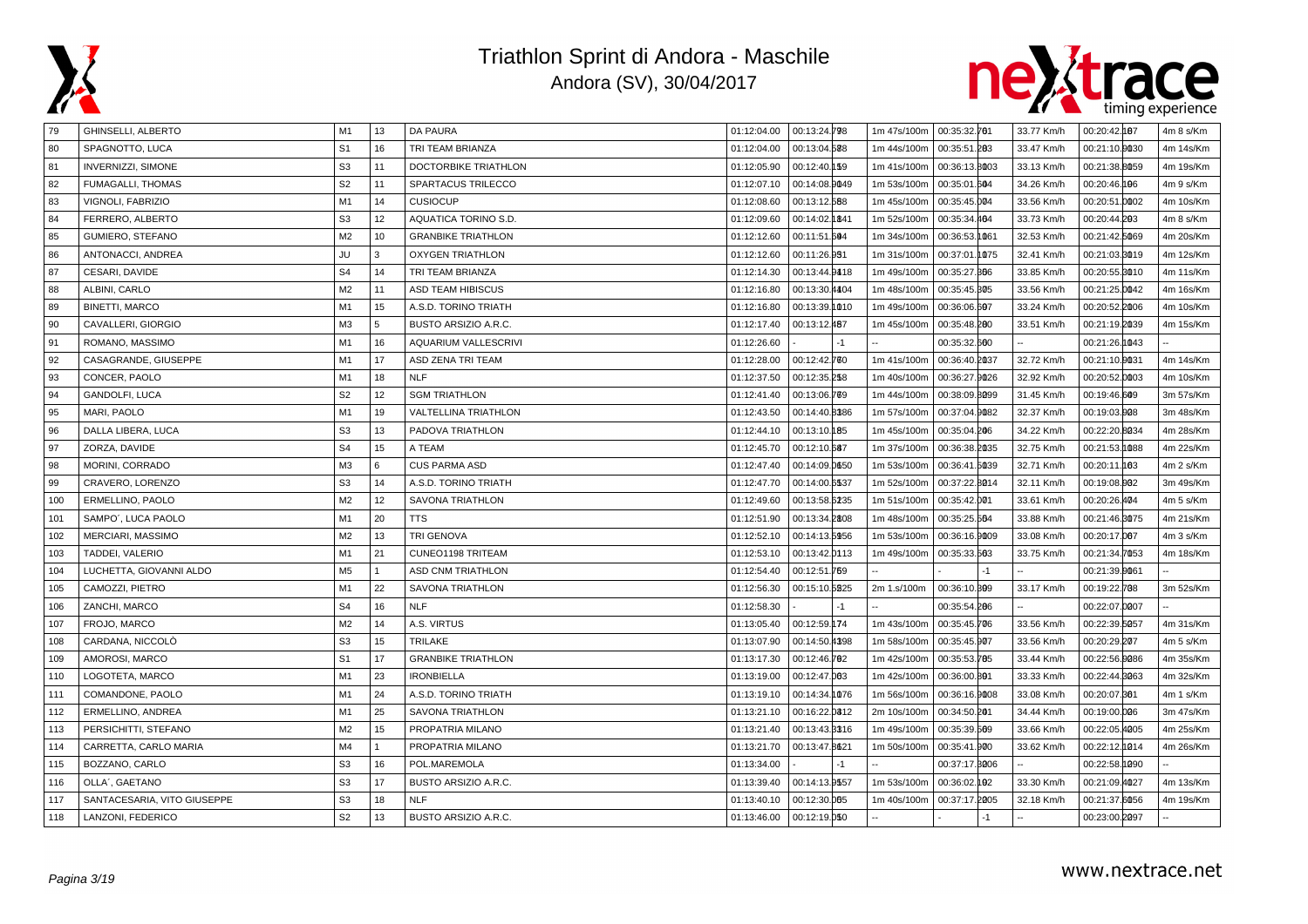# Triathlon Sprint di Andora - Maschile

Andora (SV), 30/04/2017

| | | | | | | | | | | | | |
|---|---|---|---|---|---|---|---|---|---|---|---|---|
| 79 | GHINSELLI, ALBERTO | M1 | 13 | DA PAURA | 01:12:04.00 | 00:13:24.798 | 1m 47s/100m | 00:35:32.701 | 33.77 Km/h | 00:20:42.107 | 4m 8 s/Km |
| 80 | SPAGNOTTO, LUCA | S1 | 16 | TRI TEAM BRIANZA | 01:12:04.00 | 00:13:04.588 | 1m 44s/100m | 00:35:51.203 | 33.47 Km/h | 00:21:10.9030 | 4m 14s/Km |
| 81 | INVERNIZZI, SIMONE | S3 | 11 | DOCTORBIKE TRIATHLON | 01:12:05.90 | 00:12:40.159 | 1m 41s/100m | 00:36:13.8003 | 33.13 Km/h | 00:21:38.8059 | 4m 19s/Km |
| 82 | FUMAGALLI, THOMAS | S2 | 11 | SPARTACUS TRILECCO | 01:12:07.10 | 00:14:08.9049 | 1m 53s/100m | 00:35:01.504 | 34.26 Km/h | 00:20:46.106 | 4m 9 s/Km |
| 83 | VIGNOLI, FABRIZIO | M1 | 14 | CUSIOCUP | 01:12:08.60 | 00:13:12.588 | 1m 45s/100m | 00:35:45.004 | 33.56 Km/h | 00:20:51.0002 | 4m 10s/Km |
| 84 | FERRERO, ALBERTO | S3 | 12 | AQUATICA TORINO S.D. | 01:12:09.60 | 00:14:02.1841 | 1m 52s/100m | 00:35:34.404 | 33.73 Km/h | 00:20:44.203 | 4m 8 s/Km |
| 85 | GUMIERO, STEFANO | M2 | 10 | GRANBIKE TRIATHLON | 01:12:12.60 | 00:11:51.594 | 1m 34s/100m | 00:36:53.1061 | 32.53 Km/h | 00:21:42.5069 | 4m 20s/Km |
| 86 | ANTONACCI, ANDREA | JU | 3 | OXYGEN TRIATHLON | 01:12:12.60 | 00:11:26.951 | 1m 31s/100m | 00:37:01.1075 | 32.41 Km/h | 00:21:03.3019 | 4m 12s/Km |
| 87 | CESARI, DAVIDE | S4 | 14 | TRI TEAM BRIANZA | 01:12:14.30 | 00:13:44.9418 | 1m 49s/100m | 00:35:27.306 | 33.85 Km/h | 00:20:55.3010 | 4m 11s/Km |
| 88 | ALBINI, CARLO | M2 | 11 | ASD TEAM HIBISCUS | 01:12:16.80 | 00:13:30.4404 | 1m 48s/100m | 00:35:45.305 | 33.56 Km/h | 00:21:25.0042 | 4m 16s/Km |
| 89 | BINETTI, MARCO | M1 | 15 | A.S.D. TORINO TRIATH | 01:12:16.80 | 00:13:39.1010 | 1m 49s/100m | 00:36:06.507 | 33.24 Km/h | 00:20:52.2006 | 4m 10s/Km |
| 90 | CAVALLERI, GIORGIO | M3 | 5 | BUSTO ARSIZIO A.R.C. | 01:12:17.40 | 00:13:12.487 | 1m 45s/100m | 00:35:48.280 | 33.51 Km/h | 00:21:19.2039 | 4m 15s/Km |
| 91 | ROMANO, MASSIMO | M1 | 16 | AQUARIUM VALLESCRIVI | 01:12:26.60 | -1 | -- | 00:35:32.560 | -- | 00:21:26.1043 | -- |
| 92 | CASAGRANDE, GIUSEPPE | M1 | 17 | ASD ZENA TRI TEAM | 01:12:28.00 | 00:12:42.760 | 1m 41s/100m | 00:36:40.2037 | 32.72 Km/h | 00:21:10.9031 | 4m 14s/Km |
| 93 | CONCER, PAOLO | M1 | 18 | NLF | 01:12:37.50 | 00:12:35.258 | 1m 40s/100m | 00:36:27.9026 | 32.92 Km/h | 00:20:52.0003 | 4m 10s/Km |
| 94 | GANDOLFI, LUCA | S2 | 12 | SGM TRIATHLON | 01:12:41.40 | 00:13:06.769 | 1m 44s/100m | 00:38:09.8099 | 31.45 Km/h | 00:19:46.509 | 3m 57s/Km |
| 95 | MARI, PAOLO | M1 | 19 | VALTELLINA TRIATHLON | 01:12:43.50 | 00:14:40.8386 | 1m 57s/100m | 00:37:04.9082 | 32.37 Km/h | 00:19:03.908 | 3m 48s/Km |
| 96 | DALLA LIBERA, LUCA | S3 | 13 | PADOVA TRIATHLON | 01:12:44.10 | 00:13:10.185 | 1m 45s/100m | 00:35:04.206 | 34.22 Km/h | 00:22:20.8034 | 4m 28s/Km |
| 97 | ZORZA, DAVIDE | S4 | 15 | A TEAM | 01:12:45.70 | 00:12:10.587 | 1m 37s/100m | 00:36:38.2035 | 32.75 Km/h | 00:21:53.1088 | 4m 22s/Km |
| 98 | MORINI, CORRADO | M3 | 6 | CUS PARMA ASD | 01:12:47.40 | 00:14:09.0650 | 1m 53s/100m | 00:36:41.5039 | 32.71 Km/h | 00:20:11.103 | 4m 2 s/Km |
| 99 | CRAVERO, LORENZO | S3 | 14 | A.S.D. TORINO TRIATH | 01:12:47.70 | 00:14:00.6537 | 1m 52s/100m | 00:37:22.8014 | 32.11 Km/h | 00:19:08.902 | 3m 49s/Km |
| 100 | ERMELLINO, PAOLO | M2 | 12 | SAVONA TRIATHLON | 01:12:49.60 | 00:13:58.5235 | 1m 51s/100m | 00:35:42.001 | 33.61 Km/h | 00:20:26.404 | 4m 5 s/Km |
| 101 | SAMPO´, LUCA PAOLO | M1 | 20 | TTS | 01:12:51.90 | 00:13:34.2808 | 1m 48s/100m | 00:35:25.564 | 33.88 Km/h | 00:21:46.3075 | 4m 21s/Km |
| 102 | MERCIARI, MASSIMO | M2 | 13 | TRI GENOVA | 01:12:52.10 | 00:14:13.5956 | 1m 53s/100m | 00:36:16.9009 | 33.08 Km/h | 00:20:17.067 | 4m 3 s/Km |
| 103 | TADDEI, VALERIO | M1 | 21 | CUNEO1198 TRITEAM | 01:12:53.10 | 00:13:42.0113 | 1m 49s/100m | 00:35:33.563 | 33.75 Km/h | 00:21:34.7053 | 4m 18s/Km |
| 104 | LUCHETTA, GIOVANNI ALDO | M5 | 1 | ASD CNM TRIATHLON | 01:12:54.40 | 00:12:51.769 | -- | -1 | -- | 00:21:39.9061 | -- |
| 105 | CAMOZZI, PIETRO | M1 | 22 | SAVONA TRIATHLON | 01:12:56.30 | 00:15:10.5925 | 2m 1.s/100m | 00:36:10.309 | 33.17 Km/h | 00:19:22.708 | 3m 52s/Km |
| 106 | ZANCHI, MARCO | S4 | 16 | NLF | 01:12:58.30 | -1 | -- | 00:35:54.206 | -- | 00:22:07.0007 | -- |
| 107 | FROJO, MARCO | M2 | 14 | A.S. VIRTUS | 01:13:05.40 | 00:12:59.174 | 1m 43s/100m | 00:35:45.706 | 33.56 Km/h | 00:22:39.5057 | 4m 31s/Km |
| 108 | CARDANA, NICCOLÒ | S3 | 15 | TRILAKE | 01:13:07.90 | 00:14:50.4398 | 1m 58s/100m | 00:35:45.907 | 33.56 Km/h | 00:20:29.207 | 4m 5 s/Km |
| 109 | AMOROSI, MARCO | S1 | 17 | GRANBIKE TRIATHLON | 01:13:17.30 | 00:12:46.702 | 1m 42s/100m | 00:35:53.705 | 33.44 Km/h | 00:22:56.9086 | 4m 35s/Km |
| 110 | LOGOTETA, MARCO | M1 | 23 | IRONBIELLA | 01:13:19.00 | 00:12:47.003 | 1m 42s/100m | 00:36:00.801 | 33.33 Km/h | 00:22:44.3063 | 4m 32s/Km |
| 111 | COMANDONE, PAOLO | M1 | 24 | A.S.D. TORINO TRIATH | 01:13:19.10 | 00:14:34.1076 | 1m 56s/100m | 00:36:16.9008 | 33.08 Km/h | 00:20:07.301 | 4m 1 s/Km |
| 112 | ERMELLINO, ANDREA | M1 | 25 | SAVONA TRIATHLON | 01:13:21.10 | 00:16:22.0812 | 2m 10s/100m | 00:34:50.201 | 34.44 Km/h | 00:19:00.026 | 3m 47s/Km |
| 113 | PERSICHITTI, STEFANO | M2 | 15 | PROPATRIA MILANO | 01:13:21.40 | 00:13:43.3316 | 1m 49s/100m | 00:35:39.509 | 33.66 Km/h | 00:22:05.4005 | 4m 25s/Km |
| 114 | CARRETTA, CARLO MARIA | M4 | 1 | PROPATRIA MILANO | 01:13:21.70 | 00:13:47.3621 | 1m 50s/100m | 00:35:41.900 | 33.62 Km/h | 00:22:12.1014 | 4m 26s/Km |
| 115 | BOZZANO, CARLO | S3 | 16 | POL.MAREMOLA | 01:13:34.00 | -1 | -- | 00:37:17.3006 | -- | 00:22:58.1090 | -- |
| 116 | OLLA´, GAETANO | S3 | 17 | BUSTO ARSIZIO A.R.C. | 01:13:39.40 | 00:14:13.9557 | 1m 53s/100m | 00:36:02.102 | 33.30 Km/h | 00:21:09.4027 | 4m 13s/Km |
| 117 | SANTACESARIA, VITO GIUSEPPE | S3 | 18 | NLF | 01:13:40.10 | 00:12:30.005 | 1m 40s/100m | 00:37:17.2005 | 32.18 Km/h | 00:21:37.6056 | 4m 19s/Km |
| 118 | LANZONI, FEDERICO | S2 | 13 | BUSTO ARSIZIO A.R.C. | 01:13:46.00 | 00:12:19.050 | -- | -1 | -- | 00:23:00.2097 | -- |

www.nextrace.net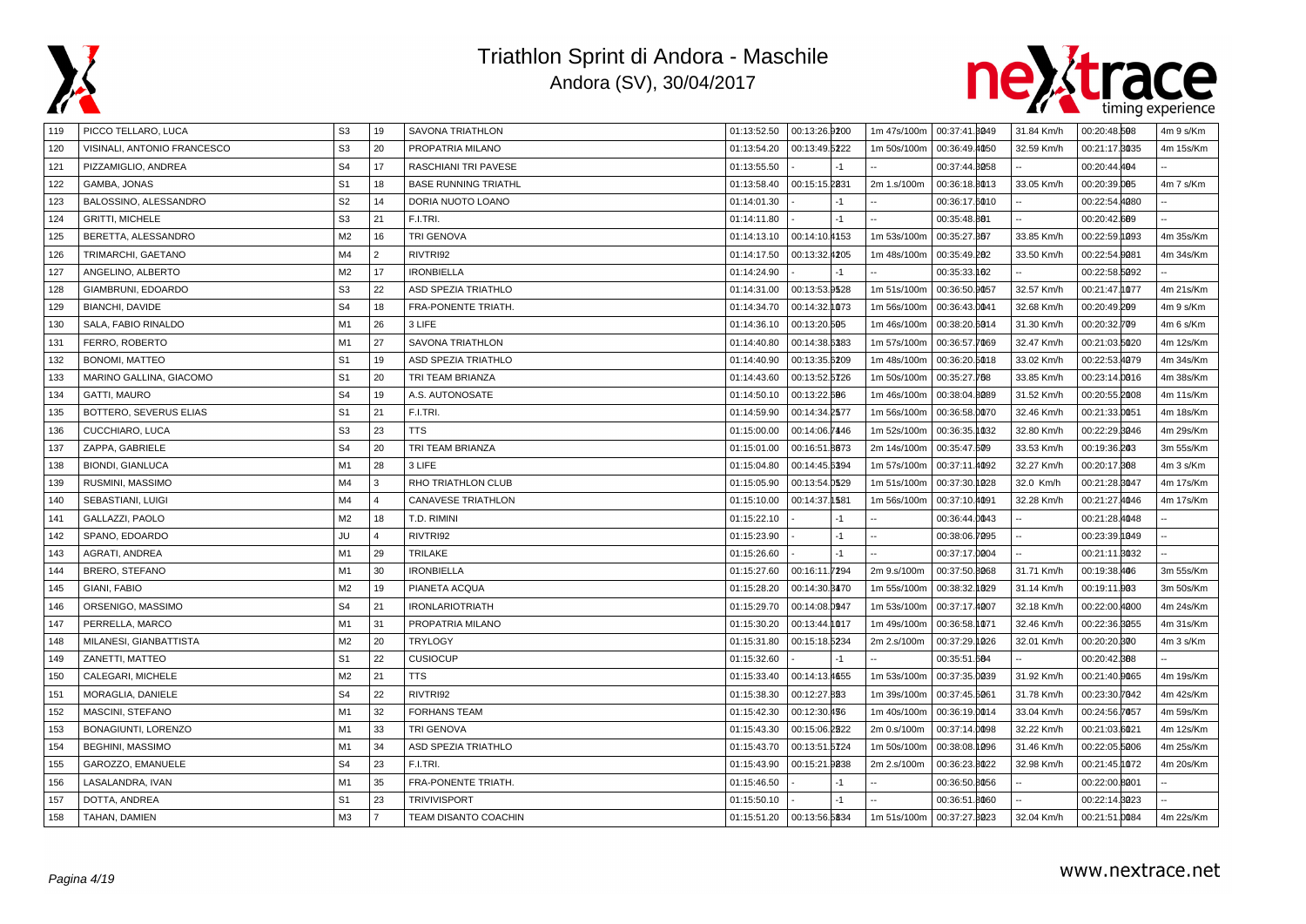# Triathlon Sprint di Andora - Maschile

## Andora (SV), 30/04/2017

| | | | | | | | | | | | |
|---|---|---|---|---|---|---|---|---|---|---|---|
| 119 | PICCO TELLARO, LUCA | S3 | 19 | SAVONA TRIATHLON | 01:13:52.50 | 00:13:26.9200 | 1m 47s/100m | 00:37:41.3049 | 31.84 Km/h | 00:20:48.598 | 4m 9 s/Km |
| 120 | VISINALI, ANTONIO FRANCESCO | S3 | 20 | PROPATRIA MILANO | 01:13:54.20 | 00:13:49.5222 | 1m 50s/100m | 00:36:49.4050 | 32.59 Km/h | 00:21:17.3035 | 4m 15s/Km |
| 121 | PIZZAMIGLIO, ANDREA | S4 | 17 | RASCHIANI TRI PAVESE | 01:13:55.50 | - | -1 | -- | 00:37:44.3058 | -- | 00:20:44.494 | -- |
| 122 | GAMBA, JONAS | S1 | 18 | BASE RUNNING TRIATHL | 01:13:58.40 | 00:15:15.2831 | 2m 1.s/100m | 00:36:18.3013 | 33.05 Km/h | 00:20:39.065 | 4m 7 s/Km |
| 123 | BALOSSINO, ALESSANDRO | S2 | 14 | DORIA NUOTO LOANO | 01:14:01.30 | - | -1 | -- | 00:36:17.5010 | -- | 00:22:54.4080 | -- |
| 124 | GRITTI, MICHELE | S3 | 21 | F.I.TRI. | 01:14:11.80 | - | -1 | -- | 00:35:48.881 | -- | 00:20:42.689 | -- |
| 125 | BERETTA, ALESSANDRO | M2 | 16 | TRI GENOVA | 01:14:13.10 | 00:14:10.4153 | 1m 53s/100m | 00:35:27.867 | 33.85 Km/h | 00:22:59.1093 | 4m 35s/Km |
| 126 | TRIMARCHI, GAETANO | M4 | 2 | RIVTRI92 | 01:14:17.50 | 00:13:32.4205 | 1m 48s/100m | 00:35:49.282 | 33.50 Km/h | 00:22:54.9081 | 4m 34s/Km |
| 127 | ANGELINO, ALBERTO | M2 | 17 | IRONBIELLA | 01:14:24.90 | - | -1 | -- | 00:35:33.162 | -- | 00:22:58.5092 | -- |
| 128 | GIAMBRUNI, EDOARDO | S3 | 22 | ASD SPEZIA TRIATHLO | 01:14:31.00 | 00:13:53.9528 | 1m 51s/100m | 00:36:50.9057 | 32.57 Km/h | 00:21:47.1077 | 4m 21s/Km |
| 129 | BIANCHI, DAVIDE | S4 | 18 | FRA-PONENTE TRIATH. | 01:14:34.70 | 00:14:32.1073 | 1m 56s/100m | 00:36:43.0041 | 32.68 Km/h | 00:20:49.209 | 4m 9 s/Km |
| 130 | SALA, FABIO RINALDO | M1 | 26 | 3 LIFE | 01:14:36.10 | 00:13:20.595 | 1m 46s/100m | 00:38:20.6014 | 31.30 Km/h | 00:20:32.709 | 4m 6 s/Km |
| 131 | FERRO, ROBERTO | M1 | 27 | SAVONA TRIATHLON | 01:14:40.80 | 00:14:38.5383 | 1m 57s/100m | 00:36:57.7069 | 32.47 Km/h | 00:21:03.5020 | 4m 12s/Km |
| 132 | BONOMI, MATTEO | S1 | 19 | ASD SPEZIA TRIATHLO | 01:14:40.90 | 00:13:35.5209 | 1m 48s/100m | 00:36:20.5018 | 33.02 Km/h | 00:22:53.4079 | 4m 34s/Km |
| 133 | MARINO GALLINA, GIACOMO | S1 | 20 | TRI TEAM BRIANZA | 01:14:43.60 | 00:13:52.5126 | 1m 50s/100m | 00:35:27.768 | 33.85 Km/h | 00:23:14.0016 | 4m 38s/Km |
| 134 | GATTI, MAURO | S4 | 19 | A.S. AUTONOSATE | 01:14:50.10 | 00:13:22.586 | 1m 46s/100m | 00:38:04.3089 | 31.52 Km/h | 00:20:55.2008 | 4m 11s/Km |
| 135 | BOTTERO, SEVERUS ELIAS | S1 | 21 | F.I.TRI. | 01:14:59.90 | 00:14:34.2577 | 1m 56s/100m | 00:36:58.0070 | 32.46 Km/h | 00:21:33.0051 | 4m 18s/Km |
| 136 | CUCCHIARO, LUCA | S3 | 23 | TTS | 01:15:00.00 | 00:14:06.7146 | 1m 52s/100m | 00:36:35.1032 | 32.80 Km/h | 00:22:29.3046 | 4m 29s/Km |
| 137 | ZAPPA, GABRIELE | S4 | 20 | TRI TEAM BRIANZA | 01:15:01.00 | 00:16:51.3673 | 2m 14s/100m | 00:35:47.509 | 33.53 Km/h | 00:19:36.203 | 3m 55s/Km |
| 138 | BIONDI, GIANLUCA | M1 | 28 | 3 LIFE | 01:15:04.80 | 00:14:45.5394 | 1m 57s/100m | 00:37:11.4092 | 32.27 Km/h | 00:20:17.368 | 4m 3 s/Km |
| 139 | RUSMINI, MASSIMO | M4 | 3 | RHO TRIATHLON CLUB | 01:15:05.90 | 00:13:54.0529 | 1m 51s/100m | 00:37:30.1028 | 32.0 Km/h | 00:21:28.3047 | 4m 17s/Km |
| 140 | SEBASTIANI, LUIGI | M4 | 4 | CANAVESE TRIATHLON | 01:15:10.00 | 00:14:37.1581 | 1m 56s/100m | 00:37:10.4091 | 32.28 Km/h | 00:21:27.4046 | 4m 17s/Km |
| 141 | GALLAZZI, PAOLO | M2 | 18 | T.D. RIMINI | 01:15:22.10 | - | -1 | -- | 00:36:44.0043 | -- | 00:21:28.4048 | -- |
| 142 | SPANO, EDOARDO | JU | 4 | RIVTRI92 | 01:15:23.90 | - | -1 | -- | 00:38:06.7095 | -- | 00:23:39.1049 | -- |
| 143 | AGRATI, ANDREA | M1 | 29 | TRILAKE | 01:15:26.60 | - | -1 | -- | 00:37:17.0004 | -- | 00:21:11.3032 | -- |
| 144 | BRERO, STEFANO | M1 | 30 | IRONBIELLA | 01:15:27.60 | 00:16:11.7294 | 2m 9.s/100m | 00:37:50.3068 | 31.71 Km/h | 00:19:38.406 | 3m 55s/Km |
| 145 | GIANI, FABIO | M2 | 19 | PIANETA ACQUA | 01:15:28.20 | 00:14:30.3470 | 1m 55s/100m | 00:38:32.1029 | 31.14 Km/h | 00:19:11.903 | 3m 50s/Km |
| 146 | ORSENIGO, MASSIMO | S4 | 21 | IRONLARIOTRIATH | 01:15:29.70 | 00:14:08.0947 | 1m 53s/100m | 00:37:17.4207 | 32.18 Km/h | 00:22:00.4000 | 4m 24s/Km |
| 147 | PERRELLA, MARCO | M1 | 31 | PROPATRIA MILANO | 01:15:30.20 | 00:13:44.1017 | 1m 49s/100m | 00:36:58.1071 | 32.46 Km/h | 00:22:36.3055 | 4m 31s/Km |
| 148 | MILANESI, GIANBATTISTA | M2 | 20 | TRYLOGY | 01:15:31.80 | 00:15:18.5234 | 2m 2.s/100m | 00:37:29.1026 | 32.01 Km/h | 00:20:20.300 | 4m 3 s/Km |
| 149 | ZANETTI, MATTEO | S1 | 22 | CUSIOCUP | 01:15:32.60 | - | -1 | -- | 00:35:51.584 | -- | 00:20:42.388 | -- |
| 150 | CALEGARI, MICHELE | M2 | 21 | TTS | 01:15:33.40 | 00:14:13.4655 | 1m 53s/100m | 00:37:35.0039 | 31.92 Km/h | 00:21:40.9065 | 4m 19s/Km |
| 151 | MORAGLIA, DANIELE | S4 | 22 | RIVTRI92 | 01:15:38.30 | 00:12:27.883 | 1m 39s/100m | 00:37:45.5061 | 31.78 Km/h | 00:23:30.7042 | 4m 42s/Km |
| 152 | MASCINI, STEFANO | M1 | 32 | FORHANS TEAM | 01:15:42.30 | 00:12:30.456 | 1m 40s/100m | 00:36:19.0014 | 33.04 Km/h | 00:24:56.7057 | 4m 59s/Km |
| 153 | BONAGIUNTI, LORENZO | M1 | 33 | TRI GENOVA | 01:15:43.30 | 00:15:06.2822 | 2m 0.s/100m | 00:37:14.0098 | 32.22 Km/h | 00:21:03.6021 | 4m 12s/Km |
| 154 | BEGHINI, MASSIMO | M1 | 34 | ASD SPEZIA TRIATHLO | 01:15:43.70 | 00:13:51.5124 | 1m 50s/100m | 00:38:08.1096 | 31.46 Km/h | 00:22:05.5006 | 4m 25s/Km |
| 155 | GAROZZO, EMANUELE | S4 | 23 | F.I.TRI. | 01:15:43.90 | 00:15:21.9838 | 2m 2.s/100m | 00:36:23.3022 | 32.98 Km/h | 00:21:45.1072 | 4m 20s/Km |
| 156 | LASALANDRA, IVAN | M1 | 35 | FRA-PONENTE TRIATH. | 01:15:46.50 | - | -1 | -- | 00:36:50.3056 | -- | 00:22:00.8001 | -- |
| 157 | DOTTA, ANDREA | S1 | 23 | TRIVIVISPORT | 01:15:50.10 | - | -1 | -- | 00:36:51.3060 | -- | 00:22:14.3023 | -- |
| 158 | TAHAN, DAMIEN | M3 | 7 | TEAM DISANTO COACHIN | 01:15:51.20 | 00:13:56.5834 | 1m 51s/100m | 00:37:27.3023 | 32.04 Km/h | 00:21:51.0084 | 4m 22s/Km |

www.nextrace.net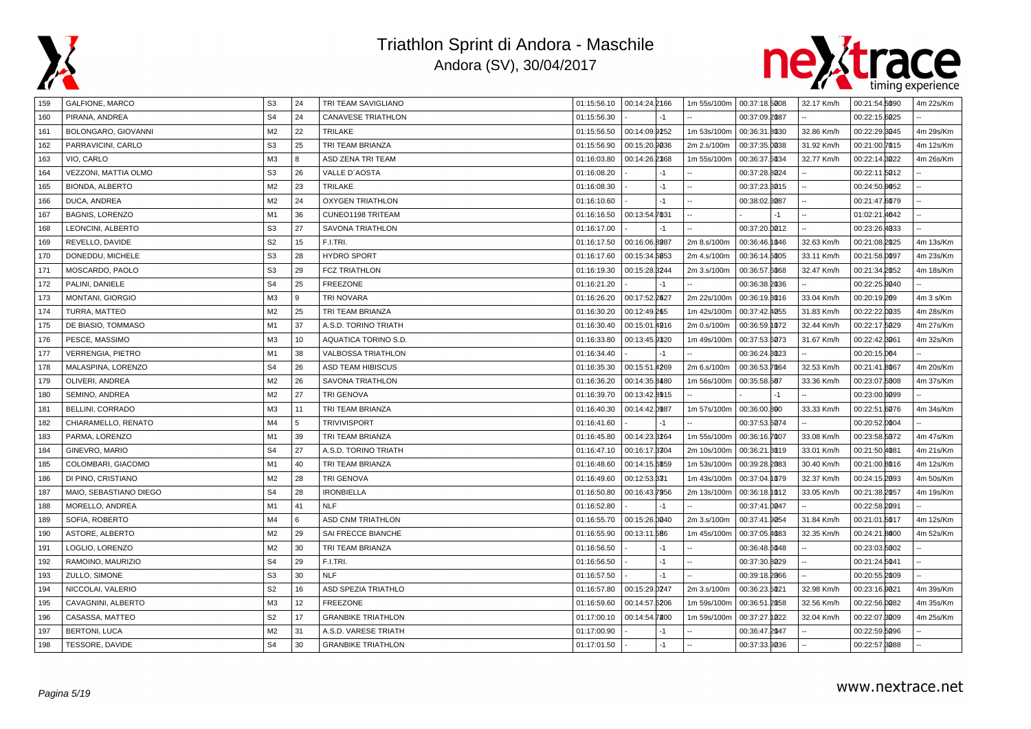# Triathlon Sprint di Andora - Maschile

Andora (SV), 30/04/2017

| | | | | | | | | | | | | | | |
|---|---|---|---|---|---|---|---|---|---|---|---|---|---|---|
| 159 | GALFIONE, MARCO | S3 | 24 | TRI TEAM SAVIGLIANO | 01:15:56.10 | 00:14:24.2166 | | 1m 55s/100m | 00:37:18.5208 | | 32.17 Km/h | 00:21:54.5090 | | 4m 22s/Km |
| 160 | PIRANA, ANDREA | S4 | 24 | CANAVESE TRIATHLON | 01:15:56.30 | - | -1 | -- | 00:37:09.2087 | | -- | 00:22:15.6025 | | -- |
| 161 | BOLONGARO, GIOVANNI | M2 | 22 | TRILAKE | 01:15:56.50 | 00:14:09.9252 | | 1m 53s/100m | 00:36:31.3030 | | 32.86 Km/h | 00:22:29.3045 | | 4m 29s/Km |
| 162 | PARRAVICINI, CARLO | S3 | 25 | TRI TEAM BRIANZA | 01:15:56.90 | 00:15:20.9036 | | 2m 2.s/100m | 00:37:35.0038 | | 31.92 Km/h | 00:21:00.7015 | | 4m 12s/Km |
| 163 | VIO, CARLO | M3 | 8 | ASD ZENA TRI TEAM | 01:16:03.80 | 00:14:26.2168 | | 1m 55s/100m | 00:36:37.5034 | | 32.77 Km/h | 00:22:14.3022 | | 4m 26s/Km |
| 164 | VEZZONI, MATTIA OLMO | S3 | 26 | VALLE D'AOSTA | 01:16:08.20 | - | -1 | -- | 00:37:28.3024 | | -- | 00:22:11.5012 | | -- |
| 165 | BIONDA, ALBERTO | M2 | 23 | TRILAKE | 01:16:08.30 | - | -1 | -- | 00:37:23.3015 | | -- | 00:24:50.9052 | | -- |
| 166 | DUCA, ANDREA | M2 | 24 | OXYGEN TRIATHLON | 01:16:10.60 | - | -1 | -- | 00:38:02.3087 | | -- | 00:21:47.6079 | | -- |
| 167 | BAGNIS, LORENZO | M1 | 36 | CUNEO1198 TRITEAM | 01:16:16.50 | 00:13:54.7031 | | -- | - | -1 | -- | 01:02:21.4042 | | -- |
| 168 | LEONCINI, ALBERTO | S3 | 27 | SAVONA TRIATHLON | 01:16:17.00 | - | -1 | -- | 00:37:20.0012 | | -- | 00:23:26.4033 | | -- |
| 169 | REVELLO, DAVIDE | S2 | 15 | F.I.TRI. | 01:16:17.50 | 00:16:06.8987 | | 2m 8.s/100m | 00:36:46.1046 | | 32.63 Km/h | 00:21:08.2025 | | 4m 13s/Km |
| 170 | DONEDDU, MICHELE | S3 | 28 | HYDRO SPORT | 01:16:17.60 | 00:15:34.5053 | | 2m 4.s/100m | 00:36:14.5005 | | 33.11 Km/h | 00:21:58.0097 | | 4m 23s/Km |
| 171 | MOSCARDO, PAOLO | S3 | 29 | FCZ TRIATHLON | 01:16:19.30 | 00:15:28.3244 | | 2m 3.s/100m | 00:36:57.5068 | | 32.47 Km/h | 00:21:34.2052 | | 4m 18s/Km |
| 172 | PALINI, DANIELE | S4 | 25 | FREEZONE | 01:16:21.20 | - | -1 | -- | 00:36:38.2036 | | -- | 00:22:25.9040 | | -- |
| 173 | MONTANI, GIORGIO | M3 | 9 | TRI NOVARA | 01:16:26.20 | 00:17:52.2627 | | 2m 22s/100m | 00:36:19.3016 | | 33.04 Km/h | 00:20:19.209 | | 4m 3 s/Km |
| 174 | TURRA, MATTEO | M2 | 25 | TRI TEAM BRIANZA | 01:16:30.20 | 00:12:49.265 | | 1m 42s/100m | 00:37:42.4055 | | 31.83 Km/h | 00:22:22.0035 | | 4m 28s/Km |
| 175 | DE BIASIO, TOMMASO | M1 | 37 | A.S.D. TORINO TRIATH | 01:16:30.40 | 00:15:01.4916 | | 2m 0.s/100m | 00:36:59.1072 | | 32.44 Km/h | 00:22:17.5029 | | 4m 27s/Km |
| 176 | PESCE, MASSIMO | M3 | 10 | AQUATICA TORINO S.D. | 01:16:33.80 | 00:13:45.9320 | | 1m 49s/100m | 00:37:53.6073 | | 31.67 Km/h | 00:22:42.3061 | | 4m 32s/Km |
| 177 | VERRENGIA, PIETRO | M1 | 38 | VALBOSSA TRIATHLON | 01:16:34.40 | - | -1 | -- | 00:36:24.3023 | | -- | 00:20:15.004 | | -- |
| 178 | MALASPINA, LORENZO | S4 | 26 | ASD TEAM HIBISCUS | 01:16:35.30 | 00:15:51.4269 | | 2m 6.s/100m | 00:36:53.7064 | | 32.53 Km/h | 00:21:41.9067 | | 4m 20s/Km |
| 179 | OLIVERI, ANDREA | M2 | 26 | SAVONA TRIATHLON | 01:16:36.20 | 00:14:35.8480 | | 1m 56s/100m | 00:35:58.507 | | 33.36 Km/h | 00:23:07.5008 | | 4m 37s/Km |
| 180 | SEMINO, ANDREA | M2 | 27 | TRI GENOVA | 01:16:39.70 | 00:13:42.8915 | | -- | - | -1 | -- | 00:23:00.9099 | | -- |
| 181 | BELLINI, CORRADO | M3 | 11 | TRI TEAM BRIANZA | 01:16:40.30 | 00:14:42.0987 | | 1m 57s/100m | 00:36:00.890 | | 33.33 Km/h | 00:22:51.6076 | | 4m 34s/Km |
| 182 | CHIARAMELLO, RENATO | M4 | 5 | TRIVIVISPORT | 01:16:41.60 | - | -1 | -- | 00:37:53.6074 | | -- | 00:20:52.0004 | | -- |
| 183 | PARMA, LORENZO | M1 | 39 | TRI TEAM BRIANZA | 01:16:45.80 | 00:14:23.3264 | | 1m 55s/100m | 00:36:16.7007 | | 33.08 Km/h | 00:23:58.5072 | | 4m 47s/Km |
| 184 | GINEVRO, MARIO | S4 | 27 | A.S.D. TORINO TRIATH | 01:16:47.10 | 00:16:17.3304 | | 2m 10s/100m | 00:36:21.3019 | | 33.01 Km/h | 00:21:50.4081 | | 4m 21s/Km |
| 185 | COLOMBARI, GIACOMO | M1 | 40 | TRI TEAM BRIANZA | 01:16:48.60 | 00:14:15.5859 | | 1m 53s/100m | 00:39:28.2083 | | 30.40 Km/h | 00:21:00.8016 | | 4m 12s/Km |
| 186 | DI PINO, CRISTIANO | M2 | 28 | TRI GENOVA | 01:16:49.60 | 00:12:53.331 | | 1m 43s/100m | 00:37:04.1079 | | 32.37 Km/h | 00:24:15.2093 | | 4m 50s/Km |
| 187 | MAIO, SEBASTIANO DIEGO | S4 | 28 | IRONBIELLA | 01:16:50.80 | 00:16:43.7956 | | 2m 13s/100m | 00:36:18.1012 | | 33.05 Km/h | 00:21:38.2057 | | 4m 19s/Km |
| 188 | MORELLO, ANDREA | M1 | 41 | NLF | 01:16:52.80 | - | -1 | -- | 00:37:41.0047 | | -- | 00:22:58.2091 | | -- |
| 189 | SOFIA, ROBERTO | M4 | 6 | ASD CNM TRIATHLON | 01:16:55.70 | 00:15:26.0040 | | 2m 3.s/100m | 00:37:41.9054 | | 31.84 Km/h | 00:21:01.5017 | | 4m 12s/Km |
| 190 | ASTORE, ALBERTO | M2 | 29 | SAI FRECCE BIANCHE | 01:16:55.90 | 00:13:11.586 | | 1m 45s/100m | 00:37:05.4083 | | 32.35 Km/h | 00:24:21.8000 | | 4m 52s/Km |
| 191 | LOGLIO, LORENZO | M2 | 30 | TRI TEAM BRIANZA | 01:16:56.50 | - | -1 | -- | 00:36:48.5048 | | -- | 00:23:03.5002 | | -- |
| 192 | RAMOINO, MAURIZIO | S4 | 29 | F.I.TRI. | 01:16:56.50 | - | -1 | -- | 00:37:30.3029 | | -- | 00:21:24.5041 | | -- |
| 193 | ZULLO, SIMONE | S3 | 30 | NLF | 01:16:57.50 | - | -1 | -- | 00:39:18.2966 | | -- | 00:20:55.2009 | | -- |
| 194 | NICCOLAI, VALERIO | S2 | 16 | ASD SPEZIA TRIATHLO | 01:16:57.80 | 00:15:29.0247 | | 2m 3.s/100m | 00:36:23.5021 | | 32.98 Km/h | 00:23:16.9021 | | 4m 39s/Km |
| 195 | CAVAGNINI, ALBERTO | M3 | 12 | FREEZONE | 01:16:59.60 | 00:14:57.6206 | | 1m 59s/100m | 00:36:51.2058 | | 32.56 Km/h | 00:22:56.0082 | | 4m 35s/Km |
| 196 | CASASSA, MATTEO | S2 | 17 | GRANBIKE TRIATHLON | 01:17:00.10 | 00:14:54.7400 | | 1m 59s/100m | 00:37:27.1022 | | 32.04 Km/h | 00:22:07.3009 | | 4m 25s/Km |
| 197 | BERTONI, LUCA | M2 | 31 | A.S.D. VARESE TRIATH | 01:17:00.90 | - | -1 | -- | 00:36:47.2047 | | -- | 00:22:59.5096 | | -- |
| 198 | TESSORE, DAVIDE | S4 | 30 | GRANBIKE TRIATHLON | 01:17:01.50 | - | -1 | -- | 00:37:33.9036 | | -- | 00:22:57.3088 | | -- |

www.nextrace.net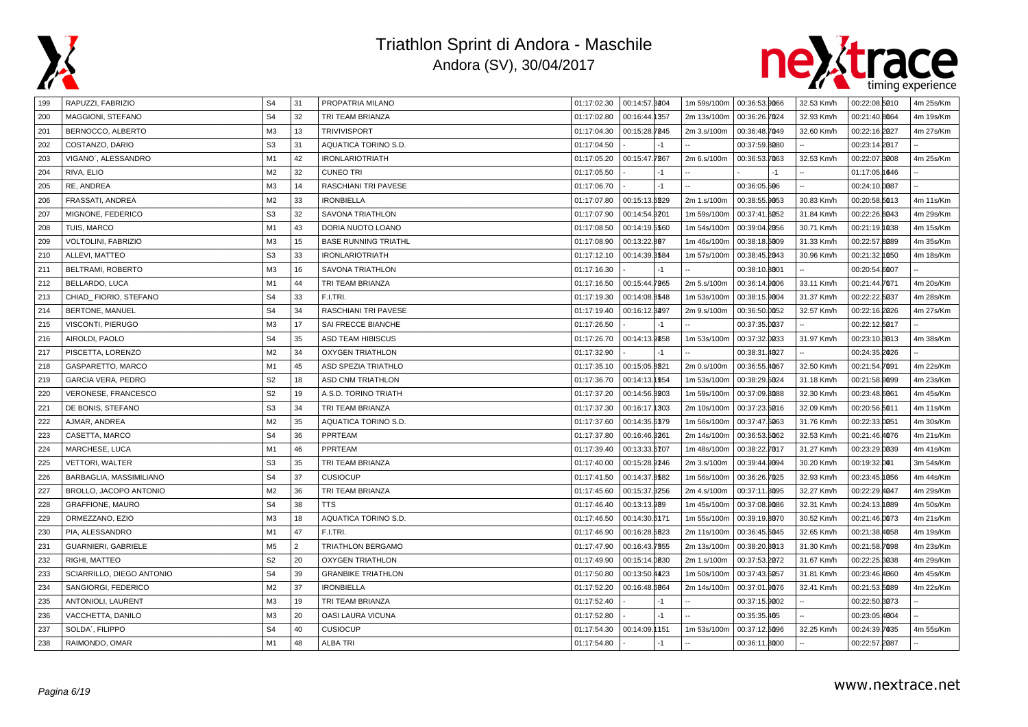# Triathlon Sprint di Andora - Maschile

Andora (SV), 30/04/2017

| | | | | | | | | | | | |
|---|---|---|---|---|---|---|---|---|---|---|---|
| 199 | RAPUZZI, FABRIZIO | S4 | 31 | PROPATRIA MILANO | 01:17:02.30 | 00:14:57.3204 | 1m 59s/100m | 00:36:53.9066 | 32.53 Km/h | 00:22:08.5210 | 4m 25s/Km |
| 200 | MAGGIONI, STEFANO | S4 | 32 | TRI TEAM BRIANZA | 01:17:02.80 | 00:16:44.1357 | 2m 13s/100m | 00:36:26.7024 | 32.93 Km/h | 00:21:40.8064 | 4m 19s/Km |
| 201 | BERNOCCO, ALBERTO | M3 | 13 | TRIVIVISPORT | 01:17:04.30 | 00:15:28.7245 | 2m 3.s/100m | 00:36:48.7049 | 32.60 Km/h | 00:22:16.2027 | 4m 27s/Km |
| 202 | COSTANZO, DARIO | S3 | 31 | AQUATICA TORINO S.D. | 01:17:04.50 | - -1 | -- | 00:37:59.8080 | -- | 00:23:14.2017 | -- |
| 203 | VIGANO´, ALESSANDRO | M1 | 42 | IRONLARIOTRIATH | 01:17:05.20 | 00:15:47.7267 | 2m 6.s/100m | 00:36:53.7063 | 32.53 Km/h | 00:22:07.3208 | 4m 25s/Km |
| 204 | RIVA, ELIO | M2 | 32 | CUNEO TRI | 01:17:05.50 | - -1 | -- | - -1 | -- | 01:17:05.1646 | -- |
| 205 | RE, ANDREA | M3 | 14 | RASCHIANI TRI PAVESE | 01:17:06.70 | - -1 | -- | 00:36:05.596 | -- | 00:24:10.0087 | -- |
| 206 | FRASSATI, ANDREA | M2 | 33 | IRONBIELLA | 01:17:07.80 | 00:15:13.5829 | 2m 1.s/100m | 00:38:55.9053 | 30.83 Km/h | 00:20:58.5013 | 4m 11s/Km |
| 207 | MIGNONE, FEDERICO | S3 | 32 | SAVONA TRIATHLON | 01:17:07.90 | 00:14:54.9201 | 1m 59s/100m | 00:37:41.5052 | 31.84 Km/h | 00:22:26.8043 | 4m 29s/Km |
| 208 | TUIS, MARCO | M1 | 43 | DORIA NUOTO LOANO | 01:17:08.50 | 00:14:19.5560 | 1m 54s/100m | 00:39:04.2056 | 30.71 Km/h | 00:21:19.1038 | 4m 15s/Km |
| 209 | VOLTOLINI, FABRIZIO | M3 | 15 | BASE RUNNING TRIATHL | 01:17:08.90 | 00:13:22.807 | 1m 46s/100m | 00:38:18.5009 | 31.33 Km/h | 00:22:57.8089 | 4m 35s/Km |
| 210 | ALLEVI, MATTEO | S3 | 33 | IRONLARIOTRIATH | 01:17:12.10 | 00:14:39.3584 | 1m 57s/100m | 00:38:45.2043 | 30.96 Km/h | 00:21:32.1050 | 4m 18s/Km |
| 211 | BELTRAMI, ROBERTO | M3 | 16 | SAVONA TRIATHLON | 01:17:16.30 | - -1 | -- | 00:38:10.8001 | -- | 00:20:54.6007 | -- |
| 212 | BELLARDO, LUCA | M1 | 44 | TRI TEAM BRIANZA | 01:17:16.50 | 00:15:44.7265 | 2m 5.s/100m | 00:36:14.9006 | 33.11 Km/h | 00:21:44.7071 | 4m 20s/Km |
| 213 | CHIAD_ FIORIO, STEFANO | S4 | 33 | F.I.TRI. | 01:17:19.30 | 00:14:08.3548 | 1m 53s/100m | 00:38:15.9004 | 31.37 Km/h | 00:22:22.5037 | 4m 28s/Km |
| 214 | BERTONE, MANUEL | S4 | 34 | RASCHIANI TRI PAVESE | 01:17:19.40 | 00:16:12.3297 | 2m 9.s/100m | 00:36:50.0052 | 32.57 Km/h | 00:22:16.2026 | 4m 27s/Km |
| 215 | VISCONTI, PIERUGO | M3 | 17 | SAI FRECCE BIANCHE | 01:17:26.50 | - -1 | -- | 00:37:35.0037 | -- | 00:22:12.5017 | -- |
| 216 | AIROLDI, PAOLO | S4 | 35 | ASD TEAM HIBISCUS | 01:17:26.70 | 00:14:13.9858 | 1m 53s/100m | 00:37:32.0033 | 31.97 Km/h | 00:23:10.3013 | 4m 38s/Km |
| 217 | PISCETTA, LORENZO | M2 | 34 | OXYGEN TRIATHLON | 01:17:32.90 | - -1 | -- | 00:38:31.4027 | -- | 00:24:35.2026 | -- |
| 218 | GASPARETTO, MARCO | M1 | 45 | ASD SPEZIA TRIATHLO | 01:17:35.10 | 00:15:05.3521 | 2m 0.s/100m | 00:36:55.4067 | 32.50 Km/h | 00:21:54.7091 | 4m 22s/Km |
| 219 | GARCIA VERA, PEDRO | S2 | 18 | ASD CNM TRIATHLON | 01:17:36.70 | 00:14:13.1954 | 1m 53s/100m | 00:38:29.5024 | 31.18 Km/h | 00:21:58.9099 | 4m 23s/Km |
| 220 | VERONESE, FRANCESCO | S2 | 19 | A.S.D. TORINO TRIATH | 01:17:37.20 | 00:14:56.3203 | 1m 59s/100m | 00:37:09.3088 | 32.30 Km/h | 00:23:48.6061 | 4m 45s/Km |
| 221 | DE BONIS, STEFANO | S3 | 34 | TRI TEAM BRIANZA | 01:17:37.30 | 00:16:17.1303 | 2m 10s/100m | 00:37:23.5016 | 32.09 Km/h | 00:20:56.5011 | 4m 11s/Km |
| 222 | AJMAR, ANDREA | M2 | 35 | AQUATICA TORINO S.D. | 01:17:37.60 | 00:14:35.5379 | 1m 56s/100m | 00:37:47.5063 | 31.76 Km/h | 00:22:33.0051 | 4m 30s/Km |
| 223 | CASETTA, MARCO | S4 | 36 | PPRTEAM | 01:17:37.80 | 00:16:46.3361 | 2m 14s/100m | 00:36:53.5062 | 32.53 Km/h | 00:21:46.4076 | 4m 21s/Km |
| 224 | MARCHESE, LUCA | M1 | 46 | PPRTEAM | 01:17:39.40 | 00:13:33.5107 | 1m 48s/100m | 00:38:22.7017 | 31.27 Km/h | 00:23:29.0039 | 4m 41s/Km |
| 225 | VETTORI, WALTER | S3 | 35 | TRI TEAM BRIANZA | 01:17:40.00 | 00:15:28.9246 | 2m 3.s/100m | 00:39:44.9094 | 30.20 Km/h | 00:19:32.001 | 3m 54s/Km |
| 226 | BARBAGLIA, MASSIMILIANO | S4 | 37 | CUSIOCUP | 01:17:41.50 | 00:14:37.3582 | 1m 56s/100m | 00:36:26.7025 | 32.93 Km/h | 00:23:45.1056 | 4m 44s/Km |
| 227 | BROLLO, JACOPO ANTONIO | M2 | 36 | TRI TEAM BRIANZA | 01:17:45.60 | 00:15:37.3256 | 2m 4.s/100m | 00:37:11.3095 | 32.27 Km/h | 00:22:29.4047 | 4m 29s/Km |
| 228 | GRAFFIONE, MAURO | S4 | 38 | TTS | 01:17:46.40 | 00:13:13.989 | 1m 45s/100m | 00:37:08.9086 | 32.31 Km/h | 00:24:13.1089 | 4m 50s/Km |
| 229 | ORMEZZANO, EZIO | M3 | 18 | AQUATICA TORINO S.D. | 01:17:46.50 | 00:14:30.5171 | 1m 55s/100m | 00:39:19.8070 | 30.52 Km/h | 00:21:46.0073 | 4m 21s/Km |
| 230 | PIA, ALESSANDRO | M1 | 47 | F.I.TRI. | 01:17:46.90 | 00:16:28.5623 | 2m 11s/100m | 00:36:45.5045 | 32.65 Km/h | 00:21:38.4058 | 4m 19s/Km |
| 231 | GUARNIERI, GABRIELE | M5 | 2 | TRIATHLON BERGAMO | 01:17:47.90 | 00:16:43.7355 | 2m 13s/100m | 00:38:20.3013 | 31.30 Km/h | 00:21:58.7098 | 4m 23s/Km |
| 232 | RIGHI, MATTEO | S2 | 20 | OXYGEN TRIATHLON | 01:17:49.90 | 00:15:14.0830 | 2m 1.s/100m | 00:37:53.2072 | 31.67 Km/h | 00:22:25.3038 | 4m 29s/Km |
| 233 | SCIARRILLO, DIEGO ANTONIO | S4 | 39 | GRANBIKE TRIATHLON | 01:17:50.80 | 00:13:50.4423 | 1m 50s/100m | 00:37:43.5057 | 31.81 Km/h | 00:23:46.4060 | 4m 45s/Km |
| 234 | SANGIORGI, FEDERICO | M2 | 37 | IRONBIELLA | 01:17:52.20 | 00:16:48.5064 | 2m 14s/100m | 00:37:01.9076 | 32.41 Km/h | 00:21:53.5089 | 4m 22s/Km |
| 235 | ANTONIOLI, LAURENT | M3 | 19 | TRI TEAM BRIANZA | 01:17:52.40 | - -1 | -- | 00:37:15.9002 | -- | 00:22:50.3073 | -- |
| 236 | VACCHETTA, DANILO | M3 | 20 | OASI LAURA VICUNA | 01:17:52.80 | - -1 | -- | 00:35:35.405 | -- | 00:23:05.4004 | -- |
| 237 | SOLDA´, FILIPPO | S4 | 40 | CUSIOCUP | 01:17:54.30 | 00:14:09.1151 | 1m 53s/100m | 00:37:12.5096 | 32.25 Km/h | 00:24:39.7035 | 4m 55s/Km |
| 238 | RAIMONDO, OMAR | M1 | 48 | ALBA TRI | 01:17:54.80 | - -1 | -- | 00:36:11.3000 | -- | 00:22:57.2087 | -- |

www.nextrace.net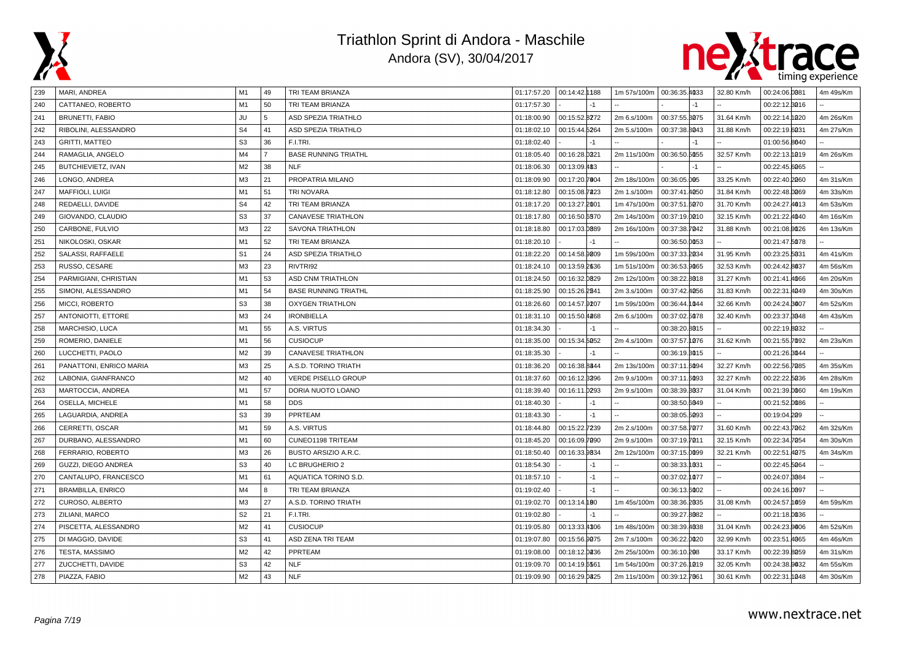# Triathlon Sprint di Andora - Maschile

Andora (SV), 30/04/2017

| 239 | MARI, ANDREA | M1 | 49 | TRI TEAM BRIANZA | 01:17:57.20 | 00:14:42.1 | 188 | 1m 57s/100m | 00:36:35.4 | 033 | 32.80 Km/h | 00:24:06.0 | 081 | 4m 49s/Km |
|---|---|---|---|---|---|---|---|---|---|---|---|---|---|---|
| 240 | CATTANEO, ROBERTO | M1 | 50 | TRI TEAM BRIANZA | 01:17:57.30 | - | -1 | -- | - | -1 | -- | 00:22:12.3 | 016 | -- |
| 241 | BRUNETTI, FABIO | JU | 5 | ASD SPEZIA TRIATHLO | 01:18:00.90 | 00:15:52.8 | 272 | 2m 6.s/100m | 00:37:55.3 | 075 | 31.64 Km/h | 00:22:14.1 | 020 | 4m 26s/Km |
| 242 | RIBOLINI, ALESSANDRO | S4 | 41 | ASD SPEZIA TRIATHLO | 01:18:02.10 | 00:15:44.5 | 264 | 2m 5.s/100m | 00:37:38.8 | 043 | 31.88 Km/h | 00:22:19.6 | 031 | 4m 27s/Km |
| 243 | GRITTI, MATTEO | S3 | 36 | F.I.TRI. | 01:18:02.40 | - | -1 | -- | - | -1 | -- | 01:00:56.8 | 040 | -- |
| 244 | RAMAGLIA, ANGELO | M4 | 7 | BASE RUNNING TRIATHL | 01:18:05.40 | 00:16:28.0 | 221 | 2m 11s/100m | 00:36:50.5 | 055 | 32.57 Km/h | 00:22:13.1 | 019 | 4m 26s/Km |
| 245 | BUTCHIEVIETZ, IVAN | M2 | 38 | NLF | 01:18:06.30 | 00:13:09.4 | 83 | -- | - | -1 | -- | 00:22:45.6 | 065 | -- |
| 246 | LONGO, ANDREA | M3 | 21 | PROPATRIA MILANO | 01:18:09.90 | 00:17:20.7 | 004 | 2m 18s/100m | 00:36:05.0 | 05 | 33.25 Km/h | 00:22:40.2 | 060 | 4m 31s/Km |
| 247 | MAFFIOLI, LUIGI | M1 | 51 | TRI NOVARA | 01:18:12.80 | 00:15:08.7 | 223 | 2m 1.s/100m | 00:37:41.4 | 050 | 31.84 Km/h | 00:22:48.0 | 069 | 4m 33s/Km |
| 248 | REDAELLI, DAVIDE | S4 | 42 | TRI TEAM BRIANZA | 01:18:17.20 | 00:13:27.2 | 001 | 1m 47s/100m | 00:37:51.5 | 070 | 31.70 Km/h | 00:24:27.4 | 013 | 4m 53s/Km |
| 249 | GIOVANDO, CLAUDIO | S3 | 37 | CANAVESE TRIATHLON | 01:18:17.80 | 00:16:50.5 | 370 | 2m 14s/100m | 00:37:19.0 | 010 | 32.15 Km/h | 00:21:22.4 | 040 | 4m 16s/Km |
| 250 | CARBONE, FULVIO | M3 | 22 | SAVONA TRIATHLON | 01:18:18.80 | 00:17:03.0 | 889 | 2m 16s/100m | 00:37:38.7 | 042 | 31.88 Km/h | 00:21:08.9 | 026 | 4m 13s/Km |
| 251 | NIKOLOSKI, OSKAR | M1 | 52 | TRI TEAM BRIANZA | 01:18:20.10 | - | -1 | -- | 00:36:50.0 | 053 | -- | 00:21:47.5 | 078 | -- |
| 252 | SALASSI, RAFFAELE | S1 | 24 | ASD SPEZIA TRIATHLO | 01:18:22.20 | 00:14:58.9 | 809 | 1m 59s/100m | 00:37:33.2 | 034 | 31.95 Km/h | 00:23:25.5 | 031 | 4m 41s/Km |
| 253 | RUSSO, CESARE | M3 | 23 | RIVTRI92 | 01:18:24.10 | 00:13:59.2 | 636 | 1m 51s/100m | 00:36:53.9 | 065 | 32.53 Km/h | 00:24:42.8 | 037 | 4m 56s/Km |
| 254 | PARMIGIANI, CHRISTIAN | M1 | 53 | ASD CNM TRIATHLON | 01:18:24.50 | 00:16:32.0 | 829 | 2m 12s/100m | 00:38:22.3 | 018 | 31.27 Km/h | 00:21:41.4 | 066 | 4m 20s/Km |
| 255 | SIMONI, ALESSANDRO | M1 | 54 | BASE RUNNING TRIATHL | 01:18:25.90 | 00:15:26.2 | 841 | 2m 3.s/100m | 00:37:42.4 | 056 | 31.83 Km/h | 00:22:31.4 | 049 | 4m 30s/Km |
| 256 | MICCI, ROBERTO | S3 | 38 | OXYGEN TRIATHLON | 01:18:26.60 | 00:14:57.9 | 207 | 1m 59s/100m | 00:36:44.1 | 044 | 32.66 Km/h | 00:24:24.3 | 007 | 4m 52s/Km |
| 257 | ANTONIOTTI, ETTORE | M3 | 24 | IRONBIELLA | 01:18:31.10 | 00:15:50.4 | 268 | 2m 6.s/100m | 00:37:02.5 | 078 | 32.40 Km/h | 00:23:37.3 | 048 | 4m 43s/Km |
| 258 | MARCHISIO, LUCA | M1 | 55 | A.S. VIRTUS | 01:18:34.30 | - | -1 | -- | 00:38:20.8 | 015 | -- | 00:22:19.8 | 032 | -- |
| 259 | ROMERIO, DANIELE | M1 | 56 | CUSIOCUP | 01:18:35.00 | 00:15:34.5 | 252 | 2m 4.s/100m | 00:37:57.1 | 076 | 31.62 Km/h | 00:21:55.7 | 092 | 4m 23s/Km |
| 260 | LUCCHETTI, PAOLO | M2 | 39 | CANAVESE TRIATHLON | 01:18:35.30 | - | -1 | -- | 00:36:19.3 | 015 | -- | 00:21:26.3 | 044 | -- |
| 261 | PANATTONI, ENRICO MARIA | M3 | 25 | A.S.D. TORINO TRIATH | 01:18:36.20 | 00:16:38.8 | 844 | 2m 13s/100m | 00:37:11.5 | 094 | 32.27 Km/h | 00:22:56.7 | 085 | 4m 35s/Km |
| 262 | LABONIA, GIANFRANCO | M2 | 40 | VERDE PISELLO GROUP | 01:18:37.60 | 00:16:12.3 | 296 | 2m 9.s/100m | 00:37:11.5 | 093 | 32.27 Km/h | 00:22:22.5 | 036 | 4m 28s/Km |
| 263 | MARTOCCIA, ANDREA | M1 | 57 | DORIA NUOTO LOANO | 01:18:39.40 | 00:16:11.0 | 293 | 2m 9.s/100m | 00:38:39.3 | 037 | 31.04 Km/h | 00:21:39.0 | 060 | 4m 19s/Km |
| 264 | OSELLA, MICHELE | M1 | 58 | DDS | 01:18:40.30 | - | -1 | -- | 00:38:50.6 | 049 | -- | 00:21:52.0 | 086 | -- |
| 265 | LAGUARDIA, ANDREA | S3 | 39 | PPRTEAM | 01:18:43.30 | - | -1 | -- | 00:38:05.5 | 093 | -- | 00:19:04.2 | 09 | -- |
| 266 | CERRETTI, OSCAR | M1 | 59 | A.S. VIRTUS | 01:18:44.80 | 00:15:22.7 | 239 | 2m 2.s/100m | 00:37:58.7 | 077 | 31.60 Km/h | 00:22:43.7 | 062 | 4m 32s/Km |
| 267 | DURBANO, ALESSANDRO | M1 | 60 | CUNEO1198 TRITEAM | 01:18:45.20 | 00:16:09.7 | 090 | 2m 9.s/100m | 00:37:19.7 | 011 | 32.15 Km/h | 00:22:34.7 | 054 | 4m 30s/Km |
| 268 | FERRARIO, ROBERTO | M3 | 26 | BUSTO ARSIZIO A.R.C. | 01:18:50.40 | 00:16:33.9 | 834 | 2m 12s/100m | 00:37:15.0 | 099 | 32.21 Km/h | 00:22:51.4 | 075 | 4m 34s/Km |
| 269 | GUZZI, DIEGO ANDREA | S3 | 40 | LC BRUGHERIO 2 | 01:18:54.30 | - | -1 | -- | 00:38:33.1 | 031 | -- | 00:22:45.5 | 064 | -- |
| 270 | CANTALUPO, FRANCESCO | M1 | 61 | AQUATICA TORINO S.D. | 01:18:57.10 | - | -1 | -- | 00:37:02.1 | 077 | -- | 00:24:07.3 | 084 | -- |
| 271 | BRAMBILLA, ENRICO | M4 | 8 | TRI TEAM BRIANZA | 01:19:02.40 | - | -1 | -- | 00:36:13.5 | 002 | -- | 00:24:16.0 | 097 | -- |
| 272 | CUROSO, ALBERTO | M3 | 27 | A.S.D. TORINO TRIATH | 01:19:02.70 | 00:13:14.1 | 90 | 1m 45s/100m | 00:38:36.2 | 035 | 31.08 Km/h | 00:24:57.1 | 059 | 4m 59s/Km |
| 273 | ZILIANI, MARCO | S2 | 21 | F.I.TRI. | 01:19:02.80 | - | -1 | -- | 00:39:27.3 | 082 | -- | 00:21:18.0 | 036 | -- |
| 274 | PISCETTA, ALESSANDRO | M2 | 41 | CUSIOCUP | 01:19:05.80 | 00:13:33.4 | 306 | 1m 48s/100m | 00:38:39.4 | 038 | 31.04 Km/h | 00:24:23.9 | 006 | 4m 52s/Km |
| 275 | DI MAGGIO, DAVIDE | S3 | 41 | ASD ZENA TRI TEAM | 01:19:07.80 | 00:15:56.9 | 075 | 2m 7.s/100m | 00:36:22.0 | 020 | 32.99 Km/h | 00:23:51.4 | 065 | 4m 46s/Km |
| 276 | TESTA, MASSIMO | M2 | 42 | PPRTEAM | 01:19:08.00 | 00:18:12.0 | 436 | 2m 25s/100m | 00:36:10.2 | 08 | 33.17 Km/h | 00:22:39.8 | 059 | 4m 31s/Km |
| 277 | ZUCCHETTI, DAVIDE | S3 | 42 | NLF | 01:19:09.70 | 00:14:19.6 | 561 | 1m 54s/100m | 00:37:26.1 | 019 | 32.05 Km/h | 00:24:38.9 | 032 | 4m 55s/Km |
| 278 | PIAZZA, FABIO | M2 | 43 | NLF | 01:19:09.90 | 00:16:29.0 | 825 | 2m 11s/100m | 00:39:12.7 | 061 | 30.61 Km/h | 00:22:31.1 | 048 | 4m 30s/Km |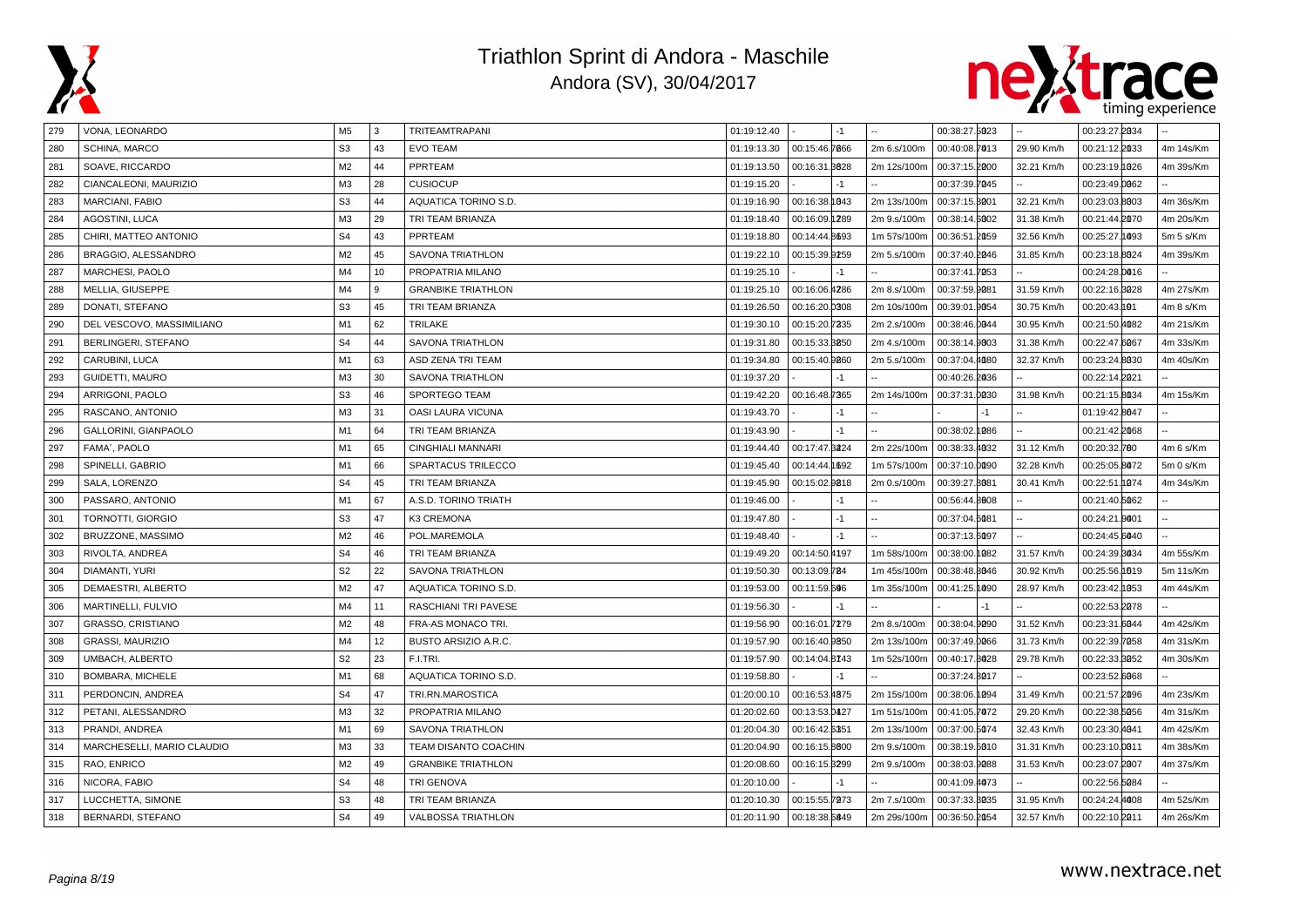# Triathlon Sprint di Andora - Maschile

Andora (SV), 30/04/2017

| | | | | | | | | | | | | | |
|---|---|---|---|---|---|---|---|---|---|---|---|---|---|
| 279 | VONA, LEONARDO | M5 | 3 | TRITEAMTRAPANI | 01:19:12.40 | - | -1 | -- | 00:38:27.5023 | | -- | 00:23:27.2034 | -- |
| 280 | SCHINA, MARCO | S3 | 43 | EVO TEAM | 01:19:13.30 | 00:15:46.7666 | | 2m 6.s/100m | 00:40:08.7013 | | 29.90 Km/h | 00:21:12.2033 | 4m 14s/Km |
| 281 | SOAVE, RICCARDO | M2 | 44 | PPRTEAM | 01:19:13.50 | 00:16:31.3628 | | 2m 12s/100m | 00:37:15.2000 | | 32.21 Km/h | 00:23:19.1026 | 4m 39s/Km |
| 282 | CIANCALEONI, MAURIZIO | M3 | 28 | CUSIOCUP | 01:19:15.20 | - | -1 | -- | 00:37:39.7045 | | -- | 00:23:49.0062 | -- |
| 283 | MARCIANI, FABIO | S3 | 44 | AQUATICA TORINO S.D. | 01:19:16.90 | 00:16:38.1043 | | 2m 13s/100m | 00:37:15.3001 | | 32.21 Km/h | 00:23:03.8003 | 4m 36s/Km |
| 284 | AGOSTINI, LUCA | M3 | 29 | TRI TEAM BRIANZA | 01:19:18.40 | 00:16:09.1289 | | 2m 9.s/100m | 00:38:14.5002 | | 31.38 Km/h | 00:21:44.2070 | 4m 20s/Km |
| 285 | CHIRI, MATTEO ANTONIO | S4 | 43 | PPRTEAM | 01:19:18.80 | 00:14:44.3593 | | 1m 57s/100m | 00:36:51.2059 | | 32.56 Km/h | 00:25:27.1093 | 5m 5 s/Km |
| 286 | BRAGGIO, ALESSANDRO | M2 | 45 | SAVONA TRIATHLON | 01:19:22.10 | 00:15:39.9259 | | 2m 5.s/100m | 00:37:40.2046 | | 31.85 Km/h | 00:23:18.8024 | 4m 39s/Km |
| 287 | MARCHESI, PAOLO | M4 | 10 | PROPATRIA MILANO | 01:19:25.10 | - | -1 | -- | 00:37:41.7053 | | -- | 00:24:28.0016 | -- |
| 288 | MELLIA, GIUSEPPE | M4 | 9 | GRANBIKE TRIATHLON | 01:19:25.10 | 00:16:06.4286 | | 2m 8.s/100m | 00:37:59.9081 | | 31.59 Km/h | 00:22:16.3028 | 4m 27s/Km |
| 289 | DONATI, STEFANO | S3 | 45 | TRI TEAM BRIANZA | 01:19:26.50 | 00:16:20.0308 | | 2m 10s/100m | 00:39:01.9054 | | 30.75 Km/h | 00:20:43.101 | 4m 8 s/Km |
| 290 | DEL VESCOVO, MASSIMILIANO | M1 | 62 | TRILAKE | 01:19:30.10 | 00:15:20.7235 | | 2m 2.s/100m | 00:38:46.0044 | | 30.95 Km/h | 00:21:50.4082 | 4m 21s/Km |
| 291 | BERLINGERI, STEFANO | S4 | 44 | SAVONA TRIATHLON | 01:19:31.80 | 00:15:33.3250 | | 2m 4.s/100m | 00:38:14.9003 | | 31.38 Km/h | 00:22:47.6067 | 4m 33s/Km |
| 292 | CARUBINI, LUCA | M1 | 63 | ASD ZENA TRI TEAM | 01:19:34.80 | 00:15:40.9260 | | 2m 5.s/100m | 00:37:04.4080 | | 32.37 Km/h | 00:23:24.8030 | 4m 40s/Km |
| 293 | GUIDETTI, MAURO | M3 | 30 | SAVONA TRIATHLON | 01:19:37.20 | - | -1 | -- | 00:40:26.2036 | | -- | 00:22:14.2021 | -- |
| 294 | ARRIGONI, PAOLO | S3 | 46 | SPORTEGO TEAM | 01:19:42.20 | 00:16:48.7365 | | 2m 14s/100m | 00:37:31.0030 | | 31.98 Km/h | 00:21:15.8034 | 4m 15s/Km |
| 295 | RASCANO, ANTONIO | M3 | 31 | OASI LAURA VICUNA | 01:19:43.70 | - | -1 | -- | - | -1 | -- | 01:19:42.8047 | -- |
| 296 | GALLORINI, GIANPAOLO | M1 | 64 | TRI TEAM BRIANZA | 01:19:43.90 | - | -1 | -- | 00:38:02.1086 | | -- | 00:21:42.2068 | -- |
| 297 | FAMA´, PAOLO | M1 | 65 | CINGHIALI MANNARI | 01:19:44.40 | 00:17:47.3424 | | 2m 22s/100m | 00:38:33.4032 | | 31.12 Km/h | 00:20:32.780 | 4m 6 s/Km |
| 298 | SPINELLI, GABRIO | M1 | 66 | SPARTACUS TRILECCO | 01:19:45.40 | 00:14:44.1592 | | 1m 57s/100m | 00:37:10.0090 | | 32.28 Km/h | 00:25:05.8072 | 5m 0 s/Km |
| 299 | SALA, LORENZO | S4 | 45 | TRI TEAM BRIANZA | 01:19:45.90 | 00:15:02.9218 | | 2m 0.s/100m | 00:39:27.3081 | | 30.41 Km/h | 00:22:51.1074 | 4m 34s/Km |
| 300 | PASSARO, ANTONIO | M1 | 67 | A.S.D. TORINO TRIATH | 01:19:46.00 | - | -1 | -- | 00:56:44.3608 | | -- | 00:21:40.5062 | -- |
| 301 | TORNOTTI, GIORGIO | S3 | 47 | K3 CREMONA | 01:19:47.80 | - | -1 | -- | 00:37:04.5081 | | -- | 00:24:21.9001 | -- |
| 302 | BRUZZONE, MASSIMO | M2 | 46 | POL.MAREMOLA | 01:19:48.40 | - | -1 | -- | 00:37:13.6097 | | -- | 00:24:45.6040 | -- |
| 303 | RIVOLTA, ANDREA | S4 | 46 | TRI TEAM BRIANZA | 01:19:49.20 | 00:14:50.4197 | | 1m 58s/100m | 00:38:00.1082 | | 31.57 Km/h | 00:24:39.3034 | 4m 55s/Km |
| 304 | DIAMANTI, YURI | S2 | 22 | SAVONA TRIATHLON | 01:19:50.30 | 00:13:09.784 | | 1m 45s/100m | 00:38:48.3046 | | 30.92 Km/h | 00:25:56.1019 | 5m 11s/Km |
| 305 | DEMAESTRI, ALBERTO | M2 | 47 | AQUATICA TORINO S.D. | 01:19:53.00 | 00:11:59.596 | | 1m 35s/100m | 00:41:25.1090 | | 28.97 Km/h | 00:23:42.1053 | 4m 44s/Km |
| 306 | MARTINELLI, FULVIO | M4 | 11 | RASCHIANI TRI PAVESE | 01:19:56.30 | - | -1 | -- | - | -1 | -- | 00:22:53.2078 | -- |
| 307 | GRASSO, CRISTIANO | M2 | 48 | FRA-AS MONACO TRI. | 01:19:56.90 | 00:16:01.7279 | | 2m 8.s/100m | 00:38:04.9090 | | 31.52 Km/h | 00:23:31.6044 | 4m 42s/Km |
| 308 | GRASSI, MAURIZIO | M4 | 12 | BUSTO ARSIZIO A.R.C. | 01:19:57.90 | 00:16:40.9350 | | 2m 13s/100m | 00:37:49.0066 | | 31.73 Km/h | 00:22:39.7058 | 4m 31s/Km |
| 309 | UMBACH, ALBERTO | S2 | 23 | F.I.TRI. | 01:19:57.90 | 00:14:04.3143 | | 1m 52s/100m | 00:40:17.3028 | | 29.78 Km/h | 00:22:33.3052 | 4m 30s/Km |
| 310 | BOMBARA, MICHELE | M1 | 68 | AQUATICA TORINO S.D. | 01:19:58.80 | - | -1 | -- | 00:37:24.3017 | | -- | 00:23:52.6068 | -- |
| 311 | PERDONCIN, ANDREA | S4 | 47 | TRI.RN.MAROSTICA | 01:20:00.10 | 00:16:53.4875 | | 2m 15s/100m | 00:38:06.1094 | | 31.49 Km/h | 00:21:57.2096 | 4m 23s/Km |
| 312 | PETANI, ALESSANDRO | M3 | 32 | PROPATRIA MILANO | 01:20:02.60 | 00:13:53.0427 | | 1m 51s/100m | 00:41:05.7072 | | 29.20 Km/h | 00:22:38.5056 | 4m 31s/Km |
| 313 | PRANDI, ANDREA | M1 | 69 | SAVONA TRIATHLON | 01:20:04.30 | 00:16:42.5351 | | 2m 13s/100m | 00:37:00.5074 | | 32.43 Km/h | 00:23:30.4041 | 4m 42s/Km |
| 314 | MARCHESELLI, MARIO CLAUDIO | M3 | 33 | TEAM DISANTO COACHIN | 01:20:04.90 | 00:16:15.3600 | | 2m 9.s/100m | 00:38:19.5010 | | 31.31 Km/h | 00:23:10.0011 | 4m 38s/Km |
| 315 | RAO, ENRICO | M2 | 49 | GRANBIKE TRIATHLON | 01:20:08.60 | 00:16:15.3299 | | 2m 9.s/100m | 00:38:03.9088 | | 31.53 Km/h | 00:23:07.2007 | 4m 37s/Km |
| 316 | NICORA, FABIO | S4 | 48 | TRI GENOVA | 01:20:10.00 | - | -1 | -- | 00:41:09.4073 | | -- | 00:22:56.5084 | -- |
| 317 | LUCCHETTA, SIMONE | S3 | 48 | TRI TEAM BRIANZA | 01:20:10.30 | 00:15:55.7973 | | 2m 7.s/100m | 00:37:33.3035 | | 31.95 Km/h | 00:24:24.4008 | 4m 52s/Km |
| 318 | BERNARDI, STEFANO | S4 | 49 | VALBOSSA TRIATHLON | 01:20:11.90 | 00:18:38.5849 | | 2m 29s/100m | 00:36:50.2054 | | 32.57 Km/h | 00:22:10.2011 | 4m 26s/Km |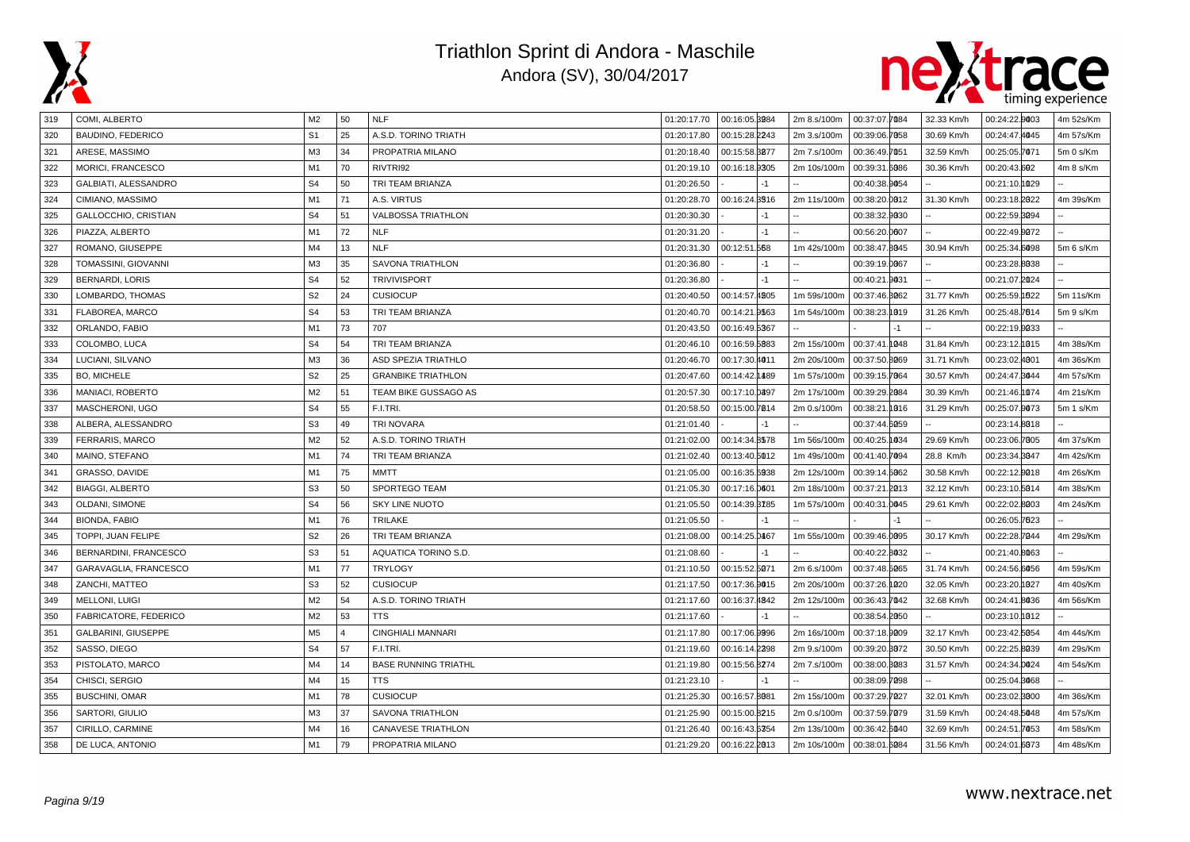# Triathlon Sprint di Andora - Maschile

Andora (SV), 30/04/2017

| | | | | | | | | | | | | |
|---|---|---|---|---|---|---|---|---|---|---|---|---|
| 319 | COMI, ALBERTO | M2 | 50 | NLF | 01:20:17.70 | 00:16:05.3984 | 2m 8.s/100m | 00:37:07.7084 | 32.33 Km/h | 00:24:22.9003 | 4m 52s/Km |
| 320 | BAUDINO, FEDERICO | S1 | 25 | A.S.D. TORINO TRIATH | 01:20:17.80 | 00:15:28.2243 | 2m 3.s/100m | 00:39:06.7058 | 30.69 Km/h | 00:24:47.4045 | 4m 57s/Km |
| 321 | ARESE, MASSIMO | M3 | 34 | PROPATRIA MILANO | 01:20:18.40 | 00:15:58.3877 | 2m 7.s/100m | 00:36:49.7051 | 32.59 Km/h | 00:25:05.7071 | 5m 0 s/Km |
| 322 | MORICI, FRANCESCO | M1 | 70 | RIVTRI92 | 01:20:19.10 | 00:16:18.9305 | 2m 10s/100m | 00:39:31.5086 | 30.36 Km/h | 00:20:43.602 | 4m 8 s/Km |
| 323 | GALBIATI, ALESSANDRO | S4 | 50 | TRI TEAM BRIANZA | 01:20:26.50 | - -1 | -- | 00:40:38.9054 | -- | 00:21:10.1029 | -- |
| 324 | CIMIANO, MASSIMO | M1 | 71 | A.S. VIRTUS | 01:20:28.70 | 00:16:24.3516 | 2m 11s/100m | 00:38:20.0012 | 31.30 Km/h | 00:23:18.2022 | 4m 39s/Km |
| 325 | GALLOCCHIO, CRISTIAN | S4 | 51 | VALBOSSA TRIATHLON | 01:20:30.30 | - -1 | -- | 00:38:32.9030 | -- | 00:22:59.3094 | -- |
| 326 | PIAZZA, ALBERTO | M1 | 72 | NLF | 01:20:31.20 | - -1 | -- | 00:56:20.0007 | -- | 00:22:49.9072 | -- |
| 327 | ROMANO, GIUSEPPE | M4 | 13 | NLF | 01:20:31.30 | 00:12:51.568 | 1m 42s/100m | 00:38:47.8045 | 30.94 Km/h | 00:25:34.6098 | 5m 6 s/Km |
| 328 | TOMASSINI, GIOVANNI | M3 | 35 | SAVONA TRIATHLON | 01:20:36.80 | - -1 | -- | 00:39:19.0067 | -- | 00:23:28.8038 | -- |
| 329 | BERNARDI, LORIS | S4 | 52 | TRIVIVISPORT | 01:20:36.80 | - -1 | -- | 00:40:21.9031 | -- | 00:21:07.2024 | -- |
| 330 | LOMBARDO, THOMAS | S2 | 24 | CUSIOCUP | 01:20:40.50 | 00:14:57.4305 | 1m 59s/100m | 00:37:46.3062 | 31.77 Km/h | 00:25:59.1022 | 5m 11s/Km |
| 331 | FLABOREA, MARCO | S4 | 53 | TRI TEAM BRIANZA | 01:20:40.70 | 00:14:21.9563 | 1m 54s/100m | 00:38:23.1019 | 31.26 Km/h | 00:25:48.7014 | 5m 9 s/Km |
| 332 | ORLANDO, FABIO | M1 | 73 | 707 | 01:20:43.50 | 00:16:49.5367 | -- | - -1 | -- | 00:22:19.9033 | -- |
| 333 | COLOMBO, LUCA | S4 | 54 | TRI TEAM BRIANZA | 01:20:46.10 | 00:16:59.5883 | 2m 15s/100m | 00:37:41.1048 | 31.84 Km/h | 00:23:12.1015 | 4m 38s/Km |
| 334 | LUCIANI, SILVANO | M3 | 36 | ASD SPEZIA TRIATHLO | 01:20:46.70 | 00:17:30.4011 | 2m 20s/100m | 00:37:50.3069 | 31.71 Km/h | 00:23:02.4001 | 4m 36s/Km |
| 335 | BO, MICHELE | S2 | 25 | GRANBIKE TRIATHLON | 01:20:47.60 | 00:14:42.1489 | 1m 57s/100m | 00:39:15.7064 | 30.57 Km/h | 00:24:47.3044 | 4m 57s/Km |
| 336 | MANIACI, ROBERTO | M2 | 51 | TEAM BIKE GUSSAGO AS | 01:20:57.30 | 00:17:10.0897 | 2m 17s/100m | 00:39:29.2084 | 30.39 Km/h | 00:21:46.1074 | 4m 21s/Km |
| 337 | MASCHERONI, UGO | S4 | 55 | F.I.TRI. | 01:20:58.50 | 00:15:00.7814 | 2m 0.s/100m | 00:38:21.1016 | 31.29 Km/h | 00:25:07.9073 | 5m 1 s/Km |
| 338 | ALBERA, ALESSANDRO | S3 | 49 | TRI NOVARA | 01:21:01.40 | - -1 | -- | 00:37:44.5059 | -- | 00:23:14.8018 | -- |
| 339 | FERRARIS, MARCO | M2 | 52 | A.S.D. TORINO TRIATH | 01:21:02.00 | 00:14:34.3578 | 1m 56s/100m | 00:40:25.1034 | 29.69 Km/h | 00:23:06.7005 | 4m 37s/Km |
| 340 | MAINO, STEFANO | M1 | 74 | TRI TEAM BRIANZA | 01:21:02.40 | 00:13:40.5012 | 1m 49s/100m | 00:41:40.7094 | 28.8 Km/h | 00:23:34.3047 | 4m 42s/Km |
| 341 | GRASSO, DAVIDE | M1 | 75 | MMTT | 01:21:05.00 | 00:16:35.5938 | 2m 12s/100m | 00:39:14.5062 | 30.58 Km/h | 00:22:12.9018 | 4m 26s/Km |
| 342 | BIAGGI, ALBERTO | S3 | 50 | SPORTEGO TEAM | 01:21:05.30 | 00:17:16.0601 | 2m 18s/100m | 00:37:21.2013 | 32.12 Km/h | 00:23:10.5014 | 4m 38s/Km |
| 343 | OLDANI, SIMONE | S4 | 56 | SKY LINE NUOTO | 01:21:05.50 | 00:14:39.3185 | 1m 57s/100m | 00:40:31.0045 | 29.61 Km/h | 00:22:02.8003 | 4m 24s/Km |
| 344 | BIONDA, FABIO | M1 | 76 | TRILAKE | 01:21:05.50 | - -1 | -- | - -1 | -- | 00:26:05.7023 | -- |
| 345 | TOPPI, JUAN FELIPE | S2 | 26 | TRI TEAM BRIANZA | 01:21:08.00 | 00:14:25.0467 | 1m 55s/100m | 00:39:46.0095 | 30.17 Km/h | 00:22:28.7044 | 4m 29s/Km |
| 346 | BERNARDINI, FRANCESCO | S3 | 51 | AQUATICA TORINO S.D. | 01:21:08.60 | - -1 | -- | 00:40:22.8032 | -- | 00:21:40.8063 | -- |
| 347 | GARAVAGLIA, FRANCESCO | M1 | 77 | TRYLOGY | 01:21:10.50 | 00:15:52.5071 | 2m 6.s/100m | 00:37:48.5065 | 31.74 Km/h | 00:24:56.6056 | 4m 59s/Km |
| 348 | ZANCHI, MATTEO | S3 | 52 | CUSIOCUP | 01:21:17.50 | 00:17:36.9015 | 2m 20s/100m | 00:37:26.1020 | 32.05 Km/h | 00:23:20.1027 | 4m 40s/Km |
| 349 | MELLONI, LUIGI | M2 | 54 | A.S.D. TORINO TRIATH | 01:21:17.60 | 00:16:37.4842 | 2m 12s/100m | 00:36:43.7042 | 32.68 Km/h | 00:24:41.8036 | 4m 56s/Km |
| 350 | FABRICATORE, FEDERICO | M2 | 53 | TTS | 01:21:17.60 | - -1 | -- | 00:38:54.2050 | -- | 00:23:10.1012 | -- |
| 351 | GALBARINI, GIUSEPPE | M5 | 4 | CINGHIALI MANNARI | 01:21:17.80 | 00:17:06.9996 | 2m 16s/100m | 00:37:18.9009 | 32.17 Km/h | 00:23:42.5054 | 4m 44s/Km |
| 352 | SASSO, DIEGO | S4 | 57 | F.I.TRI. | 01:21:19.60 | 00:16:14.2398 | 2m 9.s/100m | 00:39:20.3072 | 30.50 Km/h | 00:22:25.8039 | 4m 29s/Km |
| 353 | PISTOLATO, MARCO | M4 | 14 | BASE RUNNING TRIATHL | 01:21:19.80 | 00:15:56.3274 | 2m 7.s/100m | 00:38:00.3083 | 31.57 Km/h | 00:24:34.0024 | 4m 54s/Km |
| 354 | CHISCI, SERGIO | M4 | 15 | TTS | 01:21:23.10 | - -1 | -- | 00:38:09.7098 | -- | 00:25:04.3068 | -- |
| 355 | BUSCHINI, OMAR | M1 | 78 | CUSIOCUP | 01:21:25.30 | 00:16:57.8081 | 2m 15s/100m | 00:37:29.7027 | 32.01 Km/h | 00:23:02.3000 | 4m 36s/Km |
| 356 | SARTORI, GIULIO | M3 | 37 | SAVONA TRIATHLON | 01:21:25.90 | 00:15:00.8215 | 2m 0.s/100m | 00:37:59.7079 | 31.59 Km/h | 00:24:48.5048 | 4m 57s/Km |
| 357 | CIRILLO, CARMINE | M4 | 16 | CANAVESE TRIATHLON | 01:21:26.40 | 00:16:43.6354 | 2m 13s/100m | 00:36:42.6040 | 32.69 Km/h | 00:24:51.7053 | 4m 58s/Km |
| 358 | DE LUCA, ANTONIO | M1 | 79 | PROPATRIA MILANO | 01:21:29.20 | 00:16:22.2013 | 2m 10s/100m | 00:38:01.6084 | 31.56 Km/h | 00:24:01.6073 | 4m 48s/Km |

www.nextrace.net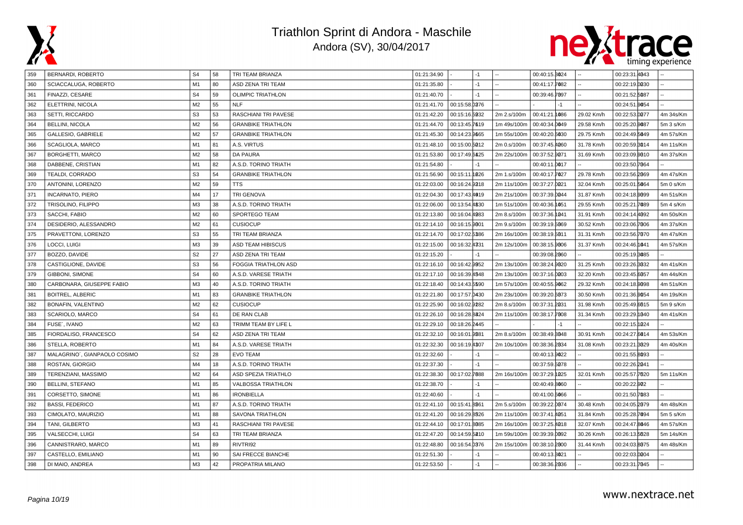# Triathlon Sprint di Andora - Maschile

Andora (SV), 30/04/2017

| 359 | BERNARDI, ROBERTO | S4 | 58 | TRI TEAM BRIANZA | 01:21:34.90 | | -1 | -- | 00:40:15.3024 | -- | 00:23:31.4043 | -- |
|---|---|---|---|---|---|---|---|---|---|---|---|---|
| 360 | SCIACCALUGA, ROBERTO | M1 | 80 | ASD ZENA TRI TEAM | 01:21:35.80 | | -1 | -- | 00:41:17.7082 | -- | 00:22:19.0030 | -- |
| 361 | FINAZZI, CESARE | S4 | 59 | OLIMPIC TRIATHLON | 01:21:40.70 | | -1 | -- | 00:39:46.7097 | -- | 00:21:52.5087 | -- |
| 362 | ELETTRINI, NICOLA | M2 | 55 | NLF | 01:21:41.70 | 00:15:58.0276 | | -- | | -1 | -- | 00:24:51.9054 | -- |
| 363 | SETTI, RICCARDO | S3 | 53 | RASCHIANI TRI PAVESE | 01:21:42.20 | 00:15:16.5932 | | 2m 2.s/100m | 00:41:21.1086 | 29.02 Km/h | 00:22:53.0277 | 4m 34s/Km |
| 364 | BELLINI, NICOLA | M2 | 56 | GRANBIKE TRIATHLON | 01:21:44.70 | 00:13:45.7619 | | 1m 49s/100m | 00:40:34.0049 | 29.58 Km/h | 00:25:20.9087 | 5m 3 s/Km |
| 365 | GALLESIO, GABRIELE | M2 | 57 | GRANBIKE TRIATHLON | 01:21:45.30 | 00:14:23.9665 | | 1m 55s/100m | 00:40:20.5030 | 29.75 Km/h | 00:24:49.5049 | 4m 57s/Km |
| 366 | SCAGLIOLA, MARCO | M1 | 81 | A.S. VIRTUS | 01:21:48.10 | 00:15:00.5012 | | 2m 0.s/100m | 00:37:45.4060 | 31.78 Km/h | 00:20:59.3014 | 4m 11s/Km |
| 367 | BORGHETTI, MARCO | M2 | 58 | DA PAURA | 01:21:53.80 | 00:17:49.5425 | | 2m 22s/100m | 00:37:52.9071 | 31.69 Km/h | 00:23:09.9010 | 4m 37s/Km |
| 368 | DABBENE, CRISTIAN | M1 | 82 | A.S.D. TORINO TRIATH | 01:21:54.80 | | -1 | -- | 00:40:11.0017 | -- | 00:23:50.7064 | -- |
| 369 | TEALDI, CORRADO | S3 | 54 | GRANBIKE TRIATHLON | 01:21:56.90 | 00:15:11.1626 | | 2m 1.s/100m | 00:40:17.7027 | 29.78 Km/h | 00:23:56.2069 | 4m 47s/Km |
| 370 | ANTONINI, LORENZO | M2 | 59 | TTS | 01:22:03.00 | 00:16:24.9218 | | 2m 11s/100m | 00:37:27.0021 | 32.04 Km/h | 00:25:01.5064 | 5m 0 s/Km |
| 371 | INCARNATO, PIERO | M4 | 17 | TRI GENOVA | 01:22:04.30 | 00:17:43.4019 | | 2m 21s/100m | 00:37:39.0044 | 31.87 Km/h | 00:24:18.9099 | 4m 51s/Km |
| 372 | TRISOLINO, FILIPPO | M3 | 38 | A.S.D. TORINO TRIATH | 01:22:06.00 | 00:13:54.4830 | | 1m 51s/100m | 00:40:36.1051 | 29.55 Km/h | 00:25:21.7089 | 5m 4 s/Km |
| 373 | SACCHI, FABIO | M2 | 60 | SPORTEGO TEAM | 01:22:13.80 | 00:16:04.4983 | | 2m 8.s/100m | 00:37:36.1041 | 31.91 Km/h | 00:24:14.4092 | 4m 50s/Km |
| 374 | DESIDERIO, ALESSANDRO | M2 | 61 | CUSIOCUP | 01:22:14.10 | 00:16:15.9001 | | 2m 9.s/100m | 00:39:19.5069 | 30.52 Km/h | 00:23:06.7006 | 4m 37s/Km |
| 375 | PRAVETTONI, LORENZO | S3 | 55 | TRI TEAM BRIANZA | 01:22:14.70 | 00:17:02.5386 | | 2m 16s/100m | 00:38:19.5011 | 31.31 Km/h | 00:23:56.7070 | 4m 47s/Km |
| 376 | LOCCI, LUIGI | M3 | 39 | ASD TEAM HIBISCUS | 01:22:15.00 | 00:16:32.4731 | | 2m 12s/100m | 00:38:15.9006 | 31.37 Km/h | 00:24:46.1041 | 4m 57s/Km |
| 377 | BOZZO, DAVIDE | S2 | 27 | ASD ZENA TRI TEAM | 01:22:15.20 | | -1 | -- | 00:39:08.2060 | -- | 00:25:19.3085 | -- |
| 378 | CASTIGLIONE, DAVIDE | S3 | 56 | FOGGIA TRIATHLON ASD | 01:22:16.10 | 00:16:42.9952 | | 2m 13s/100m | 00:38:24.9020 | 31.25 Km/h | 00:23:26.3032 | 4m 41s/Km |
| 379 | GIBBONI, SIMONE | S4 | 60 | A.S.D. VARESE TRIATH | 01:22:17.10 | 00:16:39.4548 | | 2m 13s/100m | 00:37:16.0003 | 32.20 Km/h | 00:23:45.6057 | 4m 44s/Km |
| 380 | CARBONARA, GIUSEPPE FABIO | M3 | 40 | A.S.D. TORINO TRIATH | 01:22:18.40 | 00:14:43.5590 | | 1m 57s/100m | 00:40:55.9062 | 29.32 Km/h | 00:24:18.9098 | 4m 51s/Km |
| 381 | BOITREL, ALBERIC | M1 | 83 | GRANBIKE TRIATHLON | 01:22:21.80 | 00:17:57.0430 | | 2m 23s/100m | 00:39:20.5073 | 30.50 Km/h | 00:21:36.9054 | 4m 19s/Km |
| 382 | BONAFIN, VALENTINO | M2 | 62 | CUSIOCUP | 01:22:25.90 | 00:16:02.9282 | | 2m 8.s/100m | 00:37:31.2031 | 31.98 Km/h | 00:25:49.6015 | 5m 9 s/Km |
| 383 | SCARIOLO, MARCO | S4 | 61 | DE RAN CLAB | 01:22:26.10 | 00:16:28.8424 | | 2m 11s/100m | 00:38:17.7008 | 31.34 Km/h | 00:23:29.1040 | 4m 41s/Km |
| 384 | FUSE', IVANO | M2 | 63 | TRIMM TEAM BY LIFE L | 01:22:29.10 | 00:18:26.2445 | | -- | | -1 | -- | 00:22:15.1024 | -- |
| 385 | FIORDALISO, FRANCESCO | S4 | 62 | ASD ZENA TRI TEAM | 01:22:32.10 | 00:16:01.9581 | | 2m 8.s/100m | 00:38:49.3048 | 30.91 Km/h | 00:24:27.6014 | 4m 53s/Km |
| 386 | STELLA, ROBERTO | M1 | 84 | A.S.D. VARESE TRIATH | 01:22:32.30 | 00:16:19.4307 | | 2m 10s/100m | 00:38:36.2034 | 31.08 Km/h | 00:23:21.3029 | 4m 40s/Km |
| 387 | MALAGRINO', GIANPAOLO COSIMO | S2 | 28 | EVO TEAM | 01:22:32.60 | | -1 | -- | 00:40:13.9022 | -- | 00:21:55.8093 | -- |
| 388 | ROSTAN, GIORGIO | M4 | 18 | A.S.D. TORINO TRIATH | 01:22:37.30 | | -1 | -- | 00:37:59.5078 | -- | 00:22:26.2041 | -- |
| 389 | TERENZIANI, MASSIMO | M2 | 64 | ASD SPEZIA TRIATHLO | 01:22:38.30 | 00:17:02.7688 | | 2m 16s/100m | 00:37:29.1025 | 32.01 Km/h | 00:25:57.7020 | 5m 11s/Km |
| 390 | BELLINI, STEFANO | M1 | 85 | VALBOSSA TRIATHLON | 01:22:38.70 | | -1 | -- | 00:40:49.3060 | -- | 00:20:22.902 | -- |
| 391 | CORSETTO, SIMONE | M1 | 86 | IRONBIELLA | 01:22:40.60 | | -1 | -- | 00:41:00.5066 | -- | 00:21:50.7083 | -- |
| 392 | BASSI, FEDERICO | M1 | 87 | A.S.D. TORINO TRIATH | 01:22:41.10 | 00:15:41.3561 | | 2m 5.s/100m | 00:39:22.0074 | 30.48 Km/h | 00:24:05.2079 | 4m 48s/Km |
| 393 | CIMOLATO, MAURIZIO | M1 | 88 | SAVONA TRIATHLON | 01:22:41.20 | 00:16:29.3526 | | 2m 11s/100m | 00:37:41.4051 | 31.84 Km/h | 00:25:28.7094 | 5m 5 s/Km |
| 394 | TANI, GILBERTO | M3 | 41 | RASCHIANI TRI PAVESE | 01:22:44.10 | 00:17:01.3085 | | 2m 16s/100m | 00:37:25.4018 | 32.07 Km/h | 00:24:47.8046 | 4m 57s/Km |
| 395 | VALSECCHI, LUIGI | S4 | 63 | TRI TEAM BRIANZA | 01:22:47.20 | 00:14:59.5210 | | 1m 59s/100m | 00:39:39.0092 | 30.26 Km/h | 00:26:13.5028 | 5m 14s/Km |
| 396 | CANNISTRARO, MARCO | M1 | 89 | RIVTRI92 | 01:22:48.80 | 00:16:54.0376 | | 2m 15s/100m | 00:38:10.2000 | 31.44 Km/h | 00:24:03.8075 | 4m 48s/Km |
| 397 | CASTELLO, EMILIANO | M1 | 90 | SAI FRECCE BIANCHE | 01:22:51.30 | | -1 | -- | 00:40:13.3021 | -- | 00:22:03.0004 | -- |
| 398 | DI MAIO, ANDREA | M3 | 42 | PROPATRIA MILANO | 01:22:53.50 | | -1 | -- | 00:38:36.2036 | -- | 00:23:31.7045 | -- |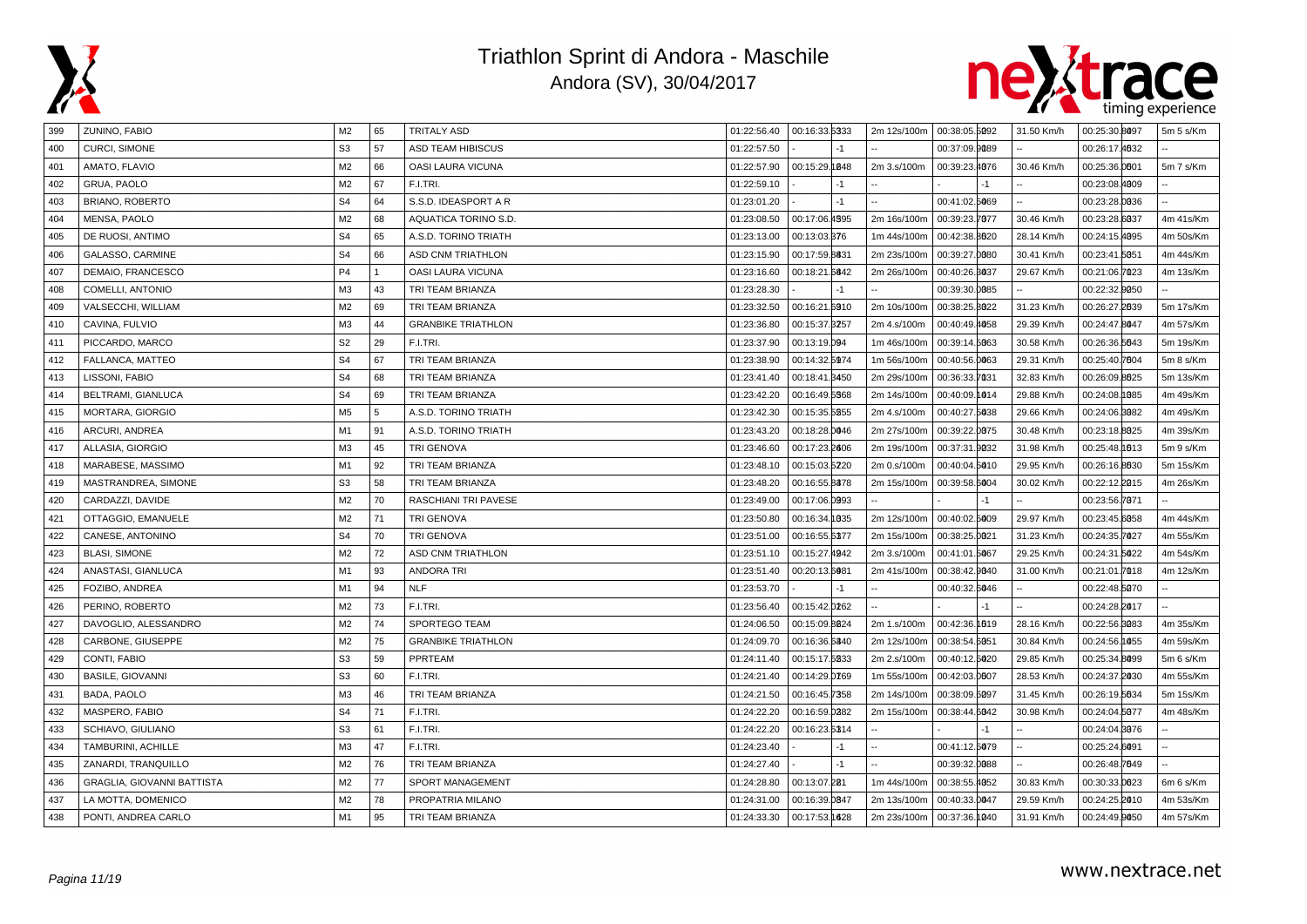# Triathlon Sprint di Andora - Maschile

Andora (SV), 30/04/2017

| | | | | | | | | | | | | |
|---|---|---|---|---|---|---|---|---|---|---|---|---|
| 399 | ZUNINO, FABIO | M2 | 65 | TRITALY ASD | 01:22:56.40 | 00:16:33.5333 | 2m 12s/100m | 00:38:05.5092 | 31.50 Km/h | 00:25:30.8097 | 5m 5 s/Km |
| 400 | CURCI, SIMONE | S3 | 57 | ASD TEAM HIBISCUS | 01:22:57.50 | -1 | -- | 00:37:09.9089 | -- | 00:26:17.4032 | -- |
| 401 | AMATO, FLAVIO | M2 | 66 | OASI LAURA VICUNA | 01:22:57.90 | 00:15:29.1048 | 2m 3.s/100m | 00:39:23.4076 | 30.46 Km/h | 00:25:36.0001 | 5m 7 s/Km |
| 402 | GRUA, PAOLO | M2 | 67 | F.I.TRI. | 01:22:59.10 | -1 | -- | -1 | -- | 00:23:08.4009 | -- |
| 403 | BRIANO, ROBERTO | S4 | 64 | S.S.D. IDEASPORT A R | 01:23:01.20 | -1 | -- | 00:41:02.5069 | -- | 00:23:28.0036 | -- |
| 404 | MENSA, PAOLO | M2 | 68 | AQUATICA TORINO S.D. | 01:23:08.50 | 00:17:06.4595 | 2m 16s/100m | 00:39:23.7077 | 30.46 Km/h | 00:23:28.6037 | 4m 41s/Km |
| 405 | DE RUOSI, ANTIMO | S4 | 65 | A.S.D. TORINO TRIATH | 01:23:13.00 | 00:13:03.376 | 1m 44s/100m | 00:42:38.3620 | 28.14 Km/h | 00:24:15.4095 | 4m 50s/Km |
| 406 | GALASSO, CARMINE | S4 | 66 | ASD CNM TRIATHLON | 01:23:15.90 | 00:17:59.3831 | 2m 23s/100m | 00:39:27.0080 | 30.41 Km/h | 00:23:41.5051 | 4m 44s/Km |
| 407 | DEMAIO, FRANCESCO | P4 | 1 | OASI LAURA VICUNA | 01:23:16.60 | 00:18:21.5842 | 2m 26s/100m | 00:40:26.3037 | 29.67 Km/h | 00:21:06.7023 | 4m 13s/Km |
| 408 | COMELLI, ANTONIO | M3 | 43 | TRI TEAM BRIANZA | 01:23:28.30 | -1 | -- | 00:39:30.0085 | -- | 00:22:32.9050 | -- |
| 409 | VALSECCHI, WILLIAM | M2 | 69 | TRI TEAM BRIANZA | 01:23:32.50 | 00:16:21.5910 | 2m 10s/100m | 00:38:25.3022 | 31.23 Km/h | 00:26:27.2039 | 5m 17s/Km |
| 410 | CAVINA, FULVIO | M3 | 44 | GRANBIKE TRIATHLON | 01:23:36.80 | 00:15:37.3257 | 2m 4.s/100m | 00:40:49.4058 | 29.39 Km/h | 00:24:47.8047 | 4m 57s/Km |
| 411 | PICCARDO, MARCO | S2 | 29 | F.I.TRI. | 01:23:37.90 | 00:13:19.094 | 1m 46s/100m | 00:39:14.5063 | 30.58 Km/h | 00:26:36.5043 | 5m 19s/Km |
| 412 | FALLANCA, MATTEO | S4 | 67 | TRI TEAM BRIANZA | 01:23:38.90 | 00:14:32.5974 | 1m 56s/100m | 00:40:56.0063 | 29.31 Km/h | 00:25:40.7004 | 5m 8 s/Km |
| 413 | LISSONI, FABIO | S4 | 68 | TRI TEAM BRIANZA | 01:23:41.40 | 00:18:41.3450 | 2m 29s/100m | 00:36:33.7031 | 32.83 Km/h | 00:26:09.8025 | 5m 13s/Km |
| 414 | BELTRAMI, GIANLUCA | S4 | 69 | TRI TEAM BRIANZA | 01:23:42.20 | 00:16:49.5568 | 2m 14s/100m | 00:40:09.1014 | 29.88 Km/h | 00:24:08.1085 | 4m 49s/Km |
| 415 | MORTARA, GIORGIO | M5 | 5 | A.S.D. TORINO TRIATH | 01:23:42.30 | 00:15:35.5855 | 2m 4.s/100m | 00:40:27.5038 | 29.66 Km/h | 00:24:06.3082 | 4m 49s/Km |
| 416 | ARCURI, ANDREA | M1 | 91 | A.S.D. TORINO TRIATH | 01:23:43.20 | 00:18:28.0046 | 2m 27s/100m | 00:39:22.0075 | 30.48 Km/h | 00:23:18.8025 | 4m 39s/Km |
| 417 | ALLASIA, GIORGIO | M3 | 45 | TRI GENOVA | 01:23:46.60 | 00:17:23.2606 | 2m 19s/100m | 00:37:31.9032 | 31.98 Km/h | 00:25:48.1013 | 5m 9 s/Km |
| 418 | MARABESE, MASSIMO | M1 | 92 | TRI TEAM BRIANZA | 01:23:48.10 | 00:15:03.5220 | 2m 0.s/100m | 00:40:04.5010 | 29.95 Km/h | 00:26:16.8030 | 5m 15s/Km |
| 419 | MASTRANDREA, SIMONE | S3 | 58 | TRI TEAM BRIANZA | 01:23:48.20 | 00:16:55.3878 | 2m 15s/100m | 00:39:58.6004 | 30.02 Km/h | 00:22:12.2015 | 4m 26s/Km |
| 420 | CARDAZZI, DAVIDE | M2 | 70 | RASCHIANI TRI PAVESE | 01:23:49.00 | 00:17:06.0993 | -- | -1 | -- | 00:23:56.7071 | -- |
| 421 | OTTAGGIO, EMANUELE | M2 | 71 | TRI GENOVA | 01:23:50.80 | 00:16:34.1035 | 2m 12s/100m | 00:40:02.5009 | 29.97 Km/h | 00:23:45.6058 | 4m 44s/Km |
| 422 | CANESE, ANTONINO | S4 | 70 | TRI GENOVA | 01:23:51.00 | 00:16:55.5377 | 2m 15s/100m | 00:38:25.0021 | 31.23 Km/h | 00:24:35.7027 | 4m 55s/Km |
| 423 | BLASI, SIMONE | M2 | 72 | ASD CNM TRIATHLON | 01:23:51.10 | 00:15:27.4942 | 2m 3.s/100m | 00:41:01.5067 | 29.25 Km/h | 00:24:31.5022 | 4m 54s/Km |
| 424 | ANASTASI, GIANLUCA | M1 | 93 | ANDORA TRI | 01:23:51.40 | 00:20:13.5981 | 2m 41s/100m | 00:38:42.9040 | 31.00 Km/h | 00:21:01.7018 | 4m 12s/Km |
| 425 | FOZIBO, ANDREA | M1 | 94 | NLF | 01:23:53.70 | -1 | -- | 00:40:32.5046 | -- | 00:22:48.5070 | -- |
| 426 | PERINO, ROBERTO | M2 | 73 | F.I.TRI. | 01:23:56.40 | 00:15:42.0262 | -- | -1 | -- | 00:24:28.2017 | -- |
| 427 | DAVOGLIO, ALESSANDRO | M2 | 74 | SPORTEGO TEAM | 01:24:06.50 | 00:15:09.3624 | 2m 1.s/100m | 00:42:36.1019 | 28.16 Km/h | 00:22:56.3083 | 4m 35s/Km |
| 428 | CARBONE, GIUSEPPE | M2 | 75 | GRANBIKE TRIATHLON | 01:24:09.70 | 00:16:36.6340 | 2m 12s/100m | 00:38:54.6051 | 30.84 Km/h | 00:24:56.1055 | 4m 59s/Km |
| 429 | CONTI, FABIO | S3 | 59 | PPRTEAM | 01:24:11.40 | 00:15:17.5833 | 2m 2.s/100m | 00:40:12.5020 | 29.85 Km/h | 00:25:34.8099 | 5m 6 s/Km |
| 430 | BASILE, GIOVANNI | S3 | 60 | F.I.TRI. | 01:24:21.40 | 00:14:29.0169 | 1m 55s/100m | 00:42:03.0007 | 28.53 Km/h | 00:24:37.2030 | 4m 55s/Km |
| 431 | BADA, PAOLO | M3 | 46 | TRI TEAM BRIANZA | 01:24:21.50 | 00:16:45.7358 | 2m 14s/100m | 00:38:09.5097 | 31.45 Km/h | 00:26:19.5034 | 5m 15s/Km |
| 432 | MASPERO, FABIO | S4 | 71 | F.I.TRI. | 01:24:22.20 | 00:16:59.0382 | 2m 15s/100m | 00:38:44.5042 | 30.98 Km/h | 00:24:04.5077 | 4m 48s/Km |
| 433 | SCHIAVO, GIULIANO | S3 | 61 | F.I.TRI. | 01:24:22.20 | 00:16:23.5314 | -- | -1 | -- | 00:24:04.3076 | -- |
| 434 | TAMBURINI, ACHILLE | M3 | 47 | F.I.TRI. | 01:24:23.40 | -1 | -- | 00:41:12.5079 | -- | 00:25:24.5091 | -- |
| 435 | ZANARDI, TRANQUILLO | M2 | 76 | TRI TEAM BRIANZA | 01:24:27.40 | -1 | -- | 00:39:32.0088 | -- | 00:26:48.7049 | -- |
| 436 | GRAGLIA, GIOVANNI BATTISTA | M2 | 77 | SPORT MANAGEMENT | 01:24:28.80 | 00:13:07.281 | 1m 44s/100m | 00:38:55.4052 | 30.83 Km/h | 00:30:33.0023 | 6m 6 s/Km |
| 437 | LA MOTTA, DOMENICO | M2 | 78 | PROPATRIA MILANO | 01:24:31.00 | 00:16:39.0847 | 2m 13s/100m | 00:40:33.0047 | 29.59 Km/h | 00:24:25.2010 | 4m 53s/Km |
| 438 | PONTI, ANDREA CARLO | M1 | 95 | TRI TEAM BRIANZA | 01:24:33.30 | 00:17:53.1028 | 2m 23s/100m | 00:37:36.1040 | 31.91 Km/h | 00:24:49.9050 | 4m 57s/Km |

www.nextrace.net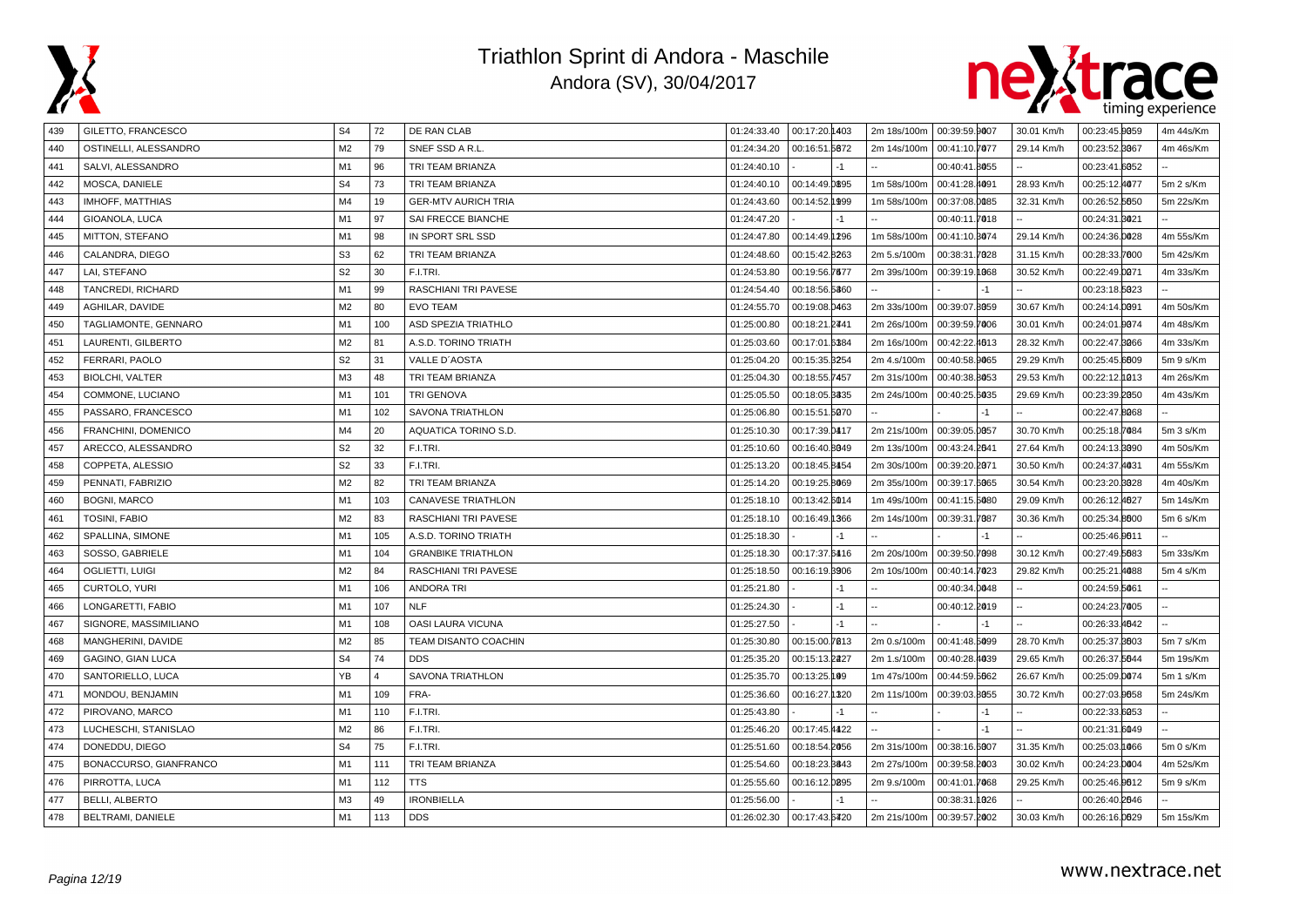# Triathlon Sprint di Andora - Maschile

Andora (SV), 30/04/2017

| | | | | | | | | | | | | | |
|---|---|---|---|---|---|---|---|---|---|---|---|---|---|
| 439 | GILETTO, FRANCESCO | S4 | 72 | DE RAN CLAB | 01:24:33.40 | 00:17:20.1403 | | 2m 18s/100m | 00:39:59.9007 | | 30.01 Km/h | 00:23:45.9059 | 4m 44s/Km |
| 440 | OSTINELLI, ALESSANDRO | M2 | 79 | SNEF SSD A R.L. | 01:24:34.20 | 00:16:51.5672 | | 2m 14s/100m | 00:41:10.7077 | | 29.14 Km/h | 00:23:52.3067 | 4m 46s/Km |
| 441 | SALVI, ALESSANDRO | M1 | 96 | TRI TEAM BRIANZA | 01:24:40.10 | | -1 | -- | 00:40:41.3055 | | -- | 00:23:41.6052 | -- |
| 442 | MOSCA, DANIELE | S4 | 73 | TRI TEAM BRIANZA | 01:24:40.10 | 00:14:49.0895 | | 1m 58s/100m | 00:41:28.4091 | | 28.93 Km/h | 00:25:12.4077 | 5m 2 s/Km |
| 443 | IMHOFF, MATTHIAS | M4 | 19 | GER-MTV AURICH TRIA | 01:24:43.60 | 00:14:52.1999 | | 1m 58s/100m | 00:37:08.0085 | | 32.31 Km/h | 00:26:52.5050 | 5m 22s/Km |
| 444 | GIOANOLA, LUCA | M1 | 97 | SAI FRECCE BIANCHE | 01:24:47.20 | | -1 | -- | 00:40:11.7018 | | -- | 00:24:31.3021 | -- |
| 445 | MITTON, STEFANO | M1 | 98 | IN SPORT SRL SSD | 01:24:47.80 | 00:14:49.1296 | | 1m 58s/100m | 00:41:10.3074 | | 29.14 Km/h | 00:24:36.0028 | 4m 55s/Km |
| 446 | CALANDRA, DIEGO | S3 | 62 | TRI TEAM BRIANZA | 01:24:48.60 | 00:15:42.3263 | | 2m 5.s/100m | 00:38:31.7028 | | 31.15 Km/h | 00:28:33.7600 | 5m 42s/Km |
| 447 | LAI, STEFANO | S2 | 30 | F.I.TRI. | 01:24:53.80 | 00:19:56.7677 | | 2m 39s/100m | 00:39:19.1068 | | 30.52 Km/h | 00:22:49.0071 | 4m 33s/Km |
| 448 | TANCREDI, RICHARD | M1 | 99 | RASCHIANI TRI PAVESE | 01:24:54.40 | 00:18:56.5360 | | -- | | -1 | -- | 00:23:18.5023 | -- |
| 449 | AGHILAR, DAVIDE | M2 | 80 | EVO TEAM | 01:24:55.70 | 00:19:08.0463 | | 2m 33s/100m | 00:39:07.3059 | | 30.67 Km/h | 00:24:14.0091 | 4m 50s/Km |
| 450 | TAGLIAMONTE, GENNARO | M1 | 100 | ASD SPEZIA TRIATHLO | 01:25:00.80 | 00:18:21.2441 | | 2m 26s/100m | 00:39:59.7006 | | 30.01 Km/h | 00:24:01.9074 | 4m 48s/Km |
| 451 | LAURENTI, GILBERTO | M2 | 81 | A.S.D. TORINO TRIATH | 01:25:03.60 | 00:17:01.5384 | | 2m 16s/100m | 00:42:22.4613 | | 28.32 Km/h | 00:22:47.3066 | 4m 33s/Km |
| 452 | FERRARI, PAOLO | S2 | 31 | VALLE D´AOSTA | 01:25:04.20 | 00:15:35.3254 | | 2m 4.s/100m | 00:40:58.9065 | | 29.29 Km/h | 00:25:45.6609 | 5m 9 s/Km |
| 453 | BIOLCHI, VALTER | M3 | 48 | TRI TEAM BRIANZA | 01:25:04.30 | 00:18:55.7457 | | 2m 31s/100m | 00:40:38.8053 | | 29.53 Km/h | 00:22:12.1013 | 4m 26s/Km |
| 454 | COMMONE, LUCIANO | M1 | 101 | TRI GENOVA | 01:25:05.50 | 00:18:05.3835 | | 2m 24s/100m | 00:40:25.5035 | | 29.69 Km/h | 00:23:39.2050 | 4m 43s/Km |
| 455 | PASSARO, FRANCESCO | M1 | 102 | SAVONA TRIATHLON | 01:25:06.80 | 00:15:51.5070 | | -- | | -1 | -- | 00:22:47.8068 | -- |
| 456 | FRANCHINI, DOMENICO | M4 | 20 | AQUATICA TORINO S.D. | 01:25:10.30 | 00:17:39.0417 | | 2m 21s/100m | 00:39:05.0057 | | 30.70 Km/h | 00:25:18.7084 | 5m 3 s/Km |
| 457 | ARECCO, ALESSANDRO | S2 | 32 | F.I.TRI. | 01:25:10.60 | 00:16:40.8049 | | 2m 13s/100m | 00:43:24.2641 | | 27.64 Km/h | 00:24:13.3090 | 4m 50s/Km |
| 458 | COPPETA, ALESSIO | S2 | 33 | F.I.TRI. | 01:25:13.20 | 00:18:45.8454 | | 2m 30s/100m | 00:39:20.2071 | | 30.50 Km/h | 00:24:37.4031 | 4m 55s/Km |
| 459 | PENNATI, FABRIZIO | M2 | 82 | TRI TEAM BRIANZA | 01:25:14.20 | 00:19:25.8069 | | 2m 35s/100m | 00:39:17.6065 | | 30.54 Km/h | 00:23:20.3028 | 4m 40s/Km |
| 460 | BOGNI, MARCO | M1 | 103 | CANAVESE TRIATHLON | 01:25:18.10 | 00:13:42.5014 | | 1m 49s/100m | 00:41:15.5080 | | 29.09 Km/h | 00:26:12.4627 | 5m 14s/Km |
| 461 | TOSINI, FABIO | M2 | 83 | RASCHIANI TRI PAVESE | 01:25:18.10 | 00:16:49.1366 | | 2m 14s/100m | 00:39:31.7087 | | 30.36 Km/h | 00:25:34.8500 | 5m 6 s/Km |
| 462 | SPALLINA, SIMONE | M1 | 105 | A.S.D. TORINO TRIATH | 01:25:18.30 | | -1 | -- | | -1 | -- | 00:25:46.9011 | -- |
| 463 | SOSSO, GABRIELE | M1 | 104 | GRANBIKE TRIATHLON | 01:25:18.30 | 00:17:37.6416 | | 2m 20s/100m | 00:39:50.7098 | | 30.12 Km/h | 00:27:49.5683 | 5m 33s/Km |
| 464 | OGLIETTI, LUIGI | M2 | 84 | RASCHIANI TRI PAVESE | 01:25:18.50 | 00:16:19.3906 | | 2m 10s/100m | 00:40:14.7023 | | 29.82 Km/h | 00:25:21.4088 | 5m 4 s/Km |
| 465 | CURTOLO, YURI | M1 | 106 | ANDORA TRI | 01:25:21.80 | | -1 | -- | 00:40:34.0048 | | -- | 00:24:59.5061 | -- |
| 466 | LONGARETTI, FABIO | M1 | 107 | NLF | 01:25:24.30 | | -1 | -- | 00:40:12.2019 | | -- | 00:24:23.7005 | -- |
| 467 | SIGNORE, MASSIMILIANO | M1 | 108 | OASI LAURA VICUNA | 01:25:27.50 | | -1 | -- | | -1 | -- | 00:26:33.4542 | -- |
| 468 | MANGHERINI, DAVIDE | M2 | 85 | TEAM DISANTO COACHIN | 01:25:30.80 | 00:15:00.7613 | | 2m 0.s/100m | 00:41:48.5099 | | 28.70 Km/h | 00:25:37.3603 | 5m 7 s/Km |
| 469 | GAGINO, GIAN LUCA | S4 | 74 | DDS | 01:25:35.20 | 00:15:13.2827 | | 2m 1.s/100m | 00:40:28.4039 | | 29.65 Km/h | 00:26:37.5644 | 5m 19s/Km |
| 470 | SANTORIELLO, LUCA | YB | 4 | SAVONA TRIATHLON | 01:25:35.70 | 00:13:25.109 | | 1m 47s/100m | 00:44:59.5662 | | 26.67 Km/h | 00:25:09.0074 | 5m 1 s/Km |
| 471 | MONDOU, BENJAMIN | M1 | 109 | FRA- | 01:25:36.60 | 00:16:27.1320 | | 2m 11s/100m | 00:39:03.8055 | | 30.72 Km/h | 00:27:03.9058 | 5m 24s/Km |
| 472 | PIROVANO, MARCO | M1 | 110 | F.I.TRI. | 01:25:43.80 | | -1 | -- | | -1 | -- | 00:22:33.6053 | -- |
| 473 | LUCHESCHI, STANISLAO | M2 | 86 | F.I.TRI. | 01:25:46.20 | 00:17:45.4422 | | -- | | -1 | -- | 00:21:31.6049 | -- |
| 474 | DONEDDU, DIEGO | S4 | 75 | F.I.TRI. | 01:25:51.60 | 00:18:54.2056 | | 2m 31s/100m | 00:38:16.5007 | | 31.35 Km/h | 00:25:03.1066 | 5m 0 s/Km |
| 475 | BONACCURSO, GIANFRANCO | M1 | 111 | TRI TEAM BRIANZA | 01:25:54.60 | 00:18:23.3843 | | 2m 27s/100m | 00:39:58.2003 | | 30.02 Km/h | 00:24:23.0004 | 4m 52s/Km |
| 476 | PIRROTTA, LUCA | M1 | 112 | TTS | 01:25:55.60 | 00:16:12.0295 | | 2m 9.s/100m | 00:41:01.7068 | | 29.25 Km/h | 00:25:46.9012 | 5m 9 s/Km |
| 477 | BELLI, ALBERTO | M3 | 49 | IRONBIELLA | 01:25:56.00 | | -1 | -- | 00:38:31.1026 | | -- | 00:26:40.2046 | -- |
| 478 | BELTRAMI, DANIELE | M1 | 113 | DDS | 01:26:02.30 | 00:17:43.6420 | | 2m 21s/100m | 00:39:57.2002 | | 30.03 Km/h | 00:26:16.0629 | 5m 15s/Km |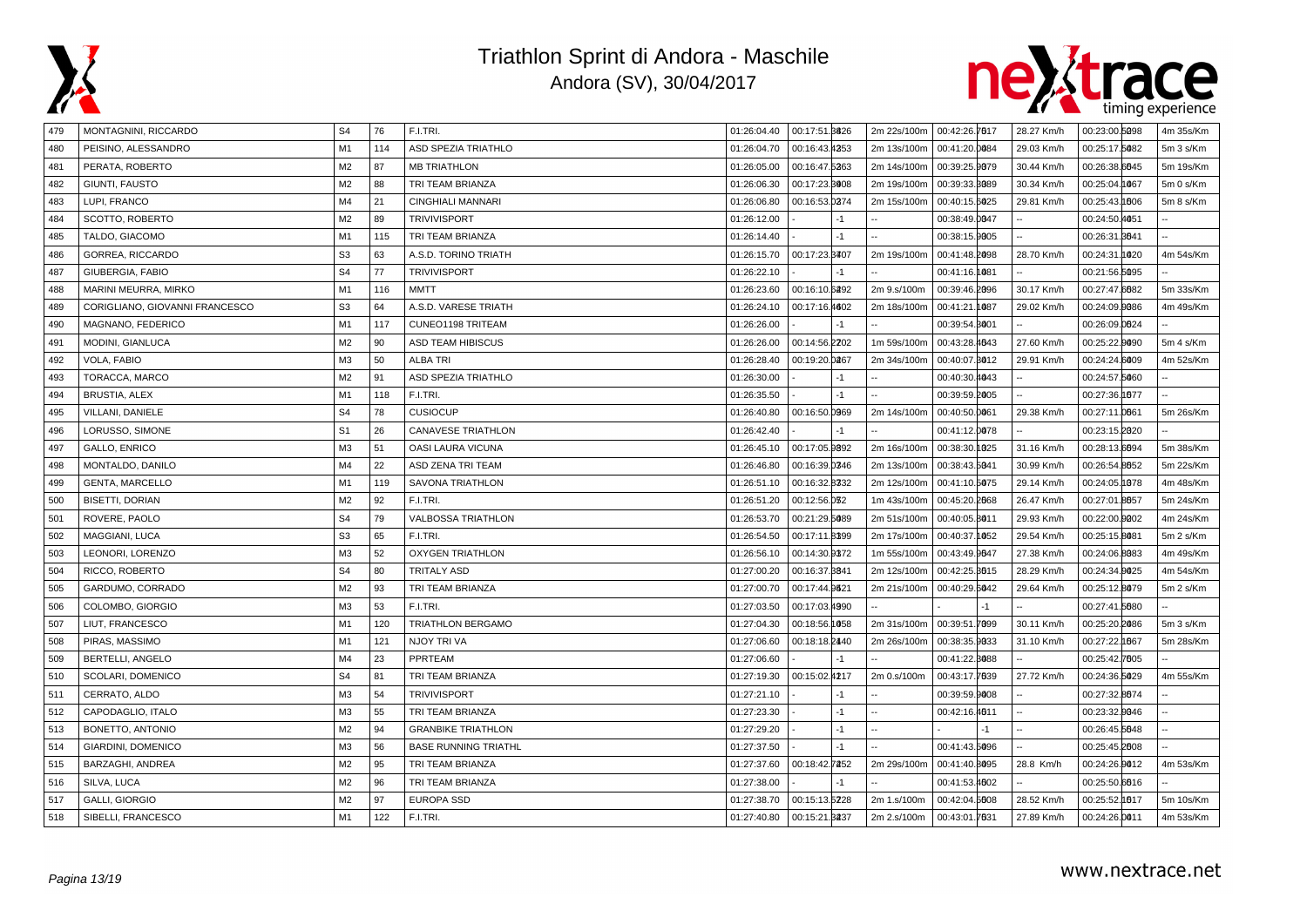# Triathlon Sprint di Andora - Maschile

Andora (SV), 30/04/2017

| | | | | | | | | | | | |
|---|---|---|---|---|---|---|---|---|---|---|---|
| 479 | MONTAGNINI, RICCARDO | S4 | 76 | F.I.TRI. | 01:26:04.40 | 00:17:51.3826 | 2m 22s/100m | 00:42:26.7617 | 28.27 Km/h | 00:23:00.5298 | 4m 35s/Km |
| 480 | PEISINO, ALESSANDRO | M1 | 114 | ASD SPEZIA TRIATHLO | 01:26:04.70 | 00:16:43.4253 | 2m 13s/100m | 00:41:20.0084 | 29.03 Km/h | 00:25:17.5082 | 5m 3 s/Km |
| 481 | PERATA, ROBERTO | M2 | 87 | MB TRIATHLON | 01:26:05.00 | 00:16:47.5263 | 2m 14s/100m | 00:39:25.3079 | 30.44 Km/h | 00:26:38.6045 | 5m 19s/Km |
| 482 | GIUNTI, FAUSTO | M2 | 88 | TRI TEAM BRIANZA | 01:26:06.30 | 00:17:23.3008 | 2m 19s/100m | 00:39:33.3089 | 30.34 Km/h | 00:25:04.1067 | 5m 0 s/Km |
| 483 | LUPI, FRANCO | M4 | 21 | CINGHIALI MANNARI | 01:26:06.80 | 00:16:53.0274 | 2m 15s/100m | 00:40:15.5025 | 29.81 Km/h | 00:25:43.1006 | 5m 8 s/Km |
| 484 | SCOTTO, ROBERTO | M2 | 89 | TRIVIVISPORT | 01:26:12.00 | -1 | -- | 00:38:49.0047 | -- | 00:24:50.4051 | -- |
| 485 | TALDO, GIACOMO | M1 | 115 | TRI TEAM BRIANZA | 01:26:14.40 | -1 | -- | 00:38:15.9005 | -- | 00:26:31.3641 | -- |
| 486 | GORREA, RICCARDO | S3 | 63 | A.S.D. TORINO TRIATH | 01:26:15.70 | 00:17:23.3407 | 2m 19s/100m | 00:41:48.2098 | 28.70 Km/h | 00:24:31.1020 | 4m 54s/Km |
| 487 | GIUBERGIA, FABIO | S4 | 77 | TRIVIVISPORT | 01:26:22.10 | -1 | -- | 00:41:16.1081 | -- | 00:21:56.5095 | -- |
| 488 | MARINI MEURRA, MIRKO | M1 | 116 | MMTT | 01:26:23.60 | 00:16:10.6292 | 2m 9.s/100m | 00:39:46.2096 | 30.17 Km/h | 00:27:47.6682 | 5m 33s/Km |
| 489 | CORIGLIANO, GIOVANNI FRANCESCO | S3 | 64 | A.S.D. VARESE TRIATH | 01:26:24.10 | 00:17:16.4602 | 2m 18s/100m | 00:41:21.1087 | 29.02 Km/h | 00:24:09.9086 | 4m 49s/Km |
| 490 | MAGNANO, FEDERICO | M1 | 117 | CUNEO1198 TRITEAM | 01:26:26.00 | -1 | -- | 00:39:54.3001 | -- | 00:26:09.0624 | -- |
| 491 | MODINI, GIANLUCA | M2 | 90 | ASD TEAM HIBISCUS | 01:26:26.00 | 00:14:56.2202 | 1m 59s/100m | 00:43:28.4643 | 27.60 Km/h | 00:25:22.9090 | 5m 4 s/Km |
| 492 | VOLA, FABIO | M3 | 50 | ALBA TRI | 01:26:28.40 | 00:19:20.0267 | 2m 34s/100m | 00:40:07.3012 | 29.91 Km/h | 00:24:24.6009 | 4m 52s/Km |
| 493 | TORACCA, MARCO | M2 | 91 | ASD SPEZIA TRIATHLO | 01:26:30.00 | -1 | -- | 00:40:30.4043 | -- | 00:24:57.5060 | -- |
| 494 | BRUSTIA, ALEX | M1 | 118 | F.I.TRI. | 01:26:35.50 | -1 | -- | 00:39:59.2005 | -- | 00:27:36.1077 | -- |
| 495 | VILLANI, DANIELE | S4 | 78 | CUSIOCUP | 01:26:40.80 | 00:16:50.0969 | 2m 14s/100m | 00:40:50.0061 | 29.38 Km/h | 00:27:11.0661 | 5m 26s/Km |
| 496 | LORUSSO, SIMONE | S1 | 26 | CANAVESE TRIATHLON | 01:26:42.40 | -1 | -- | 00:41:12.0078 | -- | 00:23:15.2020 | -- |
| 497 | GALLO, ENRICO | M3 | 51 | OASI LAURA VICUNA | 01:26:45.10 | 00:17:05.9892 | 2m 16s/100m | 00:38:30.1025 | 31.16 Km/h | 00:28:13.6094 | 5m 38s/Km |
| 498 | MONTALDO, DANILO | M4 | 22 | ASD ZENA TRI TEAM | 01:26:46.80 | 00:16:39.0346 | 2m 13s/100m | 00:38:43.5041 | 30.99 Km/h | 00:26:54.8052 | 5m 22s/Km |
| 499 | GENTA, MARCELLO | M1 | 119 | SAVONA TRIATHLON | 01:26:51.10 | 00:16:32.8332 | 2m 12s/100m | 00:41:10.5075 | 29.14 Km/h | 00:24:05.1078 | 4m 48s/Km |
| 500 | BISETTI, DORIAN | M2 | 92 | F.I.TRI. | 01:26:51.20 | 00:12:56.052 | 1m 43s/100m | 00:45:20.2668 | 26.47 Km/h | 00:27:01.8657 | 5m 24s/Km |
| 501 | ROVERE, PAOLO | S4 | 79 | VALBOSSA TRIATHLON | 01:26:53.70 | 00:21:29.5089 | 2m 51s/100m | 00:40:05.3011 | 29.93 Km/h | 00:22:00.9002 | 4m 24s/Km |
| 502 | MAGGIANI, LUCA | S3 | 65 | F.I.TRI. | 01:26:54.50 | 00:17:11.3399 | 2m 17s/100m | 00:40:37.1052 | 29.54 Km/h | 00:25:15.8081 | 5m 2 s/Km |
| 503 | LEONORI, LORENZO | M3 | 52 | OXYGEN TRIATHLON | 01:26:56.10 | 00:14:30.9372 | 1m 55s/100m | 00:43:49.9647 | 27.38 Km/h | 00:24:06.8083 | 4m 49s/Km |
| 504 | RICCO, ROBERTO | S4 | 80 | TRITALY ASD | 01:27:00.20 | 00:16:37.3841 | 2m 12s/100m | 00:42:25.3615 | 28.29 Km/h | 00:24:34.9025 | 4m 54s/Km |
| 505 | GARDUMO, CORRADO | M2 | 93 | TRI TEAM BRIANZA | 01:27:00.70 | 00:17:44.9621 | 2m 21s/100m | 00:40:29.5042 | 29.64 Km/h | 00:25:12.8079 | 5m 2 s/Km |
| 506 | COLOMBO, GIORGIO | M3 | 53 | F.I.TRI. | 01:27:03.50 | 00:17:03.4990 | -- | -1 | -- | 00:27:41.5680 | -- |
| 507 | LIUT, FRANCESCO | M1 | 120 | TRIATHLON BERGAMO | 01:27:04.30 | 00:18:56.1058 | 2m 31s/100m | 00:39:51.7099 | 30.11 Km/h | 00:25:20.2086 | 5m 3 s/Km |
| 508 | PIRAS, MASSIMO | M1 | 121 | NJOY TRI VA | 01:27:06.60 | 00:18:18.2440 | 2m 26s/100m | 00:38:35.9033 | 31.10 Km/h | 00:27:22.1067 | 5m 28s/Km |
| 509 | BERTELLI, ANGELO | M4 | 23 | PPRTEAM | 01:27:06.60 | -1 | -- | 00:41:22.3088 | -- | 00:25:42.7605 | -- |
| 510 | SCOLARI, DOMENICO | S4 | 81 | TRI TEAM BRIANZA | 01:27:19.30 | 00:15:02.4217 | 2m 0.s/100m | 00:43:17.7639 | 27.72 Km/h | 00:24:36.5029 | 4m 55s/Km |
| 511 | CERRATO, ALDO | M3 | 54 | TRIVIVISPORT | 01:27:21.10 | -1 | -- | 00:39:59.9008 | -- | 00:27:32.8674 | -- |
| 512 | CAPODAGLIO, ITALO | M3 | 55 | TRI TEAM BRIANZA | 01:27:23.30 | -1 | -- | 00:42:16.4611 | -- | 00:23:32.9046 | -- |
| 513 | BONETTO, ANTONIO | M2 | 94 | GRANBIKE TRIATHLON | 01:27:29.20 | -1 | -- | -1 | -- | 00:26:45.5648 | -- |
| 514 | GIARDINI, DOMENICO | M3 | 56 | BASE RUNNING TRIATHL | 01:27:37.50 | -1 | -- | 00:41:43.5096 | -- | 00:25:45.2608 | -- |
| 515 | BARZAGHI, ANDREA | M2 | 95 | TRI TEAM BRIANZA | 01:27:37.60 | 00:18:42.7252 | 2m 29s/100m | 00:41:40.3095 | 28.8 Km/h | 00:24:26.9012 | 4m 53s/Km |
| 516 | SILVA, LUCA | M2 | 96 | TRI TEAM BRIANZA | 01:27:38.00 | -1 | -- | 00:41:53.4602 | -- | 00:25:50.6016 | -- |
| 517 | GALLI, GIORGIO | M2 | 97 | EUROPA SSD | 01:27:38.70 | 00:15:13.5228 | 2m 1.s/100m | 00:42:04.5608 | 28.52 Km/h | 00:25:52.1617 | 5m 10s/Km |
| 518 | SIBELLI, FRANCESCO | M1 | 122 | F.I.TRI. | 01:27:40.80 | 00:15:21.3237 | 2m 2.s/100m | 00:43:01.7631 | 27.89 Km/h | 00:24:26.0011 | 4m 53s/Km |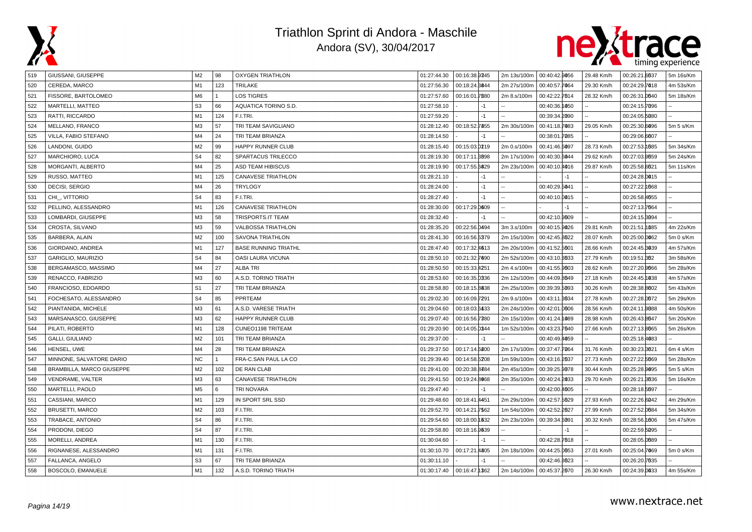# Triathlon Sprint di Andora - Maschile

Andora (SV), 30/04/2017

| 519 | GIUSSANI, GIUSEPPE | M2 | 98 | OXYGEN TRIATHLON | 01:27:44.30 | 00:16:38.93345 | 2m 13s/100m | 00:40:42.9056 | 29.48 Km/h | 00:26:21.5637 | 5m 16s/Km |
|---|---|---|---|---|---|---|---|---|---|---|---|
| 520 | CEREDA, MARCO | M1 | 123 | TRILAKE | 01:27:56.30 | 00:18:24.3844 | 2m 27s/100m | 00:40:57.7064 | 29.30 Km/h | 00:24:29.7018 | 4m 53s/Km |
| 521 | FISSORE, BARTOLOMEO | M6 | 1 | LOS TIGRES | 01:27:57.60 | 00:16:01.7380 | 2m 8.s/100m | 00:42:22.7614 | 28.32 Km/h | 00:26:31.0640 | 5m 18s/Km |
| 522 | MARTELLI, MATTEO | S3 | 66 | AQUATICA TORINO S.D. | 01:27:58.10 | - | -1 | -- | 00:40:36.1050 | -- | 00:24:15.7096 | -- |
| 523 | RATTI, RICCARDO | M1 | 124 | F.I.TRI. | 01:27:59.20 | - | -1 | -- | 00:39:34.2090 | -- | 00:24:05.5080 | -- |
| 524 | MELLANO, FRANCO | M3 | 57 | TRI TEAM SAVIGLIANO | 01:28:12.40 | 00:18:52.7455 | 2m 30s/100m | 00:41:18.7083 | 29.05 Km/h | 00:25:30.6096 | 5m 5 s/Km |
| 525 | VILLA, FABIO STEFANO | M4 | 24 | TRI TEAM BRIANZA | 01:28:14.50 | - | -1 | -- | 00:38:01.7085 | -- | 00:29:06.6007 | -- |
| 526 | LANDONI, GUIDO | M2 | 99 | HAPPY RUNNER CLUB | 01:28:15.40 | 00:15:03.0219 | 2m 0.s/100m | 00:41:46.5097 | 28.73 Km/h | 00:27:53.1585 | 5m 34s/Km |
| 527 | MARCHIORO, LUCA | S4 | 82 | SPARTACUS TRILECCO | 01:28:19.30 | 00:17:11.3898 | 2m 17s/100m | 00:40:30.5044 | 29.62 Km/h | 00:27:03.9659 | 5m 24s/Km |
| 528 | MORGANTI, ALBERTO | M4 | 25 | ASD TEAM HIBISCUS | 01:28:19.90 | 00:17:55.5829 | 2m 23s/100m | 00:40:10.4016 | 29.87 Km/h | 00:25:58.6621 | 5m 11s/Km |
| 529 | RUSSO, MATTEO | M1 | 125 | CANAVESE TRIATHLON | 01:28:21.10 | - | -1 | -- | - | -1 | -- | 00:24:28.0015 | -- |
| 530 | DECISI, SERGIO | M4 | 26 | TRYLOGY | 01:28:24.00 | - | -1 | -- | 00:40:29.5041 | -- | 00:27:22.1568 | -- |
| 531 | CHI_, VITTORIO | S4 | 83 | F.I.TRI. | 01:28:27.40 | - | -1 | -- | 00:40:10.0015 | -- | 00:26:58.4055 | -- |
| 532 | PELLINO, ALESSANDRO | M1 | 126 | CANAVESE TRIATHLON | 01:28:30.00 | 00:17:29.0609 | -- | - | -1 | -- | 00:27:13.7064 | -- |
| 533 | LOMBARDI, GIUSEPPE | M3 | 58 | TRISPORTS.IT TEAM | 01:28:32.40 | - | -1 | -- | 00:42:10.9609 | -- | 00:24:15.3094 | -- |
| 534 | CROSTA, SILVANO | M3 | 59 | VALBOSSA TRIATHLON | 01:28:35.20 | 00:22:56.0494 | 3m 3.s/100m | 00:40:15.9026 | 29.81 Km/h | 00:21:51.1085 | 4m 22s/Km |
| 535 | BARBERA, ALAIN | M2 | 100 | SAVONA TRIATHLON | 01:28:41.30 | 00:16:56.5379 | 2m 15s/100m | 00:42:45.8622 | 28.07 Km/h | 00:25:00.0062 | 5m 0 s/Km |
| 536 | GIORDANO, ANDREA | M1 | 127 | BASE RUNNING TRIATHL | 01:28:47.40 | 00:17:32.4513 | 2m 20s/100m | 00:41:52.5601 | 28.66 Km/h | 00:24:45.3039 | 4m 57s/Km |
| 537 | GARIGLIO, MAURIZIO | S4 | 84 | OASI LAURA VICUNA | 01:28:50.10 | 00:21:32.7690 | 2m 52s/100m | 00:43:10.3033 | 27.79 Km/h | 00:19:51.362 | 3m 58s/Km |
| 538 | BERGAMASCO, MASSIMO | M4 | 27 | ALBA TRI | 01:28:50.50 | 00:15:33.4251 | 2m 4.s/100m | 00:41:55.9603 | 28.62 Km/h | 00:27:20.9066 | 5m 28s/Km |
| 539 | RENACCO, FABRIZIO | M3 | 60 | A.S.D. TORINO TRIATH | 01:28:53.60 | 00:16:35.0336 | 2m 12s/100m | 00:44:09.3649 | 27.18 Km/h | 00:24:45.1038 | 4m 57s/Km |
| 540 | FRANCIOSO, EDOARDO | S1 | 27 | TRI TEAM BRIANZA | 01:28:58.80 | 00:18:15.3638 | 2m 25s/100m | 00:39:39.5093 | 30.26 Km/h | 00:28:38.8602 | 5m 43s/Km |
| 541 | FOCHESATO, ALESSANDRO | S4 | 85 | PPRTEAM | 01:29:02.30 | 00:16:09.7291 | 2m 9.s/100m | 00:43:11.3634 | 27.78 Km/h | 00:27:28.0672 | 5m 29s/Km |
| 542 | PIANTANIDA, MICHELE | M3 | 61 | A.S.D. VARESE TRIATH | 01:29:04.60 | 00:18:03.5433 | 2m 24s/100m | 00:42:01.0606 | 28.56 Km/h | 00:24:11.9088 | 4m 50s/Km |
| 543 | MARSANASCO, GIUSEPPE | M3 | 62 | HAPPY RUNNER CLUB | 01:29:07.40 | 00:16:56.7380 | 2m 15s/100m | 00:41:24.1089 | 28.98 Km/h | 00:26:43.8647 | 5m 20s/Km |
| 544 | PILATI, ROBERTO | M1 | 128 | CUNEO1198 TRITEAM | 01:29:20.90 | 00:14:05.0344 | 1m 52s/100m | 00:43:23.7640 | 27.66 Km/h | 00:27:13.8065 | 5m 26s/Km |
| 545 | GALLI, GIULIANO | M2 | 101 | TRI TEAM BRIANZA | 01:29:37.00 | - | -1 | -- | 00:40:49.4059 | -- | 00:25:18.4083 | -- |
| 546 | HENSEL, UWE | M4 | 28 | TRI TEAM BRIANZA | 01:29:37.50 | 00:17:14.5200 | 2m 17s/100m | 00:37:47.7064 | 31.76 Km/h | 00:30:23.3621 | 6m 4 s/Km |
| 547 | MINNONE, SALVATORE DARIO | NC | 1 | FRA-C.SAN PAUL LA CO | 01:29:39.40 | 00:14:58.5208 | 1m 59s/100m | 00:43:16.2637 | 27.73 Km/h | 00:27:22.5569 | 5m 28s/Km |
| 548 | BRAMBILLA, MARCO GIUSEPPE | M2 | 102 | DE RAN CLAB | 01:29:41.00 | 00:20:38.8484 | 2m 45s/100m | 00:39:25.9078 | 30.44 Km/h | 00:25:28.9095 | 5m 5 s/Km |
| 549 | VENDRAME, VALTER | M3 | 63 | CANAVESE TRIATHLON | 01:29:41.50 | 00:19:24.3068 | 2m 35s/100m | 00:40:24.2033 | 29.70 Km/h | 00:26:21.3636 | 5m 16s/Km |
| 550 | MARTELLI, PAOLO | M5 | 6 | TRI NOVARA | 01:29:47.40 | - | -1 | -- | 00:42:00.4605 | -- | 00:28:18.5697 | -- |
| 551 | CASSIANI, MARCO | M1 | 129 | IN SPORT SRL SSD | 01:29:48.60 | 00:18:41.4451 | 2m 29s/100m | 00:42:57.5629 | 27.93 Km/h | 00:22:26.6042 | 4m 29s/Km |
| 552 | BRUSETTI, MARCO | M2 | 103 | F.I.TRI. | 01:29:52.70 | 00:14:21.7562 | 1m 54s/100m | 00:42:52.2627 | 27.99 Km/h | 00:27:52.0684 | 5m 34s/Km |
| 553 | TRABACE, ANTONIO | S4 | 86 | F.I.TRI. | 01:29:54.60 | 00:18:00.1632 | 2m 23s/100m | 00:39:34.5091 | 30.32 Km/h | 00:28:56.1006 | 5m 47s/Km |
| 554 | PRODONI, DIEGO | S4 | 87 | F.I.TRI. | 01:29:58.80 | 00:18:16.9639 | -- | - | -1 | -- | 00:22:59.5095 | -- |
| 555 | MORELLI, ANDREA | M1 | 130 | F.I.TRI. | 01:30:04.60 | - | -1 | -- | 00:42:28.7018 | -- | 00:28:05.0689 | -- |
| 556 | RIGNANESE, ALESSANDRO | M1 | 131 | F.I.TRI. | 01:30:10.70 | 00:17:21.4805 | 2m 18s/100m | 00:44:25.0653 | 27.01 Km/h | 00:25:04.7069 | 5m 0 s/Km |
| 557 | FALLANCA, ANGELO | S3 | 67 | TRI TEAM BRIANZA | 01:30:11.10 | - | -1 | -- | 00:42:46.3623 | -- | 00:26:20.7635 | -- |
| 558 | BOSCOLO, EMANUELE | M1 | 132 | A.S.D. TORINO TRIATH | 01:30:17.40 | 00:16:47.1362 | 2m 14s/100m | 00:45:37.2670 | 26.30 Km/h | 00:24:39.0033 | 4m 55s/Km |

www.nextrace.net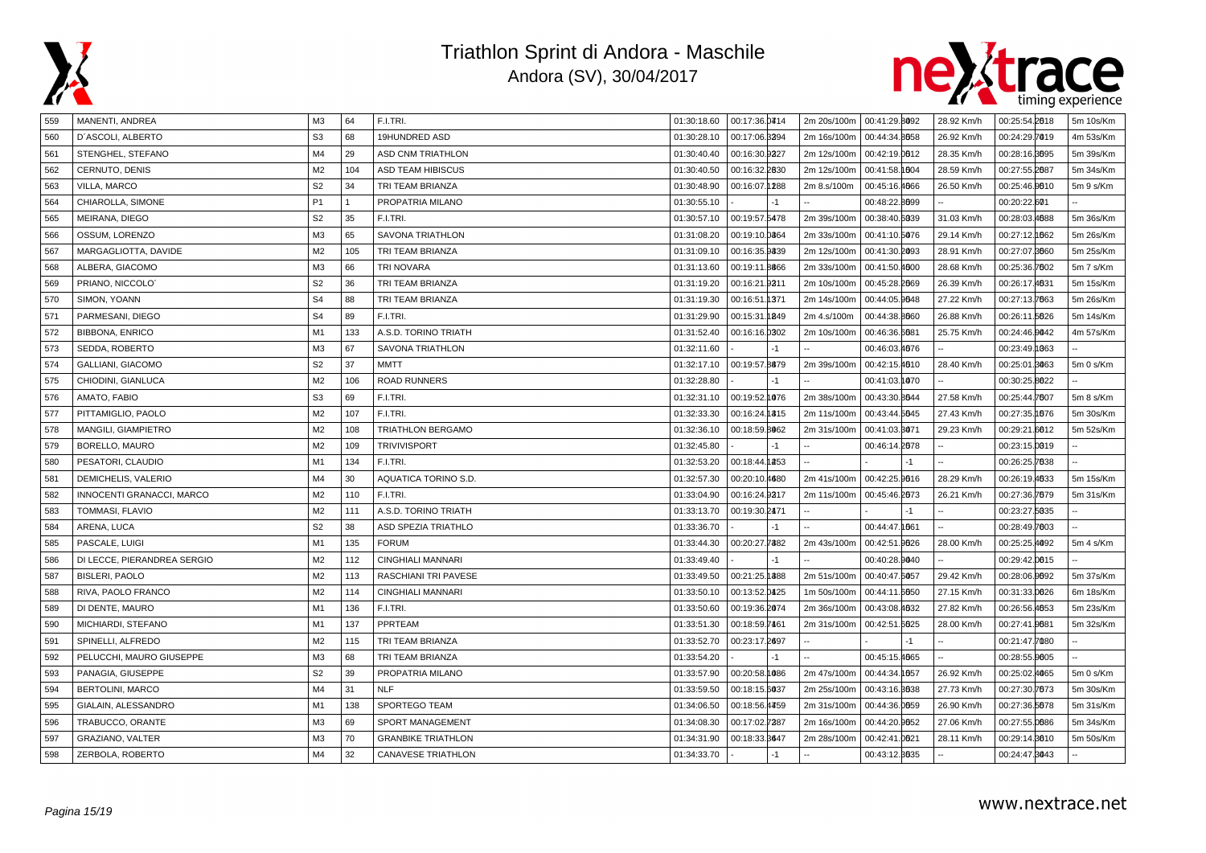| | | | | | | | | | | | |
|---|---|---|---|---|---|---|---|---|---|---|---|
| 559 | MANENTI, ANDREA | M3 | 64 | F.I.TRI. | 01:30:18.60 | 00:17:36.0414 | 2m 20s/100m | 00:41:29.8092 | 28.92 Km/h | 00:25:54.2618 | 5m 10s/Km |
| 560 | D´ASCOLI, ALBERTO | S3 | 68 | 19HUNDRED ASD | 01:30:28.10 | 00:17:06.3294 | 2m 16s/100m | 00:44:34.8058 | 26.92 Km/h | 00:24:29.7019 | 4m 53s/Km |
| 561 | STENGHEL, STEFANO | M4 | 29 | ASD CNM TRIATHLON | 01:30:40.40 | 00:16:30.9227 | 2m 12s/100m | 00:42:19.0612 | 28.35 Km/h | 00:28:16.3695 | 5m 39s/Km |
| 562 | CERNUTO, DENIS | M2 | 104 | ASD TEAM HIBISCUS | 01:30:40.50 | 00:16:32.2630 | 2m 12s/100m | 00:41:58.1604 | 28.59 Km/h | 00:27:55.2687 | 5m 34s/Km |
| 563 | VILLA, MARCO | S2 | 34 | TRI TEAM BRIANZA | 01:30:48.90 | 00:16:07.1288 | 2m 8.s/100m | 00:45:16.4066 | 26.50 Km/h | 00:25:46.9610 | 5m 9 s/Km |
| 564 | CHIAROLLA, SIMONE | P1 | 1 | PROPATRIA MILANO | 01:30:55.10 | -1 | -- | 00:48:22.8699 | -- | 00:20:22.601 | -- |
| 565 | MEIRANA, DIEGO | S2 | 35 | F.I.TRI. | 01:30:57.10 | 00:19:57.5478 | 2m 39s/100m | 00:38:40.5039 | 31.03 Km/h | 00:28:03.4588 | 5m 36s/Km |
| 566 | OSSUM, LORENZO | M3 | 65 | SAVONA TRIATHLON | 01:31:08.20 | 00:19:10.0464 | 2m 33s/100m | 00:41:10.5076 | 29.14 Km/h | 00:27:12.1662 | 5m 26s/Km |
| 567 | MARGAGLIOTTA, DAVIDE | M2 | 105 | TRI TEAM BRIANZA | 01:31:09.10 | 00:16:35.9439 | 2m 12s/100m | 00:41:30.2093 | 28.91 Km/h | 00:27:07.3660 | 5m 25s/Km |
| 568 | ALBERA, GIACOMO | M3 | 66 | TRI NOVARA | 01:31:13.60 | 00:19:11.8866 | 2m 33s/100m | 00:41:50.4600 | 28.68 Km/h | 00:25:36.7602 | 5m 7 s/Km |
| 569 | PRIANO, NICCOLO´ | S2 | 36 | TRI TEAM BRIANZA | 01:31:19.20 | 00:16:21.9211 | 2m 10s/100m | 00:45:28.2669 | 26.39 Km/h | 00:26:17.4631 | 5m 15s/Km |
| 570 | SIMON, YOANN | S4 | 88 | TRI TEAM BRIANZA | 01:31:19.30 | 00:16:51.1371 | 2m 14s/100m | 00:44:05.9648 | 27.22 Km/h | 00:27:13.7663 | 5m 26s/Km |
| 571 | PARMESANI, DIEGO | S4 | 89 | F.I.TRI. | 01:31:29.90 | 00:15:31.1849 | 2m 4.s/100m | 00:44:38.8660 | 26.88 Km/h | 00:26:11.5626 | 5m 14s/Km |
| 572 | BIBBONA, ENRICO | M1 | 133 | A.S.D. TORINO TRIATH | 01:31:52.40 | 00:16:16.0302 | 2m 10s/100m | 00:46:36.5681 | 25.75 Km/h | 00:24:46.9042 | 4m 57s/Km |
| 573 | SEDDA, ROBERTO | M3 | 67 | SAVONA TRIATHLON | 01:32:11.60 | -1 | -- | 00:46:03.4676 | -- | 00:23:49.1063 | -- |
| 574 | GALLIANI, GIACOMO | S2 | 37 | MMTT | 01:32:17.10 | 00:19:57.8879 | 2m 39s/100m | 00:42:15.4610 | 28.40 Km/h | 00:25:01.3063 | 5m 0 s/Km |
| 575 | CHIODINI, GIANLUCA | M2 | 106 | ROAD RUNNERS | 01:32:28.80 | -1 | -- | 00:41:03.1070 | -- | 00:30:25.8622 | -- |
| 576 | AMATO, FABIO | S3 | 69 | F.I.TRI. | 01:32:31.10 | 00:19:52.1076 | 2m 38s/100m | 00:43:30.8644 | 27.58 Km/h | 00:25:44.7607 | 5m 8 s/Km |
| 577 | PITTAMIGLIO, PAOLO | M2 | 107 | F.I.TRI. | 01:32:33.30 | 00:16:24.1815 | 2m 11s/100m | 00:43:44.5645 | 27.43 Km/h | 00:27:35.1676 | 5m 30s/Km |
| 578 | MANGILI, GIAMPIETRO | M2 | 108 | TRIATHLON BERGAMO | 01:32:36.10 | 00:18:59.8962 | 2m 31s/100m | 00:41:03.3071 | 29.23 Km/h | 00:29:21.6012 | 5m 52s/Km |
| 579 | BORELLO, MAURO | M2 | 109 | TRIVIVISPORT | 01:32:45.80 | -1 | -- | 00:46:14.2678 | -- | 00:23:15.0019 | -- |
| 580 | PESATORI, CLAUDIO | M1 | 134 | F.I.TRI. | 01:32:53.20 | 00:18:44.1253 | -- | -1 | -- | 00:26:25.7638 | -- |
| 581 | DEMICHELIS, VALERIO | M4 | 30 | AQUATICA TORINO S.D. | 01:32:57.30 | 00:20:10.4680 | 2m 41s/100m | 00:42:25.9616 | 28.29 Km/h | 00:26:19.4633 | 5m 15s/Km |
| 582 | INNOCENTI GRANACCI, MARCO | M2 | 110 | F.I.TRI. | 01:33:04.90 | 00:16:24.9217 | 2m 11s/100m | 00:45:46.2673 | 26.21 Km/h | 00:27:36.7679 | 5m 31s/Km |
| 583 | TOMMASI, FLAVIO | M2 | 111 | A.S.D. TORINO TRIATH | 01:33:13.70 | 00:19:30.2471 | -- | -1 | -- | 00:23:27.5035 | -- |
| 584 | ARENA, LUCA | S2 | 38 | ASD SPEZIA TRIATHLO | 01:33:36.70 | -1 | -- | 00:44:47.1661 | -- | 00:28:49.7603 | -- |
| 585 | PASCALE, LUIGI | M1 | 135 | FORUM | 01:33:44.30 | 00:20:27.7382 | 2m 43s/100m | 00:42:51.9626 | 28.00 Km/h | 00:25:25.4092 | 5m 4 s/Km |
| 586 | DI LECCE, PIERANDREA SERGIO | M2 | 112 | CINGHIALI MANNARI | 01:33:49.40 | -1 | -- | 00:40:28.9040 | -- | 00:29:42.0015 | -- |
| 587 | BISLERI, PAOLO | M2 | 113 | RASCHIANI TRI PAVESE | 01:33:49.50 | 00:21:25.1488 | 2m 51s/100m | 00:40:47.5057 | 29.42 Km/h | 00:28:06.9692 | 5m 37s/Km |
| 588 | RIVA, PAOLO FRANCO | M2 | 114 | CINGHIALI MANNARI | 01:33:50.10 | 00:13:52.0425 | 1m 50s/100m | 00:44:11.5650 | 27.15 Km/h | 00:31:33.0626 | 6m 18s/Km |
| 589 | DI DENTE, MAURO | M1 | 136 | F.I.TRI. | 01:33:50.60 | 00:19:36.2074 | 2m 36s/100m | 00:43:08.4632 | 27.82 Km/h | 00:26:56.4653 | 5m 23s/Km |
| 590 | MICHIARDI, STEFANO | M1 | 137 | PPRTEAM | 01:33:51.30 | 00:18:59.7461 | 2m 31s/100m | 00:42:51.5625 | 28.00 Km/h | 00:27:41.9681 | 5m 32s/Km |
| 591 | SPINELLI, ALFREDO | M2 | 115 | TRI TEAM BRIANZA | 01:33:52.70 | 00:23:17.2697 | -- | -1 | -- | 00:21:47.7080 | -- |
| 592 | PELUCCHI, MAURO GIUSEPPE | M3 | 68 | TRI TEAM BRIANZA | 01:33:54.20 | -1 | -- | 00:45:15.4665 | -- | 00:28:55.9605 | -- |
| 593 | PANAGIA, GIUSEPPE | S2 | 39 | PROPATRIA MILANO | 01:33:57.90 | 00:20:58.1086 | 2m 47s/100m | 00:44:34.1657 | 26.92 Km/h | 00:25:02.4065 | 5m 0 s/Km |
| 594 | BERTOLINI, MARCO | M4 | 31 | NLF | 01:33:59.50 | 00:18:15.5037 | 2m 25s/100m | 00:43:16.3638 | 27.73 Km/h | 00:27:30.7673 | 5m 30s/Km |
| 595 | GIALAIN, ALESSANDRO | M1 | 138 | SPORTEGO TEAM | 01:34:06.50 | 00:18:56.4459 | 2m 31s/100m | 00:44:36.0659 | 26.90 Km/h | 00:27:36.5678 | 5m 31s/Km |
| 596 | TRABUCCO, ORANTE | M3 | 69 | SPORT MANAGEMENT | 01:34:08.30 | 00:17:02.7287 | 2m 16s/100m | 00:44:20.9652 | 27.06 Km/h | 00:27:55.0686 | 5m 34s/Km |
| 597 | GRAZIANO, VALTER | M3 | 70 | GRANBIKE TRIATHLON | 01:34:31.90 | 00:18:33.8647 | 2m 28s/100m | 00:42:41.0621 | 28.11 Km/h | 00:29:14.3610 | 5m 50s/Km |
| 598 | ZERBOLA, ROBERTO | M4 | 32 | CANAVESE TRIATHLON | 01:34:33.70 | -1 | -- | 00:43:12.3635 | -- | 00:24:47.3043 | -- |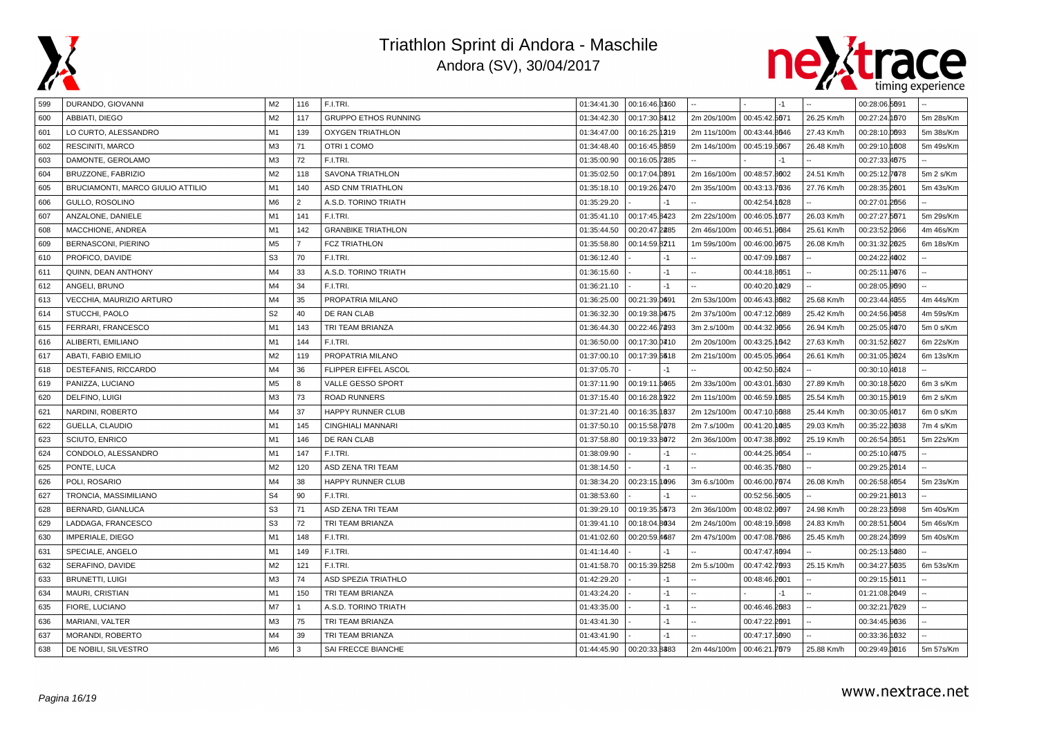| | | | | | | | | | | | | | |
|---|---|---|---|---|---|---|---|---|---|---|---|---|---|
| 599 | DURANDO, GIOVANNI | M2 | 116 | F.I.TRI. | 01:34:41.30 | 00:16:46.3360 | | -- | | -1 | -- | 00:28:06.5691 | -- |
| 600 | ABBIATI, DIEGO | M2 | 117 | GRUPPO ETHOS RUNNING | 01:34:42.30 | 00:17:30.8412 | | 2m 20s/100m | 00:45:42.5671 | | 26.25 Km/h | 00:27:24.1670 | 5m 28s/Km |
| 601 | LO CURTO, ALESSANDRO | M1 | 139 | OXYGEN TRIATHLON | 01:34:47.00 | 00:16:25.1319 | | 2m 11s/100m | 00:43:44.3646 | | 27.43 Km/h | 00:28:10.0693 | 5m 38s/Km |
| 602 | RESCINITI, MARCO | M3 | 71 | OTRI 1 COMO | 01:34:48.40 | 00:16:45.3659 | | 2m 14s/100m | 00:45:19.5667 | | 26.48 Km/h | 00:29:10.1608 | 5m 49s/Km |
| 603 | DAMONTE, GEROLAMO | M3 | 72 | F.I.TRI. | 01:35:00.90 | 00:16:05.7285 | | -- | | -1 | -- | 00:27:33.4675 | -- |
| 604 | BRUZZONE, FABRIZIO | M2 | 118 | SAVONA TRIATHLON | 01:35:02.50 | 00:17:04.0891 | | 2m 16s/100m | 00:48:57.3602 | | 24.51 Km/h | 00:25:12.7678 | 5m 2 s/Km |
| 605 | BRUCIAMONTI, MARCO GIULIO ATTILIO | M1 | 140 | ASD CNM TRIATHLON | 01:35:18.10 | 00:19:26.2470 | | 2m 35s/100m | 00:43:13.7636 | | 27.76 Km/h | 00:28:35.2601 | 5m 43s/Km |
| 606 | GULLO, ROSOLINO | M6 | 2 | A.S.D. TORINO TRIATH | 01:35:29.20 | | -1 | -- | 00:42:54.1628 | | -- | 00:27:01.2656 | -- |
| 607 | ANZALONE, DANIELE | M1 | 141 | F.I.TRI. | 01:35:41.10 | 00:17:45.3423 | | 2m 22s/100m | 00:46:05.1677 | | 26.03 Km/h | 00:27:27.5671 | 5m 29s/Km |
| 608 | MACCHIONE, ANDREA | M1 | 142 | GRANBIKE TRIATHLON | 01:35:44.50 | 00:20:47.2285 | | 2m 46s/100m | 00:46:51.9684 | | 25.61 Km/h | 00:23:52.2066 | 4m 46s/Km |
| 609 | BERNASCONI, PIERINO | M5 | 7 | FCZ TRIATHLON | 01:35:58.80 | 00:14:59.3211 | | 1m 59s/100m | 00:46:00.9675 | | 26.08 Km/h | 00:31:32.2625 | 6m 18s/Km |
| 610 | PROFICO, DAVIDE | S3 | 70 | F.I.TRI. | 01:36:12.40 | | -1 | -- | 00:47:09.1687 | | -- | 00:24:22.4402 | -- |
| 611 | QUINN, DEAN ANTHONY | M4 | 33 | A.S.D. TORINO TRIATH | 01:36:15.60 | | -1 | -- | 00:44:18.3651 | | -- | 00:25:11.9476 | -- |
| 612 | ANGELI, BRUNO | M4 | 34 | F.I.TRI. | 01:36:21.10 | | -1 | -- | 00:40:20.1029 | | -- | 00:28:05.9690 | -- |
| 613 | VECCHIA, MAURIZIO ARTURO | M4 | 35 | PROPATRIA MILANO | 01:36:25.00 | 00:21:39.0691 | | 2m 53s/100m | 00:46:43.3682 | | 25.68 Km/h | 00:23:44.4055 | 4m 44s/Km |
| 614 | STUCCHI, PAOLO | S2 | 40 | DE RAN CLAB | 01:36:32.30 | 00:19:38.9675 | | 2m 37s/100m | 00:47:12.0689 | | 25.42 Km/h | 00:24:56.9058 | 4m 59s/Km |
| 615 | FERRARI, FRANCESCO | M1 | 143 | TRI TEAM BRIANZA | 01:36:44.30 | 00:22:46.7293 | | 3m 2.s/100m | 00:44:32.9656 | | 26.94 Km/h | 00:25:05.4070 | 5m 0 s/Km |
| 616 | ALIBERTI, EMILIANO | M1 | 144 | F.I.TRI. | 01:36:50.00 | 00:17:30.0410 | | 2m 20s/100m | 00:43:25.1642 | | 27.63 Km/h | 00:31:52.6627 | 6m 22s/Km |
| 617 | ABATI, FABIO EMILIO | M2 | 119 | PROPATRIA MILANO | 01:37:00.10 | 00:17:39.5618 | | 2m 21s/100m | 00:45:05.9664 | | 26.61 Km/h | 00:31:05.3624 | 6m 13s/Km |
| 618 | DESTEFANIS, RICCARDO | M4 | 36 | FLIPPER EIFFEL ASCOL | 01:37:05.70 | | -1 | -- | 00:42:50.5624 | | -- | 00:30:10.4618 | -- |
| 619 | PANIZZA, LUCIANO | M5 | 8 | VALLE GESSO SPORT | 01:37:11.90 | 00:19:11.5065 | | 2m 33s/100m | 00:43:01.5630 | | 27.89 Km/h | 00:30:18.5620 | 6m 3 s/Km |
| 620 | DELFINO, LUIGI | M3 | 73 | ROAD RUNNERS | 01:37:15.40 | 00:16:28.1922 | | 2m 11s/100m | 00:46:59.1685 | | 25.54 Km/h | 00:30:15.9619 | 6m 2 s/Km |
| 621 | NARDINI, ROBERTO | M4 | 37 | HAPPY RUNNER CLUB | 01:37:21.40 | 00:16:35.1637 | | 2m 12s/100m | 00:47:10.5688 | | 25.44 Km/h | 00:30:05.4617 | 6m 0 s/Km |
| 622 | GUELLA, CLAUDIO | M1 | 145 | CINGHIALI MANNARI | 01:37:50.10 | 00:15:58.7278 | | 2m 7.s/100m | 00:41:20.1085 | | 29.03 Km/h | 00:35:22.3638 | 7m 4 s/Km |
| 623 | SCIUTO, ENRICO | M1 | 146 | DE RAN CLAB | 01:37:58.80 | 00:19:33.3072 | | 2m 36s/100m | 00:47:38.3692 | | 25.19 Km/h | 00:26:54.3651 | 5m 22s/Km |
| 624 | CONDOLO, ALESSANDRO | M1 | 147 | F.I.TRI. | 01:38:09.90 | | -1 | -- | 00:44:25.9654 | | -- | 00:25:10.4075 | -- |
| 625 | PONTE, LUCA | M2 | 120 | ASD ZENA TRI TEAM | 01:38:14.50 | | -1 | -- | 00:46:35.7680 | | -- | 00:29:25.2614 | -- |
| 626 | POLI, ROSARIO | M4 | 38 | HAPPY RUNNER CLUB | 01:38:34.20 | 00:23:15.1096 | | 3m 6.s/100m | 00:46:00.7674 | | 26.08 Km/h | 00:26:58.4654 | 5m 23s/Km |
| 627 | TRONCIA, MASSIMILIANO | S4 | 90 | F.I.TRI. | 01:38:53.60 | | -1 | -- | 00:52:56.5605 | | -- | 00:29:21.8613 | -- |
| 628 | BERNARD, GIANLUCA | S3 | 71 | ASD ZENA TRI TEAM | 01:39:29.10 | 00:19:35.5673 | | 2m 36s/100m | 00:48:02.9697 | | 24.98 Km/h | 00:28:23.5698 | 5m 40s/Km |
| 629 | LADDAGA, FRANCESCO | S3 | 72 | TRI TEAM BRIANZA | 01:39:41.10 | 00:18:04.3034 | | 2m 24s/100m | 00:48:19.5698 | | 24.83 Km/h | 00:28:51.5604 | 5m 46s/Km |
| 630 | IMPERIALE, DIEGO | M1 | 148 | F.I.TRI. | 01:41:02.60 | 00:20:59.4687 | | 2m 47s/100m | 00:47:08.7686 | | 25.45 Km/h | 00:28:24.3699 | 5m 40s/Km |
| 631 | SPECIALE, ANGELO | M1 | 149 | F.I.TRI. | 01:41:14.40 | | -1 | -- | 00:47:47.4694 | | -- | 00:25:13.5080 | -- |
| 632 | SERAFINO, DAVIDE | M2 | 121 | F.I.TRI. | 01:41:58.70 | 00:15:39.3258 | | 2m 5.s/100m | 00:47:42.7693 | | 25.15 Km/h | 00:34:27.5635 | 6m 53s/Km |
| 633 | BRUNETTI, LUIGI | M3 | 74 | ASD SPEZIA TRIATHLO | 01:42:29.20 | | -1 | -- | 00:48:46.2601 | | -- | 00:29:15.5611 | -- |
| 634 | MAURI, CRISTIAN | M1 | 150 | TRI TEAM BRIANZA | 01:43:24.20 | | -1 | -- | | -1 | -- | 01:21:08.2649 | -- |
| 635 | FIORE, LUCIANO | M7 | 1 | A.S.D. TORINO TRIATH | 01:43:35.00 | | -1 | -- | 00:46:46.2683 | | -- | 00:32:21.7629 | -- |
| 636 | MARIANI, VALTER | M3 | 75 | TRI TEAM BRIANZA | 01:43:41.30 | | -1 | -- | 00:47:22.2691 | | -- | 00:34:45.9636 | -- |
| 637 | MORANDI, ROBERTO | M4 | 39 | TRI TEAM BRIANZA | 01:43:41.90 | | -1 | -- | 00:47:17.5690 | | -- | 00:33:36.1632 | -- |
| 638 | DE NOBILI, SILVESTRO | M6 | 3 | SAI FRECCE BIANCHE | 01:44:45.90 | 00:20:33.3383 | | 2m 44s/100m | 00:46:21.7679 | | 25.88 Km/h | 00:29:49.3616 | 5m 57s/Km |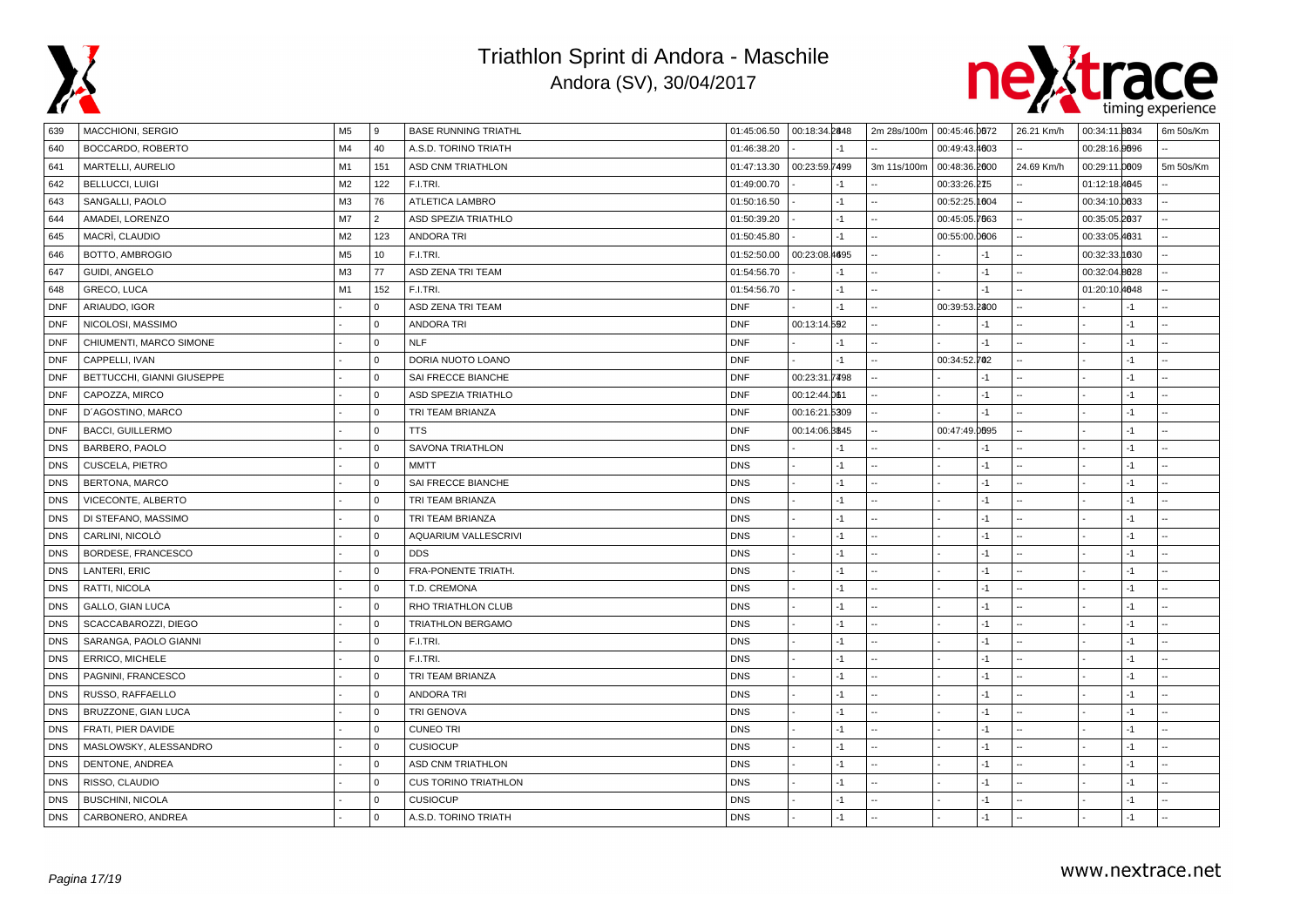# Triathlon Sprint di Andora - Maschile

Andora (SV), 30/04/2017

| 639 | MACCHIONI, SERGIO | M5 | 9 | BASE RUNNING TRIATHL | 01:45:06.50 | 00:18:34.28 | 648 | 2m 28s/100m | 00:45:46.06 | 72 | 26.21 Km/h | 00:34:11.80 | 34 | 6m 50s/Km |
|---|---|---|---|---|---|---|---|---|---|---|---|---|---|---|
| 640 | BOCCARDO, ROBERTO | M4 | 40 | A.S.D. TORINO TRIATH | 01:46:38.20 | - | -1 | -- | 00:49:43.46 | 03 | -- | 00:28:16.90 | 96 | -- |
| 641 | MARTELLI, AURELIO | M1 | 151 | ASD CNM TRIATHLON | 01:47:13.30 | 00:23:59.74 | 99 | 3m 11s/100m | 00:48:36.26 | 00 | 24.69 Km/h | 00:29:11.06 | 09 | 5m 50s/Km |
| 642 | BELLUCCI, LUIGI | M2 | 122 | F.I.TRI. | 01:49:00.70 | - | -1 | -- | 00:33:26.2 | 15 | -- | 01:12:18.46 | 45 | -- |
| 643 | SANGALLI, PAOLO | M3 | 76 | ATLETICA LAMBRO | 01:50:16.50 | - | -1 | -- | 00:52:25.16 | 04 | -- | 00:34:10.06 | 33 | -- |
| 644 | AMADEI, LORENZO | M7 | 2 | ASD SPEZIA TRIATHLO | 01:50:39.20 | - | -1 | -- | 00:45:05.76 | 63 | -- | 00:35:05.26 | 37 | -- |
| 645 | MACRÌ, CLAUDIO | M2 | 123 | ANDORA TRI | 01:50:45.80 | - | -1 | -- | 00:55:00.06 | 06 | -- | 00:33:05.46 | 31 | -- |
| 646 | BOTTO, AMBROGIO | M5 | 10 | F.I.TRI. | 01:52:50.00 | 00:23:08.46 | 95 | -- | - | -1 | -- | 00:32:33.16 | 30 | -- |
| 647 | GUIDI, ANGELO | M3 | 77 | ASD ZENA TRI TEAM | 01:54:56.70 | - | -1 | -- | - | -1 | -- | 00:32:04.86 | 28 | -- |
| 648 | GRECO, LUCA | M1 | 152 | F.I.TRI. | 01:54:56.70 | - | -1 | -- | - | -1 | -- | 01:20:10.46 | 48 | -- |
| DNF | ARIAUDO, IGOR | - | 0 | ASD ZENA TRI TEAM | DNF | - | -1 | -- | 00:39:53.28 | 00 | -- | - | -1 | -- |
| DNF | NICOLOSI, MASSIMO | - | 0 | ANDORA TRI | DNF | 00:13:14.5 | 92 | -- | - | -1 | -- | - | -1 | -- |
| DNF | CHIUMENTI, MARCO SIMONE | - | 0 | NLF | DNF | - | -1 | -- | - | -1 | -- | - | -1 | -- |
| DNF | CAPPELLI, IVAN | - | 0 | DORIA NUOTO LOANO | DNF | - | -1 | -- | 00:34:52.7 | 02 | -- | - | -1 | -- |
| DNF | BETTUCCHI, GIANNI GIUSEPPE | - | 0 | SAI FRECCE BIANCHE | DNF | 00:23:31.74 | 98 | -- | - | -1 | -- | - | -1 | -- |
| DNF | CAPOZZA, MIRCO | - | 0 | ASD SPEZIA TRIATHLO | DNF | 00:12:44.0 | 61 | -- | - | -1 | -- | - | -1 | -- |
| DNF | D'AGOSTINO, MARCO | - | 0 | TRI TEAM BRIANZA | DNF | 00:16:21.53 | 09 | -- | - | -1 | -- | - | -1 | -- |
| DNF | BACCI, GUILLERMO | - | 0 | TTS | DNF | 00:14:06.38 | 45 | -- | 00:47:49.06 | 95 | -- | - | -1 | -- |
| DNS | BARBERO, PAOLO | - | 0 | SAVONA TRIATHLON | DNS | - | -1 | -- | - | -1 | -- | - | -1 | -- |
| DNS | CUSCELA, PIETRO | - | 0 | MMTT | DNS | - | -1 | -- | - | -1 | -- | - | -1 | -- |
| DNS | BERTONA, MARCO | - | 0 | SAI FRECCE BIANCHE | DNS | - | -1 | -- | - | -1 | -- | - | -1 | -- |
| DNS | VICECONTE, ALBERTO | - | 0 | TRI TEAM BRIANZA | DNS | - | -1 | -- | - | -1 | -- | - | -1 | -- |
| DNS | DI STEFANO, MASSIMO | - | 0 | TRI TEAM BRIANZA | DNS | - | -1 | -- | - | -1 | -- | - | -1 | -- |
| DNS | CARLINI, NICOLÒ | - | 0 | AQUARIUM VALLESCRIVI | DNS | - | -1 | -- | - | -1 | -- | - | -1 | -- |
| DNS | BORDESE, FRANCESCO | - | 0 | DDS | DNS | - | -1 | -- | - | -1 | -- | - | -1 | -- |
| DNS | LANTERI, ERIC | - | 0 | FRA-PONENTE TRIATH. | DNS | - | -1 | -- | - | -1 | -- | - | -1 | -- |
| DNS | RATTI, NICOLA | - | 0 | T.D. CREMONA | DNS | - | -1 | -- | - | -1 | -- | - | -1 | -- |
| DNS | GALLO, GIAN LUCA | - | 0 | RHO TRIATHLON CLUB | DNS | - | -1 | -- | - | -1 | -- | - | -1 | -- |
| DNS | SCACCABAROZZI, DIEGO | - | 0 | TRIATHLON BERGAMO | DNS | - | -1 | -- | - | -1 | -- | - | -1 | -- |
| DNS | SARANGA, PAOLO GIANNI | - | 0 | F.I.TRI. | DNS | - | -1 | -- | - | -1 | -- | - | -1 | -- |
| DNS | ERRICO, MICHELE | - | 0 | F.I.TRI. | DNS | - | -1 | -- | - | -1 | -- | - | -1 | -- |
| DNS | PAGNINI, FRANCESCO | - | 0 | TRI TEAM BRIANZA | DNS | - | -1 | -- | - | -1 | -- | - | -1 | -- |
| DNS | RUSSO, RAFFAELLO | - | 0 | ANDORA TRI | DNS | - | -1 | -- | - | -1 | -- | - | -1 | -- |
| DNS | BRUZZONE, GIAN LUCA | - | 0 | TRI GENOVA | DNS | - | -1 | -- | - | -1 | -- | - | -1 | -- |
| DNS | FRATI, PIER DAVIDE | - | 0 | CUNEO TRI | DNS | - | -1 | -- | - | -1 | -- | - | -1 | -- |
| DNS | MASLOWSKY, ALESSANDRO | - | 0 | CUSIOCUP | DNS | - | -1 | -- | - | -1 | -- | - | -1 | -- |
| DNS | DENTONE, ANDREA | - | 0 | ASD CNM TRIATHLON | DNS | - | -1 | -- | - | -1 | -- | - | -1 | -- |
| DNS | RISSO, CLAUDIO | - | 0 | CUS TORINO TRIATHLON | DNS | - | -1 | -- | - | -1 | -- | - | -1 | -- |
| DNS | BUSCHINI, NICOLA | - | 0 | CUSIOCUP | DNS | - | -1 | -- | - | -1 | -- | - | -1 | -- |
| DNS | CARBONERO, ANDREA | - | 0 | A.S.D. TORINO TRIATH | DNS | - | -1 | -- | - | -1 | -- | - | -1 | -- |

www.nextrace.net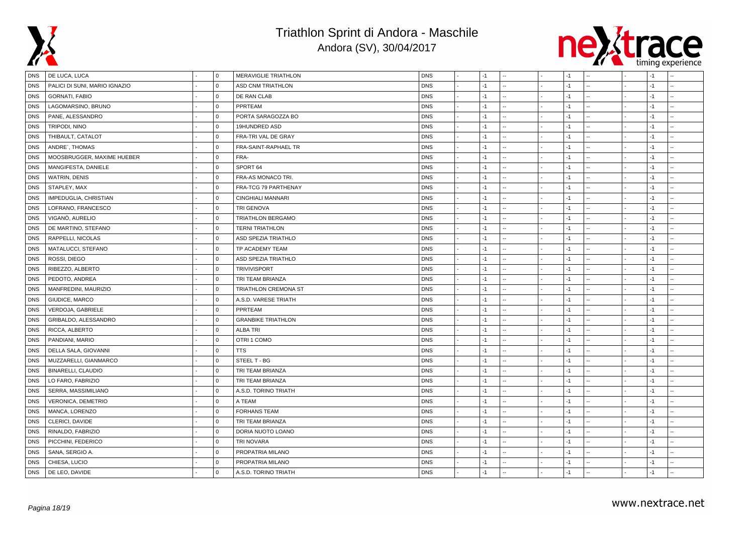# Triathlon Sprint di Andora - Maschile

Andora (SV), 30/04/2017

| | | | | | | | | | | | | | | | | |
|---|---|---|---|---|---|---|---|---|---|---|---|---|---|---|---|---|
| DNS | DE LUCA, LUCA | - | 0 | MERAVIGLIE TRIATHLON | DNS | - | -1 | -- | - | -1 | -- | - | -1 | -- |
| DNS | PALICI DI SUNI, MARIO IGNAZIO | - | 0 | ASD CNM TRIATHLON | DNS | - | -1 | -- | - | -1 | -- | - | -1 | -- |
| DNS | GORNATI, FABIO | - | 0 | DE RAN CLAB | DNS | - | -1 | -- | - | -1 | -- | - | -1 | -- |
| DNS | LAGOMARSINO, BRUNO | - | 0 | PPRTEAM | DNS | - | -1 | -- | - | -1 | -- | - | -1 | -- |
| DNS | PANE, ALESSANDRO | - | 0 | PORTA SARAGOZZA BO | DNS | - | -1 | -- | - | -1 | -- | - | -1 | -- |
| DNS | TRIPODI, NINO | - | 0 | 19HUNDRED ASD | DNS | - | -1 | -- | - | -1 | -- | - | -1 | -- |
| DNS | THIBAULT, CATALOT | - | 0 | FRA-TRI VAL DE GRAY | DNS | - | -1 | -- | - | -1 | -- | - | -1 | -- |
| DNS | ANDRE´, THOMAS | - | 0 | FRA-SAINT-RAPHAEL TR | DNS | - | -1 | -- | - | -1 | -- | - | -1 | -- |
| DNS | MOOSBRUGGER, MAXIME HUEBER | - | 0 | FRA- | DNS | - | -1 | -- | - | -1 | -- | - | -1 | -- |
| DNS | MANGIFESTA, DANIELE | - | 0 | SPORT 64 | DNS | - | -1 | -- | - | -1 | -- | - | -1 | -- |
| DNS | WATRIN, DENIS | - | 0 | FRA-AS MONACO TRI. | DNS | - | -1 | -- | - | -1 | -- | - | -1 | -- |
| DNS | STAPLEY, MAX | - | 0 | FRA-TCG 79 PARTHENAY | DNS | - | -1 | -- | - | -1 | -- | - | -1 | -- |
| DNS | IMPEDUGLIA, CHRISTIAN | - | 0 | CINGHIALI MANNARI | DNS | - | -1 | -- | - | -1 | -- | - | -1 | -- |
| DNS | LOFRANO, FRANCESCO | - | 0 | TRI GENOVA | DNS | - | -1 | -- | - | -1 | -- | - | -1 | -- |
| DNS | VIGANÒ, AURELIO | - | 0 | TRIATHLON BERGAMO | DNS | - | -1 | -- | - | -1 | -- | - | -1 | -- |
| DNS | DE MARTINO, STEFANO | - | 0 | TERNI TRIATHLON | DNS | - | -1 | -- | - | -1 | -- | - | -1 | -- |
| DNS | RAPPELLI, NICOLAS | - | 0 | ASD SPEZIA TRIATHLO | DNS | - | -1 | -- | - | -1 | -- | - | -1 | -- |
| DNS | MATALUCCI, STEFANO | - | 0 | TP ACADEMY TEAM | DNS | - | -1 | -- | - | -1 | -- | - | -1 | -- |
| DNS | ROSSI, DIEGO | - | 0 | ASD SPEZIA TRIATHLO | DNS | - | -1 | -- | - | -1 | -- | - | -1 | -- |
| DNS | RIBEZZO, ALBERTO | - | 0 | TRIVIVISPORT | DNS | - | -1 | -- | - | -1 | -- | - | -1 | -- |
| DNS | PEDOTO, ANDREA | - | 0 | TRI TEAM BRIANZA | DNS | - | -1 | -- | - | -1 | -- | - | -1 | -- |
| DNS | MANFREDINI, MAURIZIO | - | 0 | TRIATHLON CREMONA ST | DNS | - | -1 | -- | - | -1 | -- | - | -1 | -- |
| DNS | GIUDICE, MARCO | - | 0 | A.S.D. VARESE TRIATH | DNS | - | -1 | -- | - | -1 | -- | - | -1 | -- |
| DNS | VERDOJA, GABRIELE | - | 0 | PPRTEAM | DNS | - | -1 | -- | - | -1 | -- | - | -1 | -- |
| DNS | GRIBALDO, ALESSANDRO | - | 0 | GRANBIKE TRIATHLON | DNS | - | -1 | -- | - | -1 | -- | - | -1 | -- |
| DNS | RICCA, ALBERTO | - | 0 | ALBA TRI | DNS | - | -1 | -- | - | -1 | -- | - | -1 | -- |
| DNS | PANDIANI, MARIO | - | 0 | OTRI 1 COMO | DNS | - | -1 | -- | - | -1 | -- | - | -1 | -- |
| DNS | DELLA SALA, GIOVANNI | - | 0 | TTS | DNS | - | -1 | -- | - | -1 | -- | - | -1 | -- |
| DNS | MUZZARELLI, GIANMARCO | - | 0 | STEEL T - BG | DNS | - | -1 | -- | - | -1 | -- | - | -1 | -- |
| DNS | BINARELLI, CLAUDIO | - | 0 | TRI TEAM BRIANZA | DNS | - | -1 | -- | - | -1 | -- | - | -1 | -- |
| DNS | LO FARO, FABRIZIO | - | 0 | TRI TEAM BRIANZA | DNS | - | -1 | -- | - | -1 | -- | - | -1 | -- |
| DNS | SERRA, MASSIMILIANO | - | 0 | A.S.D. TORINO TRIATH | DNS | - | -1 | -- | - | -1 | -- | - | -1 | -- |
| DNS | VERONICA, DEMETRIO | - | 0 | A TEAM | DNS | - | -1 | -- | - | -1 | -- | - | -1 | -- |
| DNS | MANCA, LORENZO | - | 0 | FORHANS TEAM | DNS | - | -1 | -- | - | -1 | -- | - | -1 | -- |
| DNS | CLERICI, DAVIDE | - | 0 | TRI TEAM BRIANZA | DNS | - | -1 | -- | - | -1 | -- | - | -1 | -- |
| DNS | RINALDO, FABRIZIO | - | 0 | DORIA NUOTO LOANO | DNS | - | -1 | -- | - | -1 | -- | - | -1 | -- |
| DNS | PICCHINI, FEDERICO | - | 0 | TRI NOVARA | DNS | - | -1 | -- | - | -1 | -- | - | -1 | -- |
| DNS | SANA, SERGIO A. | - | 0 | PROPATRIA MILANO | DNS | - | -1 | -- | - | -1 | -- | - | -1 | -- |
| DNS | CHIESA, LUCIO | - | 0 | PROPATRIA MILANO | DNS | - | -1 | -- | - | -1 | -- | - | -1 | -- |
| DNS | DE LEO, DAVIDE | - | 0 | A.S.D. TORINO TRIATH | DNS | - | -1 | -- | - | -1 | -- | - | -1 | -- |

www.nextrace.net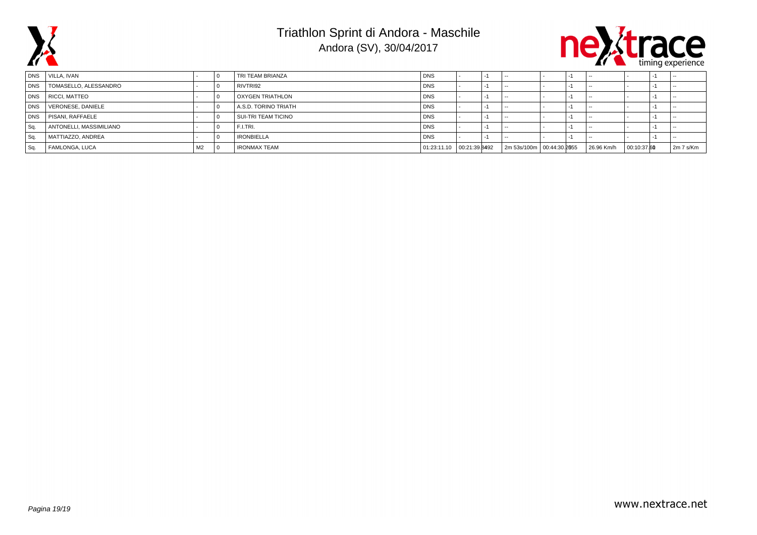# Triathlon Sprint di Andora - Maschile

Andora (SV), 30/04/2017

| | | | | | | | | | | | | | | | |
|---|---|---|---|---|---|---|---|---|---|---|---|---|---|---|---|
| DNS | VILLA, IVAN | - | 0 | TRI TEAM BRIANZA | DNS | - | -1 | -- | - | -1 | -- | - | -1 | -- |
| DNS | TOMASELLO, ALESSANDRO | - | 0 | RIVTRI92 | DNS | - | -1 | -- | - | -1 | -- | - | -1 | -- |
| DNS | RICCI, MATTEO | - | 0 | OXYGEN TRIATHLON | DNS | - | -1 | -- | - | -1 | -- | - | -1 | -- |
| DNS | VERONESE, DANIELE | - | 0 | A.S.D. TORINO TRIATH | DNS | - | -1 | -- | - | -1 | -- | - | -1 | -- |
| DNS | PISANI, RAFFAELE | - | 0 | SUI-TRI TEAM TICINO | DNS | - | -1 | -- | - | -1 | -- | - | -1 | -- |
| Sq. | ANTONELLI, MASSIMILIANO | - | 0 | F.I.TRI. | DNS | - | -1 | -- | - | -1 | -- | - | -1 | -- |
| Sq. | MATTIAZZO, ANDREA | - | 0 | IRONBIELLA | DNS | - | -1 | -- | - | -1 | -- | - | -1 | -- |
| Sq. | FAMLONGA, LUCA | M2 | 0 | IRONMAX TEAM | 01:23:11.10 | 00:21:39.34 | 92 | 2m 53s/100m | 00:44:30.20 | 55 | 26.96 Km/h | 00:10:37.60 | 1 | 2m 7 s/Km |